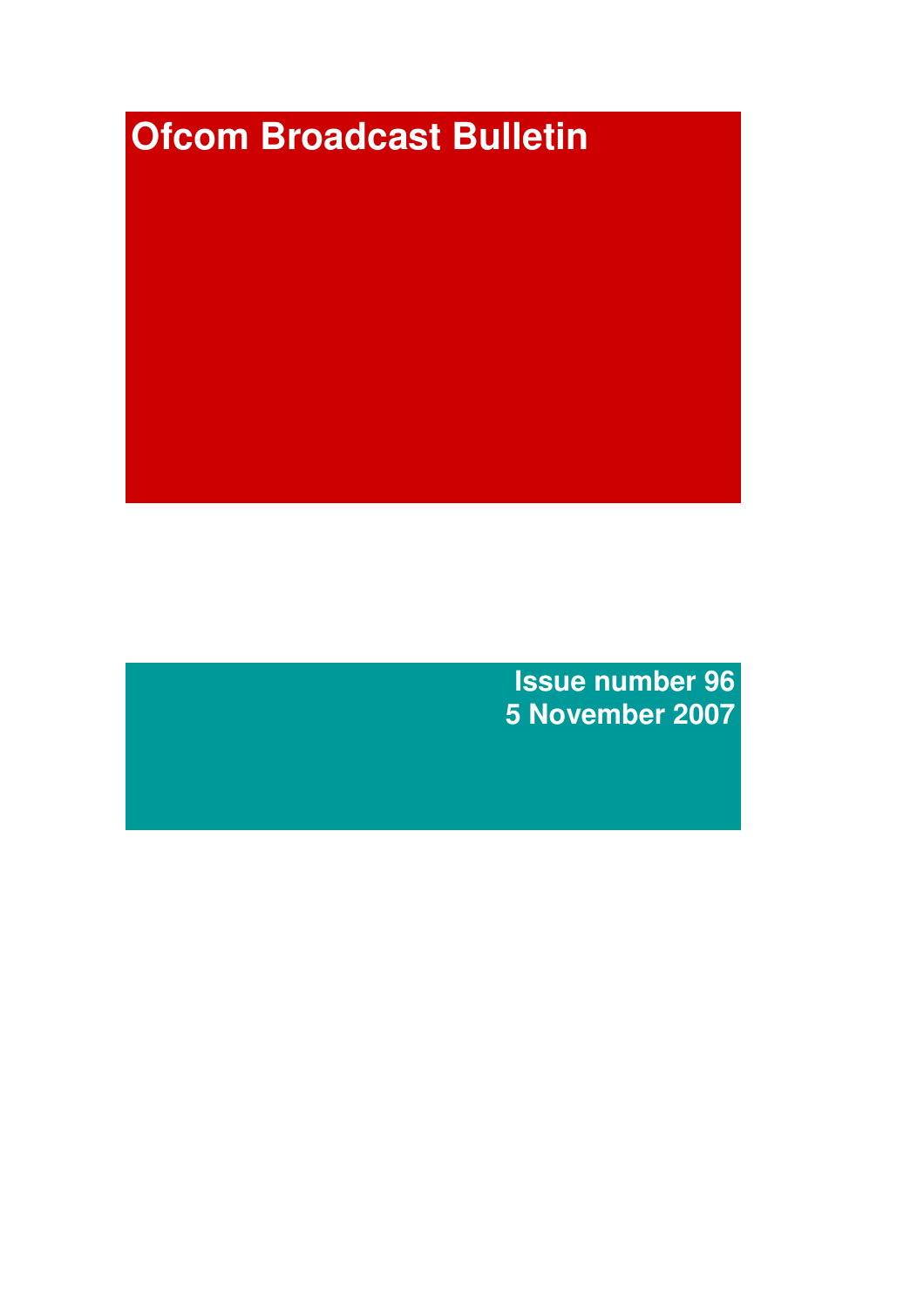# Ofcom Broadcast Bulletin

**Issue number 96**
**5 November 2007**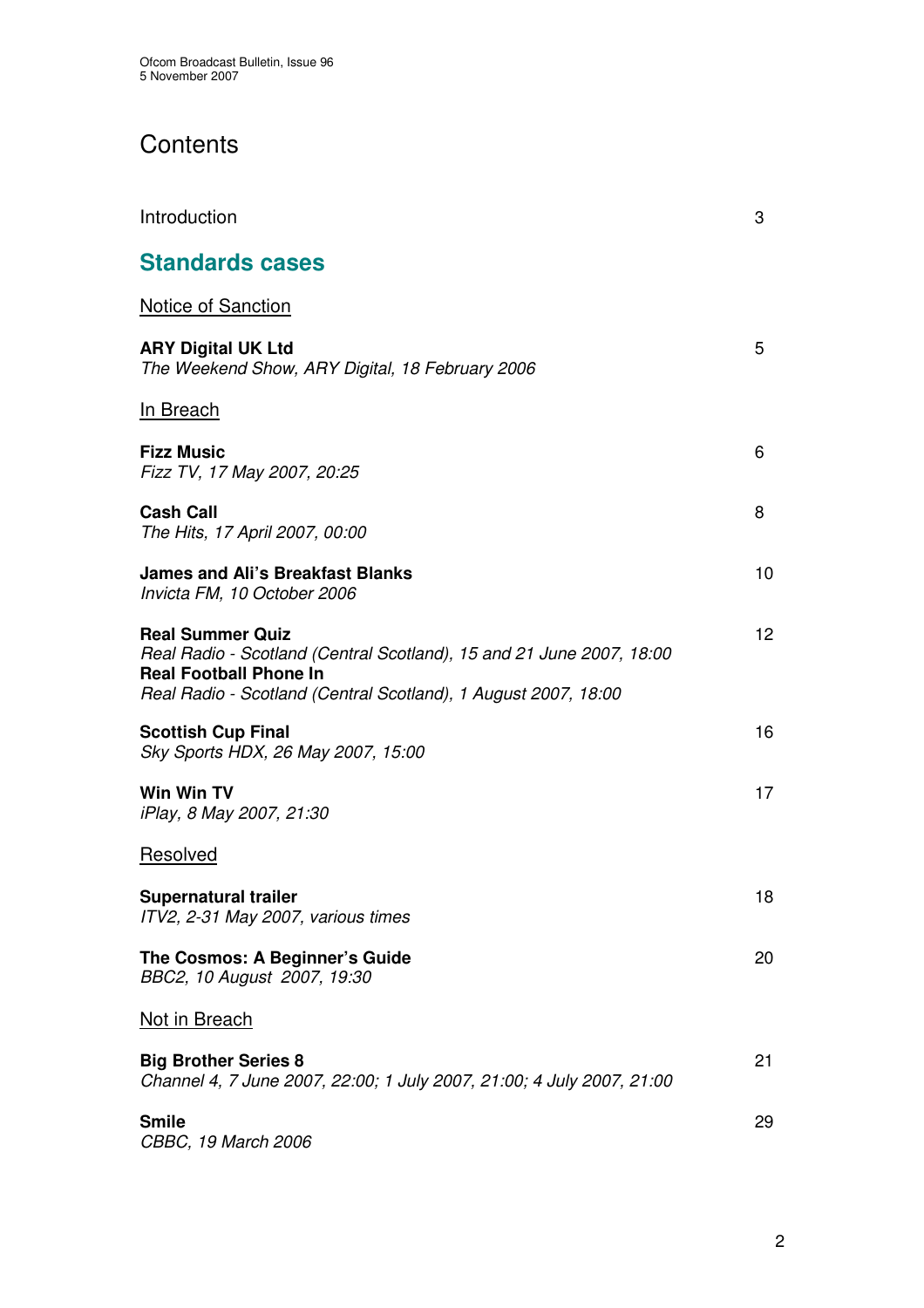# Contents

Introduction 3

## Standards cases

Notice of Sanction

**ARY Digital UK Ltd** 5
*The Weekend Show, ARY Digital, 18 February 2006*

In Breach

**Fizz Music** 6
*Fizz TV, 17 May 2007, 20:25*

**Cash Call** 8
*The Hits, 17 April 2007, 00:00*

**James and Ali's Breakfast Blanks** 10
*Invicta FM, 10 October 2006*

**Real Summer Quiz** 12
*Real Radio - Scotland (Central Scotland), 15 and 21 June 2007, 18:00*
**Real Football Phone In**
*Real Radio - Scotland (Central Scotland), 1 August 2007, 18:00*

**Scottish Cup Final** 16
*Sky Sports HDX, 26 May 2007, 15:00*

**Win Win TV** 17
*iPlay, 8 May 2007, 21:30*

Resolved

**Supernatural trailer** 18
*ITV2, 2-31 May 2007, various times*

**The Cosmos: A Beginner's Guide** 20
*BBC2, 10 August 2007, 19:30*

Not in Breach

**Big Brother Series 8** 21
*Channel 4, 7 June 2007, 22:00; 1 July 2007, 21:00; 4 July 2007, 21:00*

**Smile** 29
*CBBC, 19 March 2006*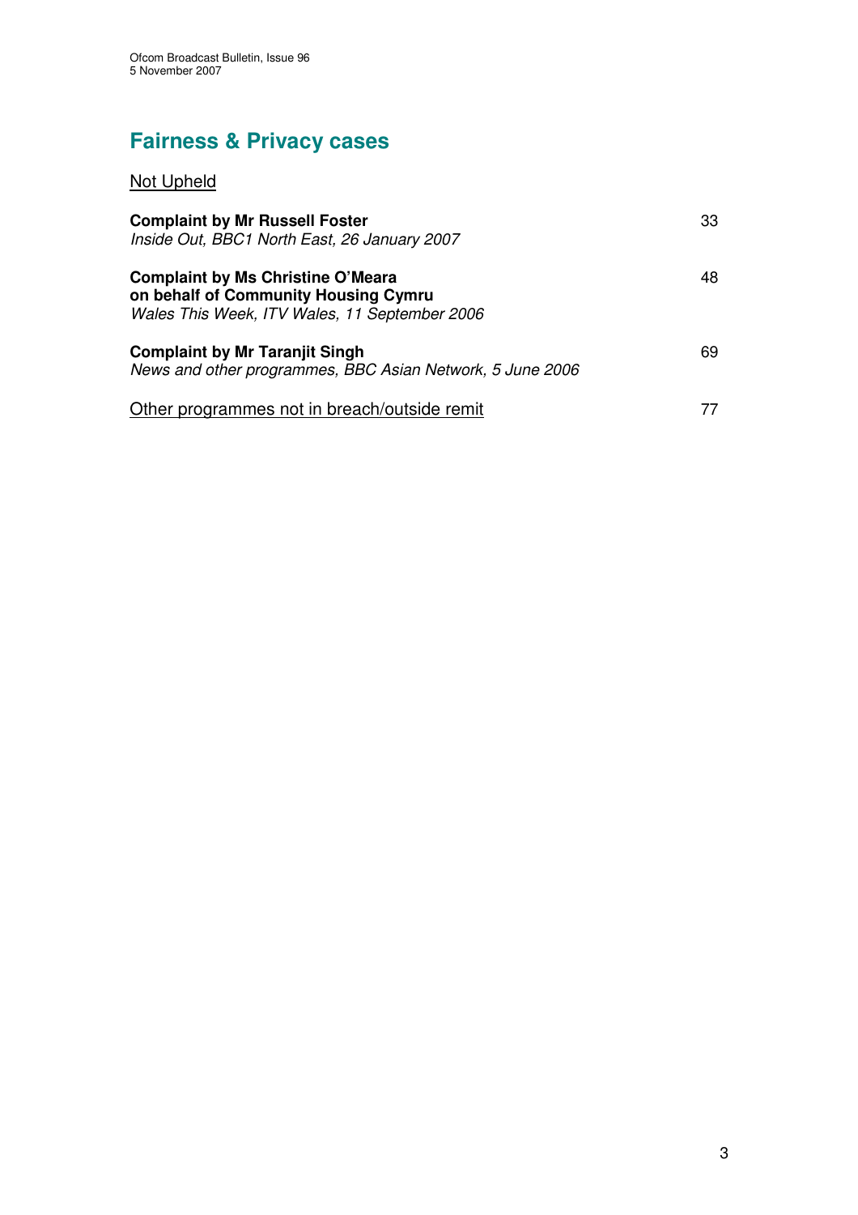## Fairness & Privacy cases

Not Upheld

**Complaint by Mr Russell Foster** 33
*Inside Out, BBC1 North East, 26 January 2007*

**Complaint by Ms Christine O'Meara on behalf of Community Housing Cymru** 48
*Wales This Week, ITV Wales, 11 September 2006*

**Complaint by Mr Taranjit Singh** 69
*News and other programmes, BBC Asian Network, 5 June 2006*

Other programmes not in breach/outside remit 77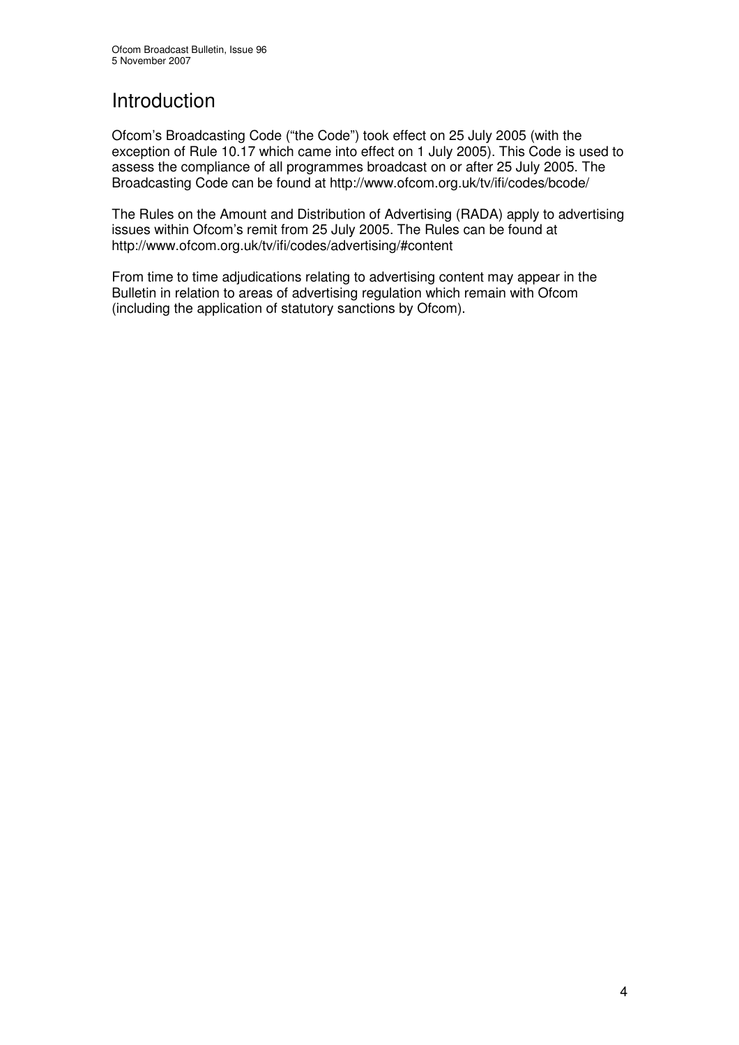# Introduction

Ofcom's Broadcasting Code ("the Code") took effect on 25 July 2005 (with the exception of Rule 10.17 which came into effect on 1 July 2005). This Code is used to assess the compliance of all programmes broadcast on or after 25 July 2005. The Broadcasting Code can be found at http://www.ofcom.org.uk/tv/ifi/codes/bcode/

The Rules on the Amount and Distribution of Advertising (RADA) apply to advertising issues within Ofcom's remit from 25 July 2005. The Rules can be found at http://www.ofcom.org.uk/tv/ifi/codes/advertising/#content

From time to time adjudications relating to advertising content may appear in the Bulletin in relation to areas of advertising regulation which remain with Ofcom (including the application of statutory sanctions by Ofcom).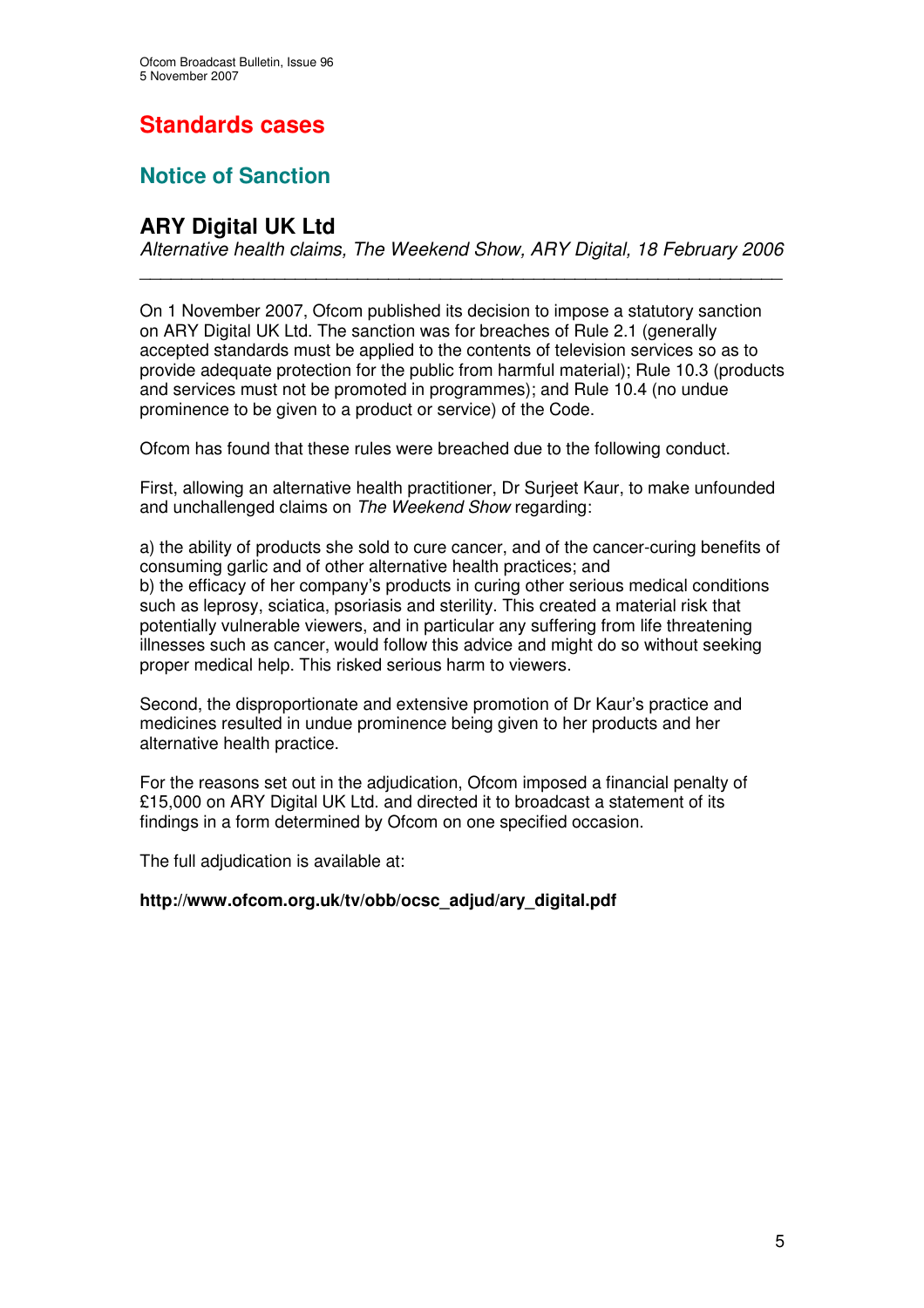# Standards cases

## Notice of Sanction

### ARY Digital UK Ltd

*Alternative health claims, The Weekend Show, ARY Digital, 18 February 2006*

---

On 1 November 2007, Ofcom published its decision to impose a statutory sanction on ARY Digital UK Ltd. The sanction was for breaches of Rule 2.1 (generally accepted standards must be applied to the contents of television services so as to provide adequate protection for the public from harmful material); Rule 10.3 (products and services must not be promoted in programmes); and Rule 10.4 (no undue prominence to be given to a product or service) of the Code.

Ofcom has found that these rules were breached due to the following conduct.

First, allowing an alternative health practitioner, Dr Surjeet Kaur, to make unfounded and unchallenged claims on *The Weekend Show* regarding:

a) the ability of products she sold to cure cancer, and of the cancer-curing benefits of consuming garlic and of other alternative health practices; and
b) the efficacy of her company's products in curing other serious medical conditions such as leprosy, sciatica, psoriasis and sterility. This created a material risk that potentially vulnerable viewers, and in particular any suffering from life threatening illnesses such as cancer, would follow this advice and might do so without seeking proper medical help. This risked serious harm to viewers.

Second, the disproportionate and extensive promotion of Dr Kaur's practice and medicines resulted in undue prominence being given to her products and her alternative health practice.

For the reasons set out in the adjudication, Ofcom imposed a financial penalty of £15,000 on ARY Digital UK Ltd. and directed it to broadcast a statement of its findings in a form determined by Ofcom on one specified occasion.

The full adjudication is available at:

**http://www.ofcom.org.uk/tv/obb/ocsc_adjud/ary_digital.pdf**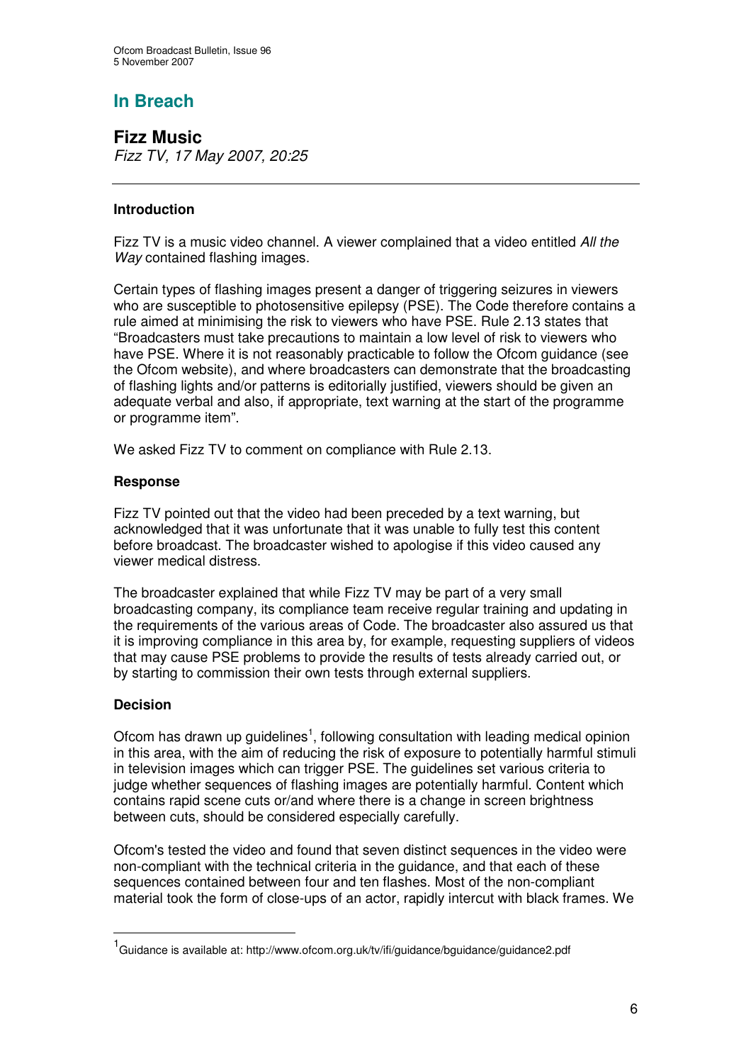## In Breach

### Fizz Music

*Fizz TV, 17 May 2007, 20:25*

---

**Introduction**

Fizz TV is a music video channel. A viewer complained that a video entitled *All the Way* contained flashing images.

Certain types of flashing images present a danger of triggering seizures in viewers who are susceptible to photosensitive epilepsy (PSE). The Code therefore contains a rule aimed at minimising the risk to viewers who have PSE. Rule 2.13 states that "Broadcasters must take precautions to maintain a low level of risk to viewers who have PSE. Where it is not reasonably practicable to follow the Ofcom guidance (see the Ofcom website), and where broadcasters can demonstrate that the broadcasting of flashing lights and/or patterns is editorially justified, viewers should be given an adequate verbal and also, if appropriate, text warning at the start of the programme or programme item".

We asked Fizz TV to comment on compliance with Rule 2.13.

**Response**

Fizz TV pointed out that the video had been preceded by a text warning, but acknowledged that it was unfortunate that it was unable to fully test this content before broadcast. The broadcaster wished to apologise if this video caused any viewer medical distress.

The broadcaster explained that while Fizz TV may be part of a very small broadcasting company, its compliance team receive regular training and updating in the requirements of the various areas of Code. The broadcaster also assured us that it is improving compliance in this area by, for example, requesting suppliers of videos that may cause PSE problems to provide the results of tests already carried out, or by starting to commission their own tests through external suppliers.

**Decision**

Ofcom has drawn up guidelines[1], following consultation with leading medical opinion in this area, with the aim of reducing the risk of exposure to potentially harmful stimuli in television images which can trigger PSE. The guidelines set various criteria to judge whether sequences of flashing images are potentially harmful. Content which contains rapid scene cuts or/and where there is a change in screen brightness between cuts, should be considered especially carefully.

Ofcom's tested the video and found that seven distinct sequences in the video were non-compliant with the technical criteria in the guidance, and that each of these sequences contained between four and ten flashes. Most of the non-compliant material took the form of close-ups of an actor, rapidly intercut with black frames. We

[1] Guidance is available at: http://www.ofcom.org.uk/tv/ifi/guidance/bguidance/guidance2.pdf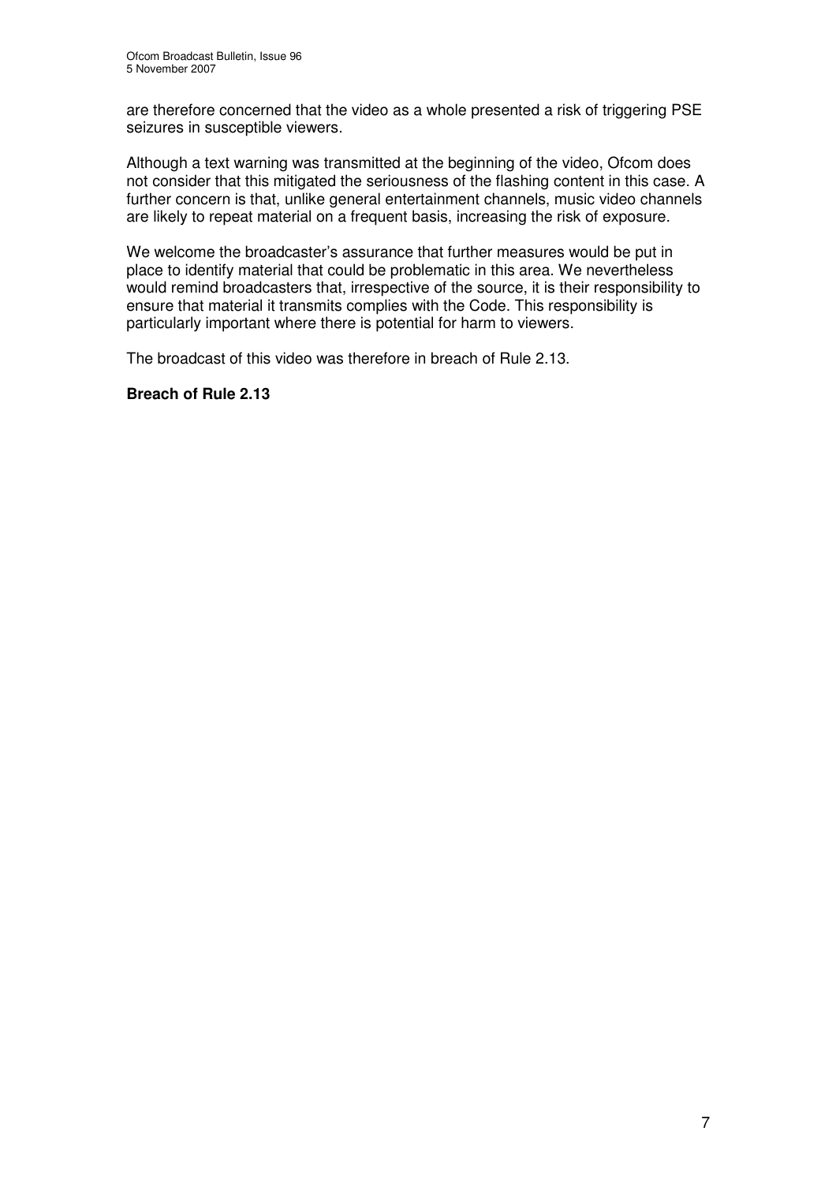are therefore concerned that the video as a whole presented a risk of triggering PSE seizures in susceptible viewers.

Although a text warning was transmitted at the beginning of the video, Ofcom does not consider that this mitigated the seriousness of the flashing content in this case. A further concern is that, unlike general entertainment channels, music video channels are likely to repeat material on a frequent basis, increasing the risk of exposure.

We welcome the broadcaster's assurance that further measures would be put in place to identify material that could be problematic in this area. We nevertheless would remind broadcasters that, irrespective of the source, it is their responsibility to ensure that material it transmits complies with the Code. This responsibility is particularly important where there is potential for harm to viewers.

The broadcast of this video was therefore in breach of Rule 2.13.

**Breach of Rule 2.13**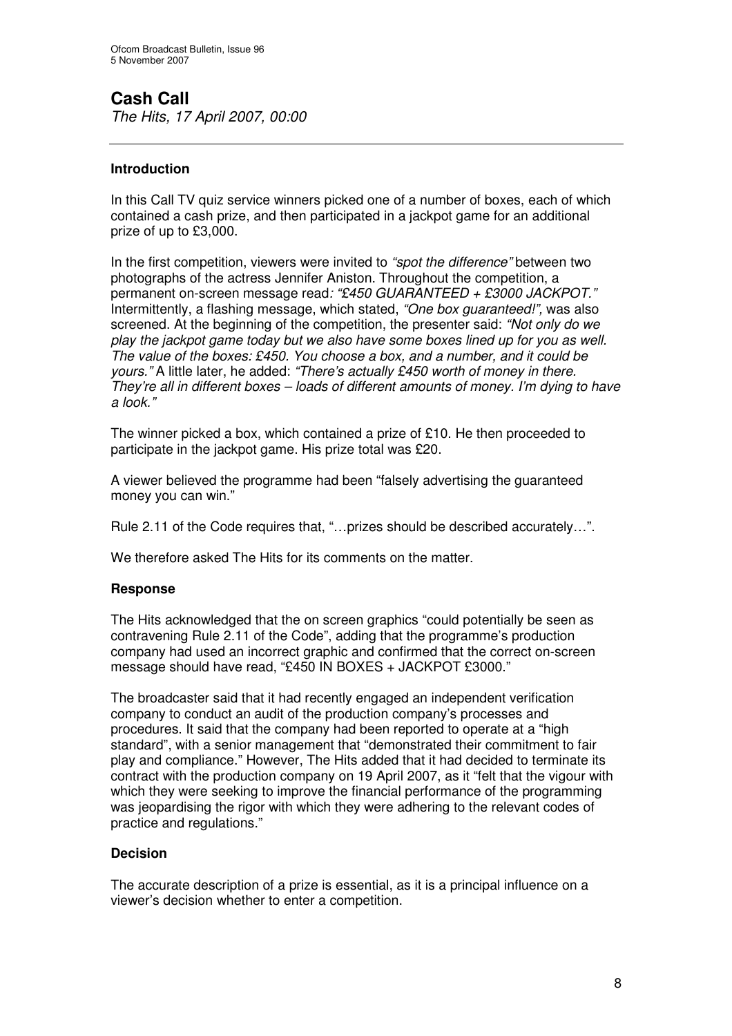# Cash Call

*The Hits, 17 April 2007, 00:00*

---

### Introduction

In this Call TV quiz service winners picked one of a number of boxes, each of which contained a cash prize, and then participated in a jackpot game for an additional prize of up to £3,000.

In the first competition, viewers were invited to *"spot the difference"* between two photographs of the actress Jennifer Aniston. Throughout the competition, a permanent on-screen message read*: "£450 GUARANTEED + £3000 JACKPOT."* Intermittently, a flashing message, which stated, *"One box guaranteed!",* was also screened. At the beginning of the competition, the presenter said: *"Not only do we play the jackpot game today but we also have some boxes lined up for you as well. The value of the boxes: £450. You choose a box, and a number, and it could be yours."* A little later, he added: *"There's actually £450 worth of money in there. They're all in different boxes – loads of different amounts of money. I'm dying to have a look."*

The winner picked a box, which contained a prize of £10. He then proceeded to participate in the jackpot game. His prize total was £20.

A viewer believed the programme had been "falsely advertising the guaranteed money you can win."

Rule 2.11 of the Code requires that, "…prizes should be described accurately…".

We therefore asked The Hits for its comments on the matter.

### Response

The Hits acknowledged that the on screen graphics "could potentially be seen as contravening Rule 2.11 of the Code", adding that the programme's production company had used an incorrect graphic and confirmed that the correct on-screen message should have read, "£450 IN BOXES + JACKPOT £3000."

The broadcaster said that it had recently engaged an independent verification company to conduct an audit of the production company's processes and procedures. It said that the company had been reported to operate at a "high standard", with a senior management that "demonstrated their commitment to fair play and compliance." However, The Hits added that it had decided to terminate its contract with the production company on 19 April 2007, as it "felt that the vigour with which they were seeking to improve the financial performance of the programming was jeopardising the rigor with which they were adhering to the relevant codes of practice and regulations."

### Decision

The accurate description of a prize is essential, as it is a principal influence on a viewer's decision whether to enter a competition.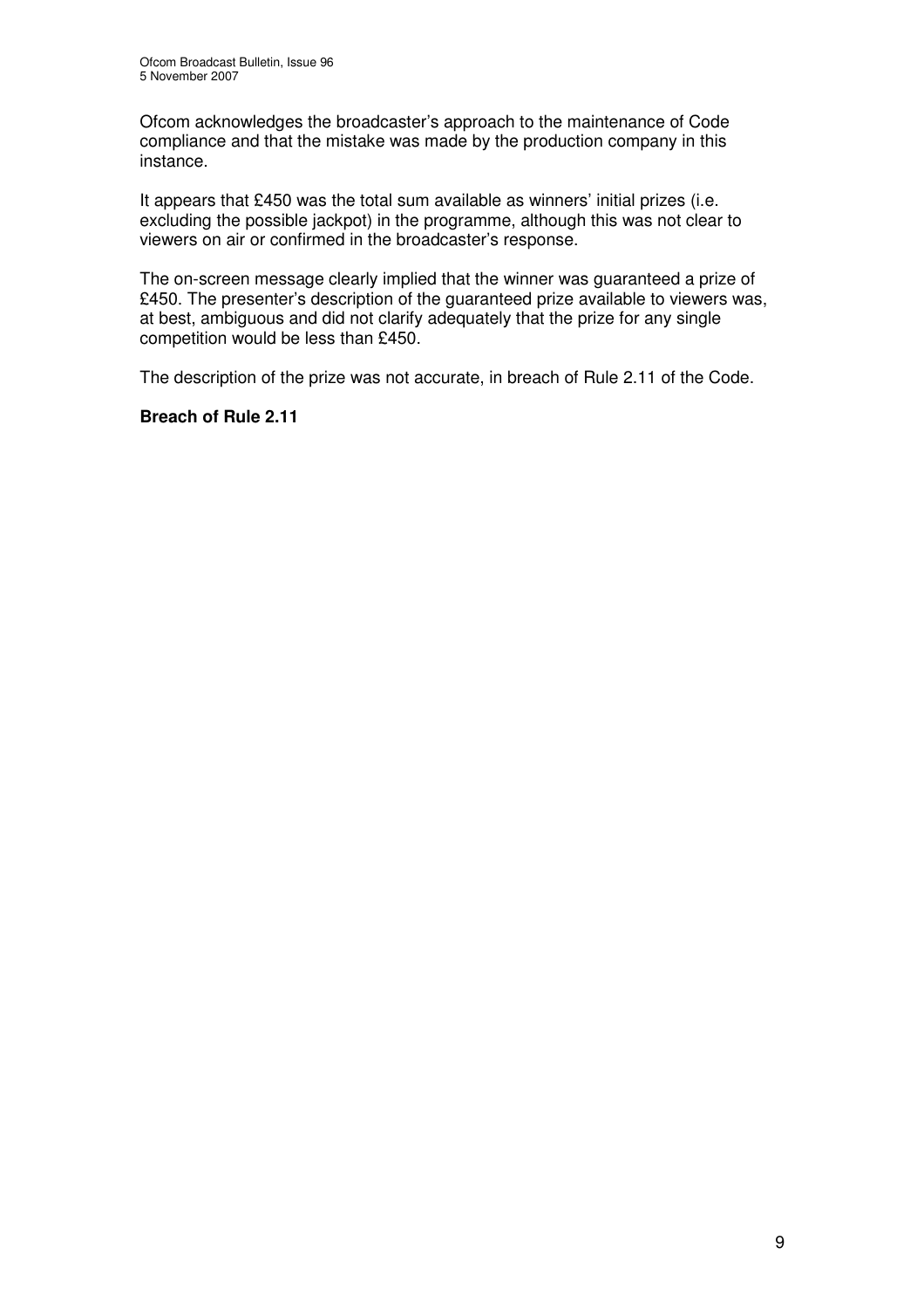Ofcom acknowledges the broadcaster's approach to the maintenance of Code compliance and that the mistake was made by the production company in this instance.

It appears that £450 was the total sum available as winners' initial prizes (i.e. excluding the possible jackpot) in the programme, although this was not clear to viewers on air or confirmed in the broadcaster's response.

The on-screen message clearly implied that the winner was guaranteed a prize of £450. The presenter's description of the guaranteed prize available to viewers was, at best, ambiguous and did not clarify adequately that the prize for any single competition would be less than £450.

The description of the prize was not accurate, in breach of Rule 2.11 of the Code.

**Breach of Rule 2.11**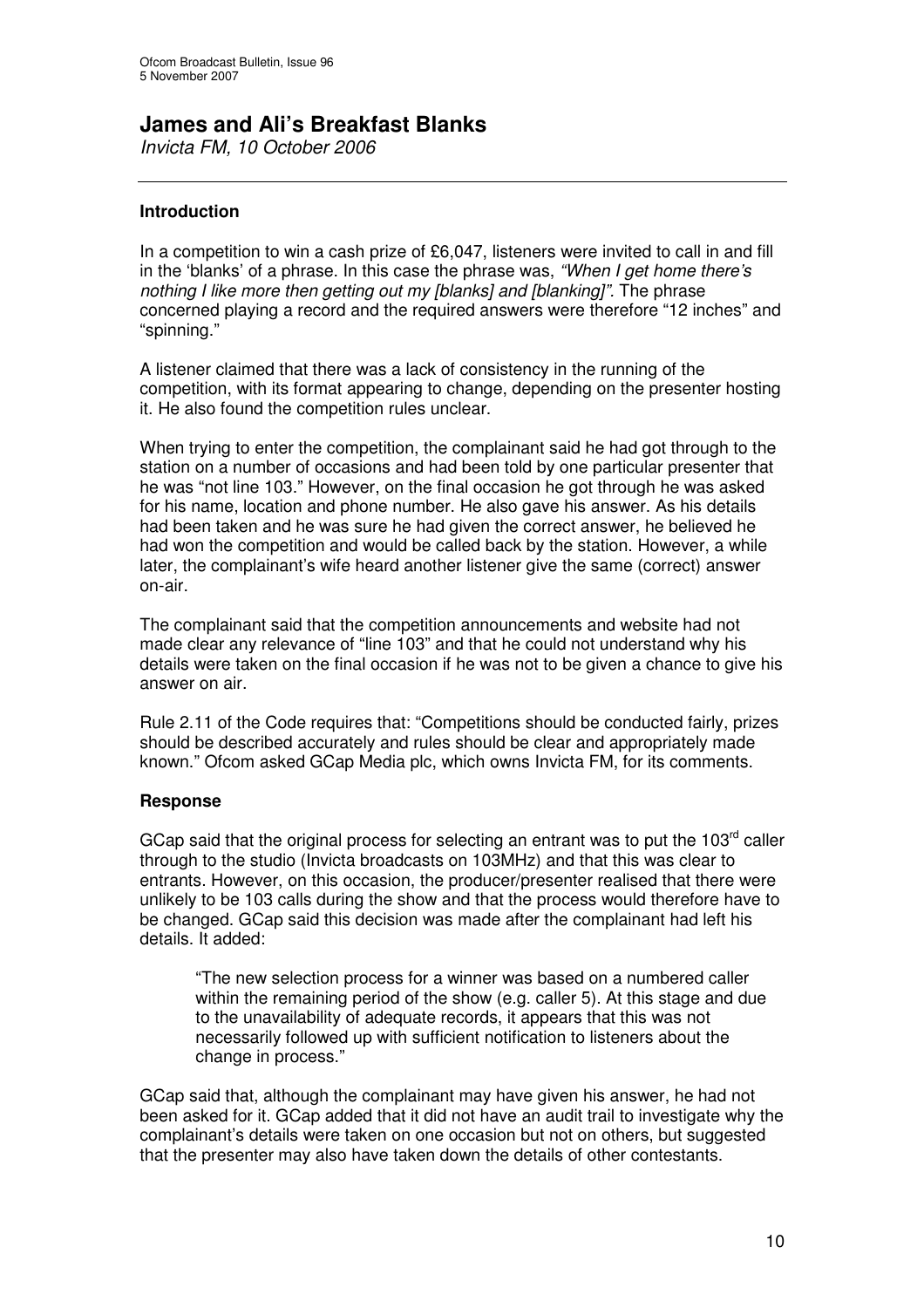# James and Ali's Breakfast Blanks

*Invicta FM, 10 October 2006*

---

### Introduction

In a competition to win a cash prize of £6,047, listeners were invited to call in and fill in the 'blanks' of a phrase. In this case the phrase was, *"When I get home there's nothing I like more then getting out my [blanks] and [blanking]".* The phrase concerned playing a record and the required answers were therefore "12 inches" and "spinning."

A listener claimed that there was a lack of consistency in the running of the competition, with its format appearing to change, depending on the presenter hosting it. He also found the competition rules unclear.

When trying to enter the competition, the complainant said he had got through to the station on a number of occasions and had been told by one particular presenter that he was "not line 103." However, on the final occasion he got through he was asked for his name, location and phone number. He also gave his answer. As his details had been taken and he was sure he had given the correct answer, he believed he had won the competition and would be called back by the station. However, a while later, the complainant's wife heard another listener give the same (correct) answer on-air.

The complainant said that the competition announcements and website had not made clear any relevance of "line 103" and that he could not understand why his details were taken on the final occasion if he was not to be given a chance to give his answer on air.

Rule 2.11 of the Code requires that: "Competitions should be conducted fairly, prizes should be described accurately and rules should be clear and appropriately made known." Ofcom asked GCap Media plc, which owns Invicta FM, for its comments.

### Response

GCap said that the original process for selecting an entrant was to put the 103rd caller through to the studio (Invicta broadcasts on 103MHz) and that this was clear to entrants. However, on this occasion, the producer/presenter realised that there were unlikely to be 103 calls during the show and that the process would therefore have to be changed. GCap said this decision was made after the complainant had left his details. It added:

> "The new selection process for a winner was based on a numbered caller within the remaining period of the show (e.g. caller 5). At this stage and due to the unavailability of adequate records, it appears that this was not necessarily followed up with sufficient notification to listeners about the change in process."

GCap said that, although the complainant may have given his answer, he had not been asked for it. GCap added that it did not have an audit trail to investigate why the complainant's details were taken on one occasion but not on others, but suggested that the presenter may also have taken down the details of other contestants.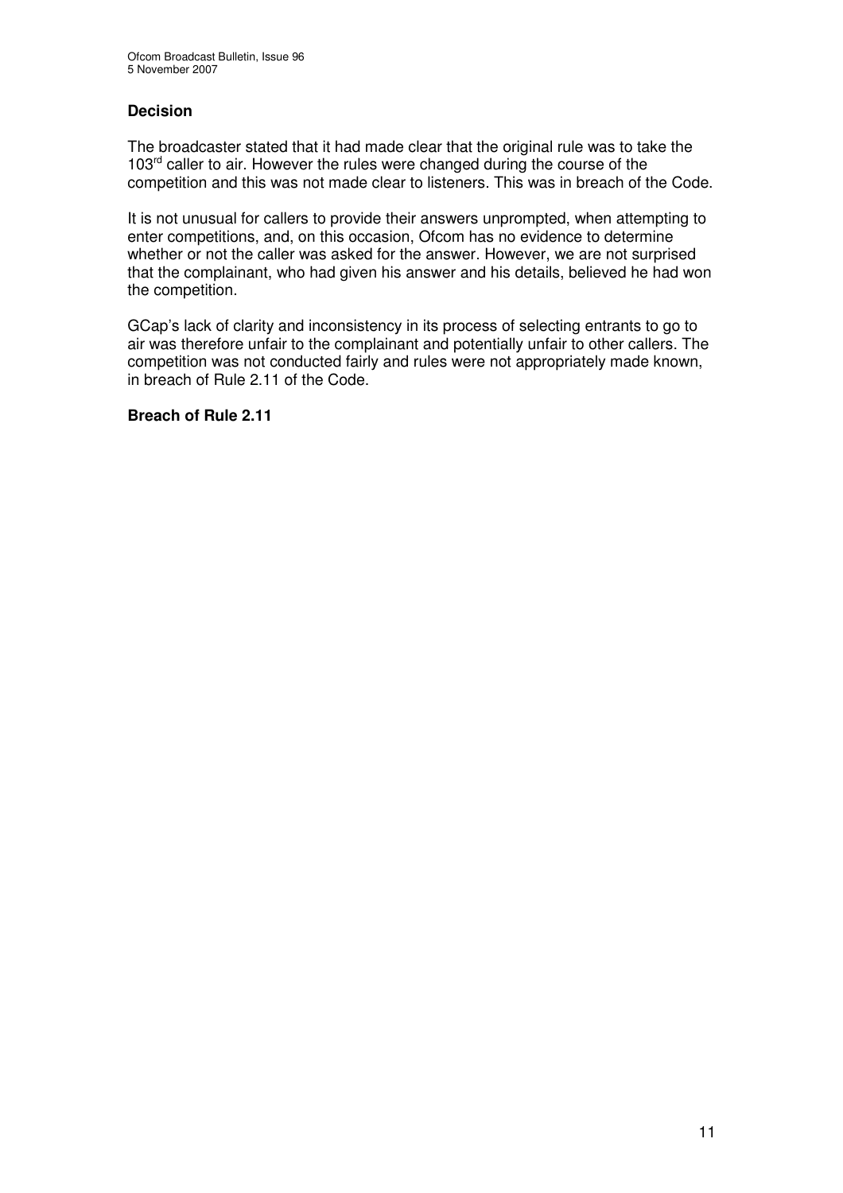### Decision

The broadcaster stated that it had made clear that the original rule was to take the 103rd caller to air. However the rules were changed during the course of the competition and this was not made clear to listeners. This was in breach of the Code.

It is not unusual for callers to provide their answers unprompted, when attempting to enter competitions, and, on this occasion, Ofcom has no evidence to determine whether or not the caller was asked for the answer. However, we are not surprised that the complainant, who had given his answer and his details, believed he had won the competition.

GCap's lack of clarity and inconsistency in its process of selecting entrants to go to air was therefore unfair to the complainant and potentially unfair to other callers. The competition was not conducted fairly and rules were not appropriately made known, in breach of Rule 2.11 of the Code.

**Breach of Rule 2.11**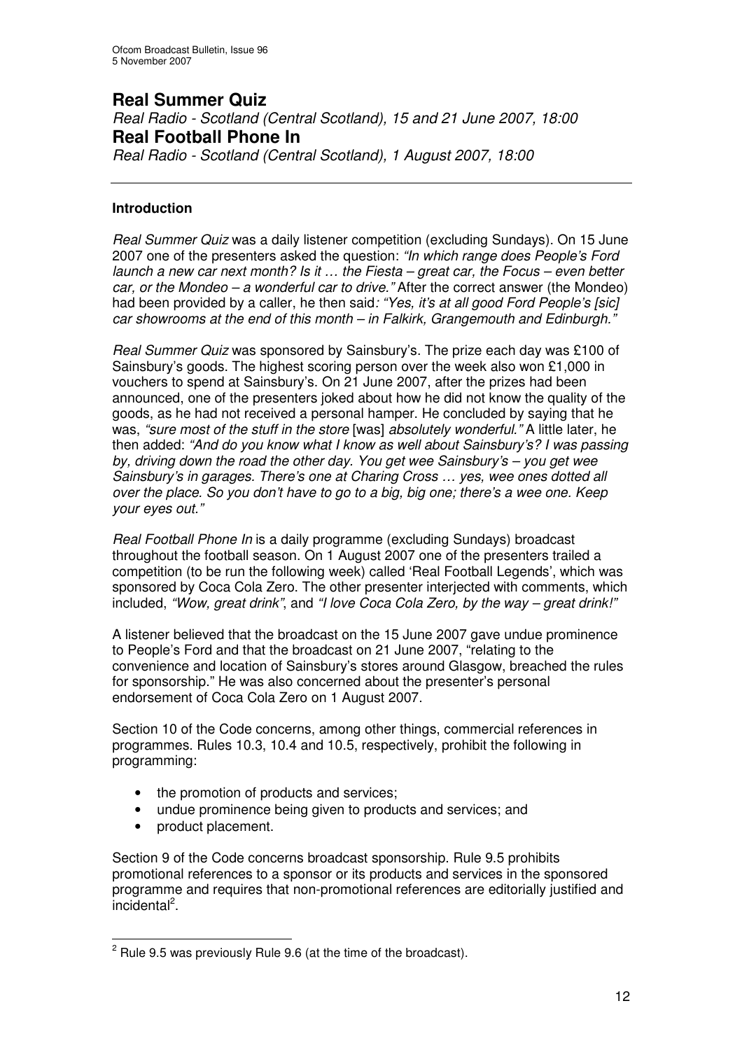# Real Summer Quiz

*Real Radio - Scotland (Central Scotland), 15 and 21 June 2007, 18:00*

# Real Football Phone In

*Real Radio - Scotland (Central Scotland), 1 August 2007, 18:00*

---

## Introduction

*Real Summer Quiz* was a daily listener competition (excluding Sundays). On 15 June 2007 one of the presenters asked the question: *"In which range does People's Ford launch a new car next month? Is it … the Fiesta – great car, the Focus – even better car, or the Mondeo – a wonderful car to drive."* After the correct answer (the Mondeo) had been provided by a caller, he then said*: "Yes, it's at all good Ford People's [sic] car showrooms at the end of this month – in Falkirk, Grangemouth and Edinburgh."*

*Real Summer Quiz* was sponsored by Sainsbury's. The prize each day was £100 of Sainsbury's goods. The highest scoring person over the week also won £1,000 in vouchers to spend at Sainsbury's. On 21 June 2007, after the prizes had been announced, one of the presenters joked about how he did not know the quality of the goods, as he had not received a personal hamper. He concluded by saying that he was, *"sure most of the stuff in the store* [was] *absolutely wonderful."* A little later, he then added: *"And do you know what I know as well about Sainsbury's? I was passing by, driving down the road the other day. You get wee Sainsbury's – you get wee Sainsbury's in garages. There's one at Charing Cross … yes, wee ones dotted all over the place. So you don't have to go to a big, big one; there's a wee one. Keep your eyes out."*

*Real Football Phone In* is a daily programme (excluding Sundays) broadcast throughout the football season. On 1 August 2007 one of the presenters trailed a competition (to be run the following week) called 'Real Football Legends', which was sponsored by Coca Cola Zero. The other presenter interjected with comments, which included, *"Wow, great drink"*, and *"I love Coca Cola Zero, by the way – great drink!"*

A listener believed that the broadcast on the 15 June 2007 gave undue prominence to People's Ford and that the broadcast on 21 June 2007, "relating to the convenience and location of Sainsbury's stores around Glasgow, breached the rules for sponsorship." He was also concerned about the presenter's personal endorsement of Coca Cola Zero on 1 August 2007.

Section 10 of the Code concerns, among other things, commercial references in programmes. Rules 10.3, 10.4 and 10.5, respectively, prohibit the following in programming:

- the promotion of products and services;
- undue prominence being given to products and services; and
- product placement.

Section 9 of the Code concerns broadcast sponsorship. Rule 9.5 prohibits promotional references to a sponsor or its products and services in the sponsored programme and requires that non-promotional references are editorially justified and incidental[2].

---

[2] Rule 9.5 was previously Rule 9.6 (at the time of the broadcast).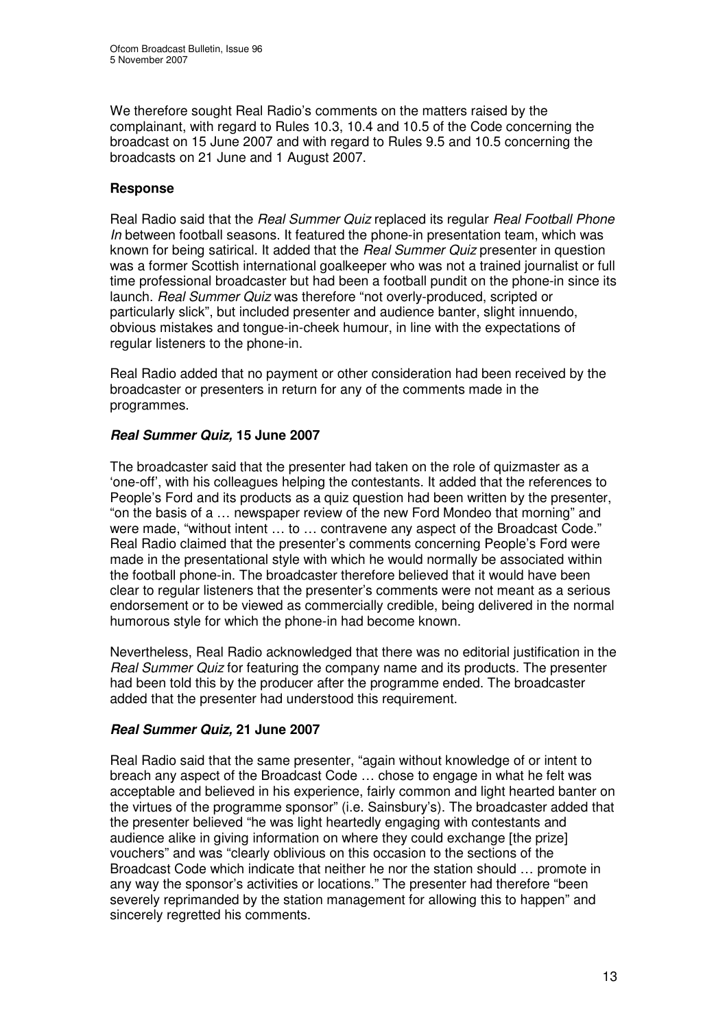We therefore sought Real Radio's comments on the matters raised by the complainant, with regard to Rules 10.3, 10.4 and 10.5 of the Code concerning the broadcast on 15 June 2007 and with regard to Rules 9.5 and 10.5 concerning the broadcasts on 21 June and 1 August 2007.

**Response**

Real Radio said that the *Real Summer Quiz* replaced its regular *Real Football Phone In* between football seasons. It featured the phone-in presentation team, which was known for being satirical. It added that the *Real Summer Quiz* presenter in question was a former Scottish international goalkeeper who was not a trained journalist or full time professional broadcaster but had been a football pundit on the phone-in since its launch. *Real Summer Quiz* was therefore "not overly-produced, scripted or particularly slick", but included presenter and audience banter, slight innuendo, obvious mistakes and tongue-in-cheek humour, in line with the expectations of regular listeners to the phone-in.

Real Radio added that no payment or other consideration had been received by the broadcaster or presenters in return for any of the comments made in the programmes.

***Real Summer Quiz*, 15 June 2007**

The broadcaster said that the presenter had taken on the role of quizmaster as a 'one-off', with his colleagues helping the contestants. It added that the references to People's Ford and its products as a quiz question had been written by the presenter, "on the basis of a … newspaper review of the new Ford Mondeo that morning" and were made, "without intent … to … contravene any aspect of the Broadcast Code." Real Radio claimed that the presenter's comments concerning People's Ford were made in the presentational style with which he would normally be associated within the football phone-in. The broadcaster therefore believed that it would have been clear to regular listeners that the presenter's comments were not meant as a serious endorsement or to be viewed as commercially credible, being delivered in the normal humorous style for which the phone-in had become known.

Nevertheless, Real Radio acknowledged that there was no editorial justification in the *Real Summer Quiz* for featuring the company name and its products. The presenter had been told this by the producer after the programme ended. The broadcaster added that the presenter had understood this requirement.

***Real Summer Quiz*, 21 June 2007**

Real Radio said that the same presenter, "again without knowledge of or intent to breach any aspect of the Broadcast Code … chose to engage in what he felt was acceptable and believed in his experience, fairly common and light hearted banter on the virtues of the programme sponsor" (i.e. Sainsbury's). The broadcaster added that the presenter believed "he was light heartedly engaging with contestants and audience alike in giving information on where they could exchange [the prize] vouchers" and was "clearly oblivious on this occasion to the sections of the Broadcast Code which indicate that neither he nor the station should … promote in any way the sponsor's activities or locations." The presenter had therefore "been severely reprimanded by the station management for allowing this to happen" and sincerely regretted his comments.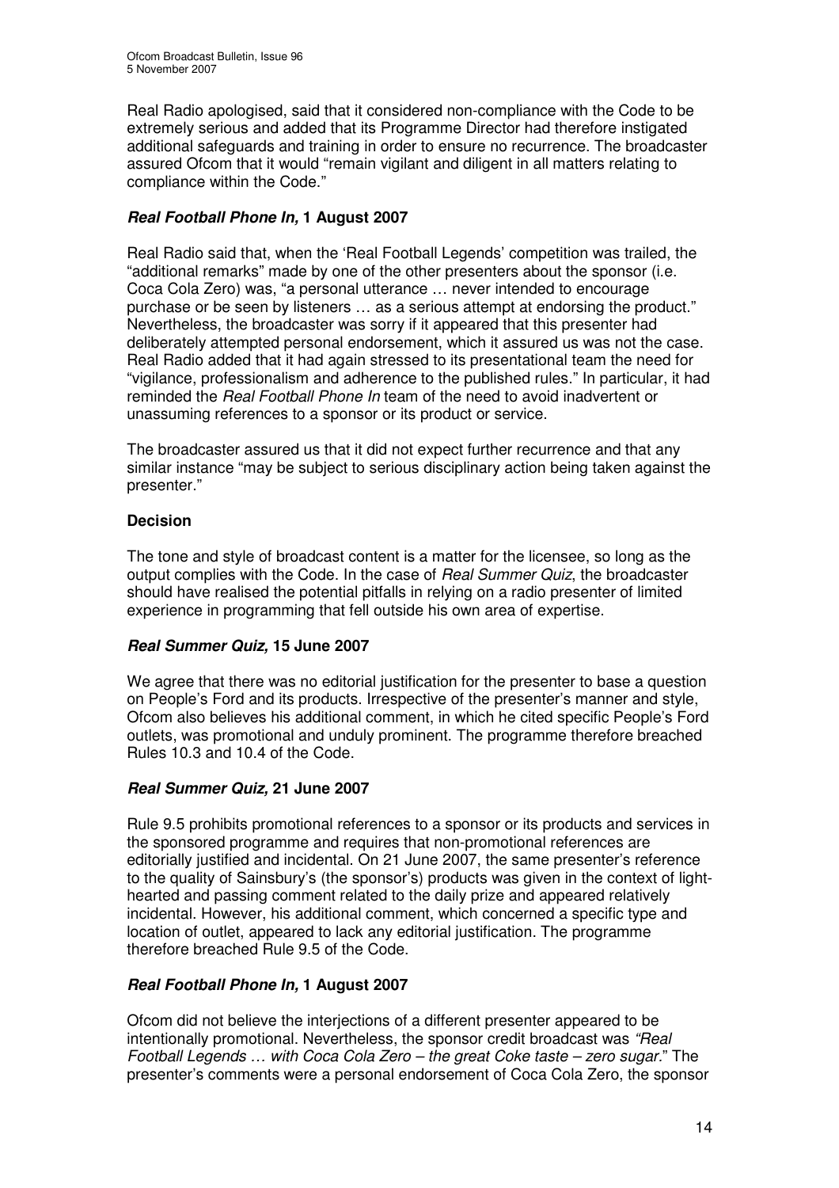Real Radio apologised, said that it considered non-compliance with the Code to be extremely serious and added that its Programme Director had therefore instigated additional safeguards and training in order to ensure no recurrence. The broadcaster assured Ofcom that it would "remain vigilant and diligent in all matters relating to compliance within the Code."

### *Real Football Phone In,* 1 August 2007

Real Radio said that, when the 'Real Football Legends' competition was trailed, the "additional remarks" made by one of the other presenters about the sponsor (i.e. Coca Cola Zero) was, "a personal utterance … never intended to encourage purchase or be seen by listeners … as a serious attempt at endorsing the product." Nevertheless, the broadcaster was sorry if it appeared that this presenter had deliberately attempted personal endorsement, which it assured us was not the case. Real Radio added that it had again stressed to its presentational team the need for "vigilance, professionalism and adherence to the published rules." In particular, it had reminded the *Real Football Phone In* team of the need to avoid inadvertent or unassuming references to a sponsor or its product or service.

The broadcaster assured us that it did not expect further recurrence and that any similar instance "may be subject to serious disciplinary action being taken against the presenter."

### Decision

The tone and style of broadcast content is a matter for the licensee, so long as the output complies with the Code. In the case of *Real Summer Quiz*, the broadcaster should have realised the potential pitfalls in relying on a radio presenter of limited experience in programming that fell outside his own area of expertise.

### *Real Summer Quiz,* 15 June 2007

We agree that there was no editorial justification for the presenter to base a question on People's Ford and its products. Irrespective of the presenter's manner and style, Ofcom also believes his additional comment, in which he cited specific People's Ford outlets, was promotional and unduly prominent. The programme therefore breached Rules 10.3 and 10.4 of the Code.

### *Real Summer Quiz,* 21 June 2007

Rule 9.5 prohibits promotional references to a sponsor or its products and services in the sponsored programme and requires that non-promotional references are editorially justified and incidental. On 21 June 2007, the same presenter's reference to the quality of Sainsbury's (the sponsor's) products was given in the context of light-hearted and passing comment related to the daily prize and appeared relatively incidental. However, his additional comment, which concerned a specific type and location of outlet, appeared to lack any editorial justification. The programme therefore breached Rule 9.5 of the Code.

### *Real Football Phone In,* 1 August 2007

Ofcom did not believe the interjections of a different presenter appeared to be intentionally promotional. Nevertheless, the sponsor credit broadcast was *"Real Football Legends … with Coca Cola Zero – the great Coke taste – zero sugar.*" The presenter's comments were a personal endorsement of Coca Cola Zero, the sponsor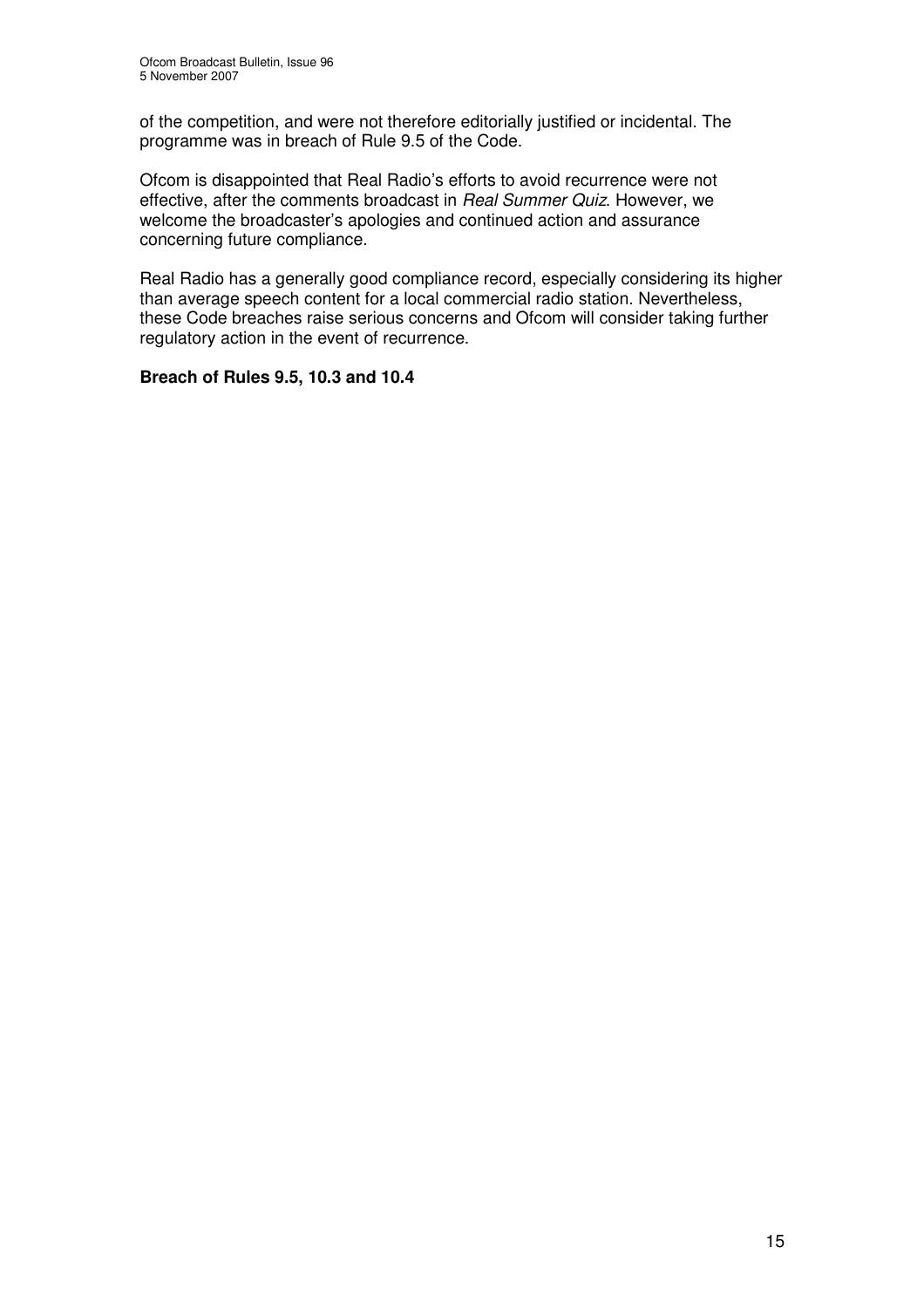of the competition, and were not therefore editorially justified or incidental. The programme was in breach of Rule 9.5 of the Code.

Ofcom is disappointed that Real Radio's efforts to avoid recurrence were not effective, after the comments broadcast in *Real Summer Quiz*. However, we welcome the broadcaster's apologies and continued action and assurance concerning future compliance.

Real Radio has a generally good compliance record, especially considering its higher than average speech content for a local commercial radio station. Nevertheless, these Code breaches raise serious concerns and Ofcom will consider taking further regulatory action in the event of recurrence.

**Breach of Rules 9.5, 10.3 and 10.4**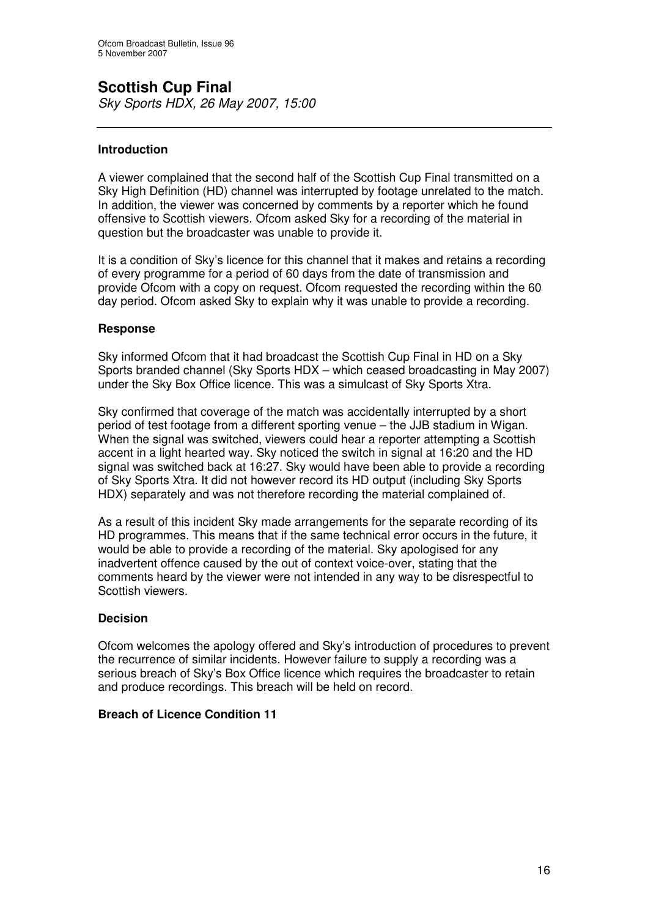# Scottish Cup Final

*Sky Sports HDX, 26 May 2007, 15:00*

---

### Introduction

A viewer complained that the second half of the Scottish Cup Final transmitted on a Sky High Definition (HD) channel was interrupted by footage unrelated to the match. In addition, the viewer was concerned by comments by a reporter which he found offensive to Scottish viewers. Ofcom asked Sky for a recording of the material in question but the broadcaster was unable to provide it.

It is a condition of Sky's licence for this channel that it makes and retains a recording of every programme for a period of 60 days from the date of transmission and provide Ofcom with a copy on request. Ofcom requested the recording within the 60 day period. Ofcom asked Sky to explain why it was unable to provide a recording.

### Response

Sky informed Ofcom that it had broadcast the Scottish Cup Final in HD on a Sky Sports branded channel (Sky Sports HDX – which ceased broadcasting in May 2007) under the Sky Box Office licence. This was a simulcast of Sky Sports Xtra.

Sky confirmed that coverage of the match was accidentally interrupted by a short period of test footage from a different sporting venue – the JJB stadium in Wigan. When the signal was switched, viewers could hear a reporter attempting a Scottish accent in a light hearted way. Sky noticed the switch in signal at 16:20 and the HD signal was switched back at 16:27. Sky would have been able to provide a recording of Sky Sports Xtra. It did not however record its HD output (including Sky Sports HDX) separately and was not therefore recording the material complained of.

As a result of this incident Sky made arrangements for the separate recording of its HD programmes. This means that if the same technical error occurs in the future, it would be able to provide a recording of the material. Sky apologised for any inadvertent offence caused by the out of context voice-over, stating that the comments heard by the viewer were not intended in any way to be disrespectful to Scottish viewers.

### Decision

Ofcom welcomes the apology offered and Sky's introduction of procedures to prevent the recurrence of similar incidents. However failure to supply a recording was a serious breach of Sky's Box Office licence which requires the broadcaster to retain and produce recordings. This breach will be held on record.

**Breach of Licence Condition 11**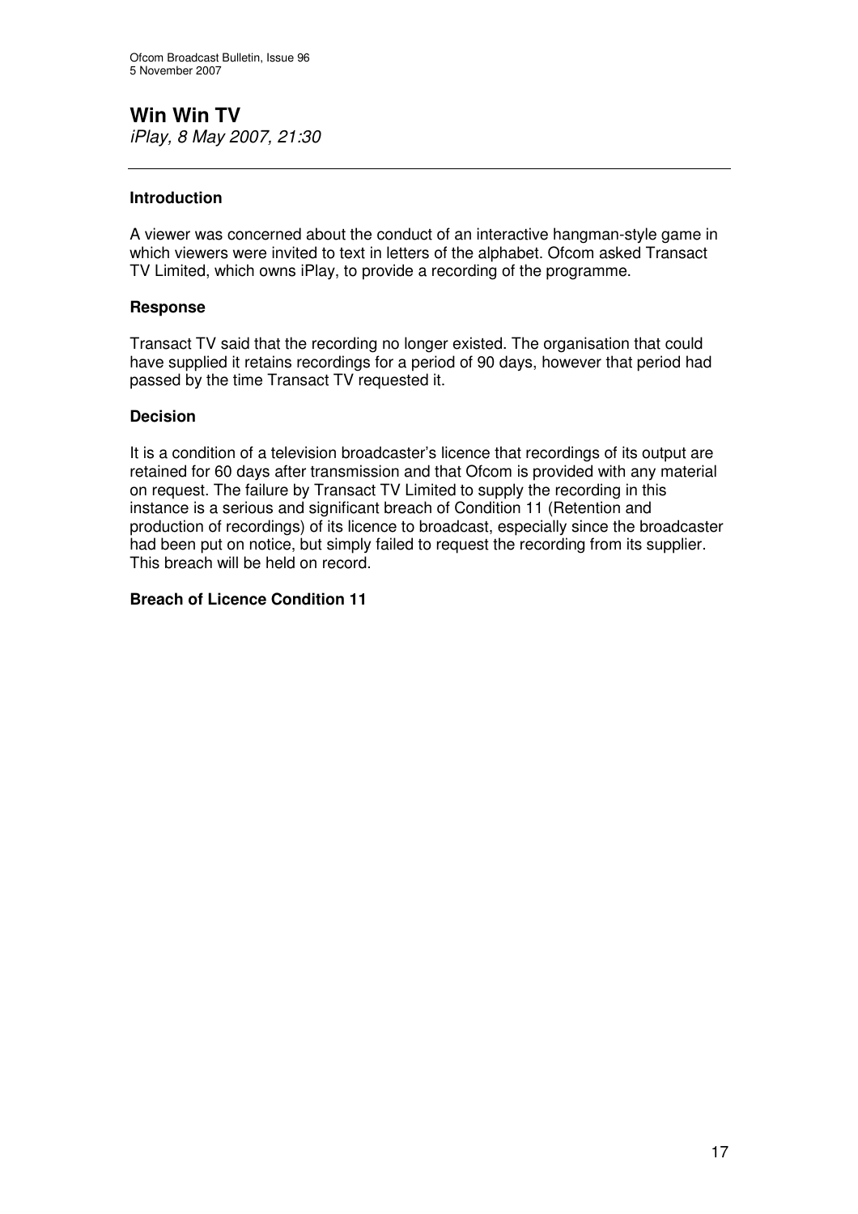## Win Win TV

*iPlay, 8 May 2007, 21:30*

---

### Introduction

A viewer was concerned about the conduct of an interactive hangman-style game in which viewers were invited to text in letters of the alphabet. Ofcom asked Transact TV Limited, which owns iPlay, to provide a recording of the programme.

### Response

Transact TV said that the recording no longer existed. The organisation that could have supplied it retains recordings for a period of 90 days, however that period had passed by the time Transact TV requested it.

### Decision

It is a condition of a television broadcaster's licence that recordings of its output are retained for 60 days after transmission and that Ofcom is provided with any material on request. The failure by Transact TV Limited to supply the recording in this instance is a serious and significant breach of Condition 11 (Retention and production of recordings) of its licence to broadcast, especially since the broadcaster had been put on notice, but simply failed to request the recording from its supplier. This breach will be held on record.

### Breach of Licence Condition 11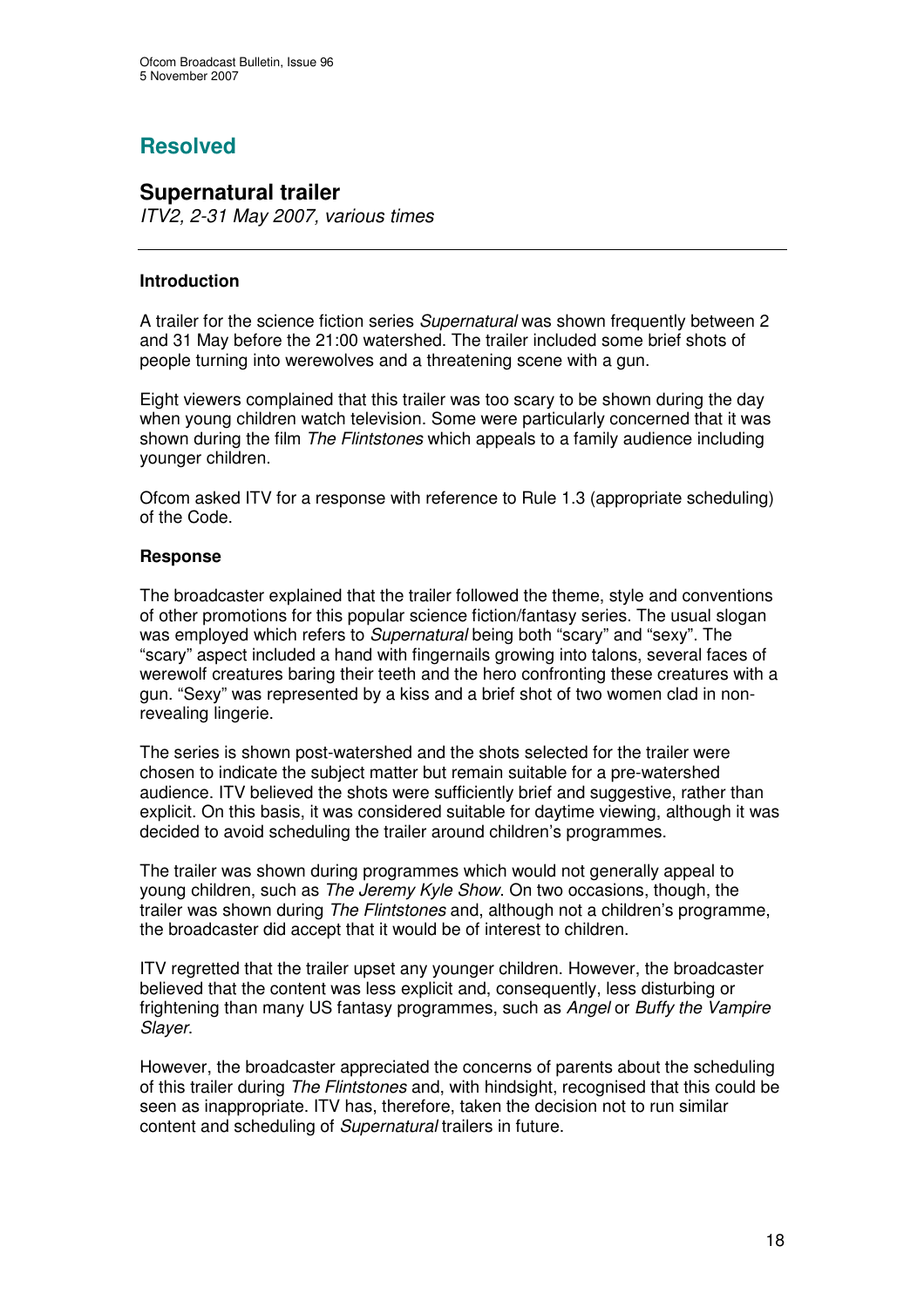## Resolved

### Supernatural trailer

*ITV2, 2-31 May 2007, various times*

---

#### Introduction

A trailer for the science fiction series *Supernatural* was shown frequently between 2 and 31 May before the 21:00 watershed. The trailer included some brief shots of people turning into werewolves and a threatening scene with a gun.

Eight viewers complained that this trailer was too scary to be shown during the day when young children watch television. Some were particularly concerned that it was shown during the film *The Flintstones* which appeals to a family audience including younger children.

Ofcom asked ITV for a response with reference to Rule 1.3 (appropriate scheduling) of the Code.

#### Response

The broadcaster explained that the trailer followed the theme, style and conventions of other promotions for this popular science fiction/fantasy series. The usual slogan was employed which refers to *Supernatural* being both "scary" and "sexy". The "scary" aspect included a hand with fingernails growing into talons, several faces of werewolf creatures baring their teeth and the hero confronting these creatures with a gun. "Sexy" was represented by a kiss and a brief shot of two women clad in non-revealing lingerie.

The series is shown post-watershed and the shots selected for the trailer were chosen to indicate the subject matter but remain suitable for a pre-watershed audience. ITV believed the shots were sufficiently brief and suggestive, rather than explicit. On this basis, it was considered suitable for daytime viewing, although it was decided to avoid scheduling the trailer around children's programmes.

The trailer was shown during programmes which would not generally appeal to young children, such as *The Jeremy Kyle Show*. On two occasions, though, the trailer was shown during *The Flintstones* and, although not a children's programme, the broadcaster did accept that it would be of interest to children.

ITV regretted that the trailer upset any younger children. However, the broadcaster believed that the content was less explicit and, consequently, less disturbing or frightening than many US fantasy programmes, such as *Angel* or *Buffy the Vampire Slayer*.

However, the broadcaster appreciated the concerns of parents about the scheduling of this trailer during *The Flintstones* and, with hindsight, recognised that this could be seen as inappropriate. ITV has, therefore, taken the decision not to run similar content and scheduling of *Supernatural* trailers in future.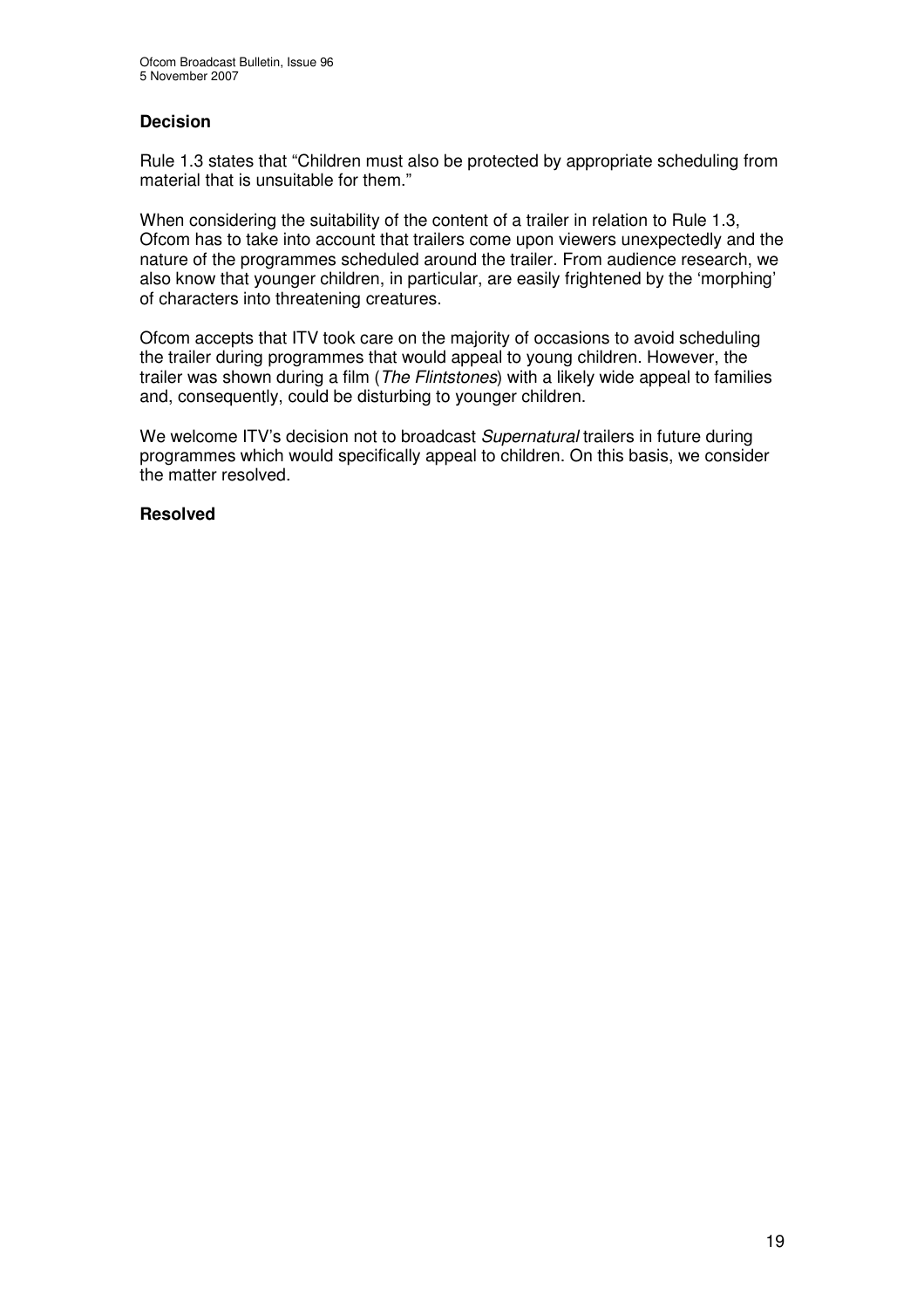## Decision

Rule 1.3 states that "Children must also be protected by appropriate scheduling from material that is unsuitable for them."

When considering the suitability of the content of a trailer in relation to Rule 1.3, Ofcom has to take into account that trailers come upon viewers unexpectedly and the nature of the programmes scheduled around the trailer. From audience research, we also know that younger children, in particular, are easily frightened by the 'morphing' of characters into threatening creatures.

Ofcom accepts that ITV took care on the majority of occasions to avoid scheduling the trailer during programmes that would appeal to young children. However, the trailer was shown during a film (*The Flintstones*) with a likely wide appeal to families and, consequently, could be disturbing to younger children.

We welcome ITV's decision not to broadcast *Supernatural* trailers in future during programmes which would specifically appeal to children. On this basis, we consider the matter resolved.

**Resolved**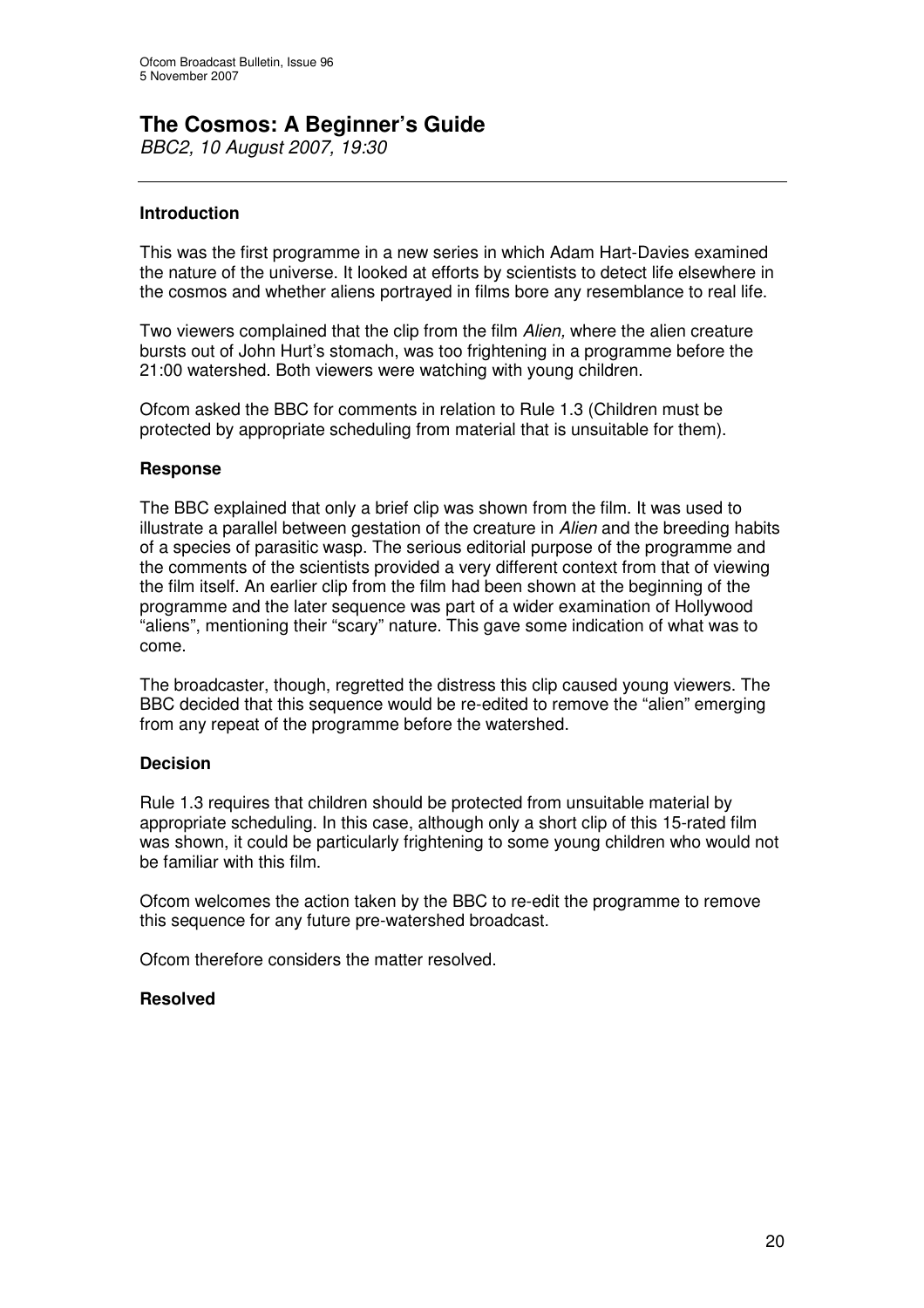## The Cosmos: A Beginner's Guide

*BBC2, 10 August 2007, 19:30*

---

### Introduction

This was the first programme in a new series in which Adam Hart-Davies examined the nature of the universe. It looked at efforts by scientists to detect life elsewhere in the cosmos and whether aliens portrayed in films bore any resemblance to real life.

Two viewers complained that the clip from the film *Alien,* where the alien creature bursts out of John Hurt's stomach, was too frightening in a programme before the 21:00 watershed. Both viewers were watching with young children.

Ofcom asked the BBC for comments in relation to Rule 1.3 (Children must be protected by appropriate scheduling from material that is unsuitable for them).

### Response

The BBC explained that only a brief clip was shown from the film. It was used to illustrate a parallel between gestation of the creature in *Alien* and the breeding habits of a species of parasitic wasp. The serious editorial purpose of the programme and the comments of the scientists provided a very different context from that of viewing the film itself. An earlier clip from the film had been shown at the beginning of the programme and the later sequence was part of a wider examination of Hollywood "aliens", mentioning their "scary" nature. This gave some indication of what was to come.

The broadcaster, though, regretted the distress this clip caused young viewers. The BBC decided that this sequence would be re-edited to remove the "alien" emerging from any repeat of the programme before the watershed.

### Decision

Rule 1.3 requires that children should be protected from unsuitable material by appropriate scheduling. In this case, although only a short clip of this 15-rated film was shown, it could be particularly frightening to some young children who would not be familiar with this film.

Ofcom welcomes the action taken by the BBC to re-edit the programme to remove this sequence for any future pre-watershed broadcast.

Ofcom therefore considers the matter resolved.

### Resolved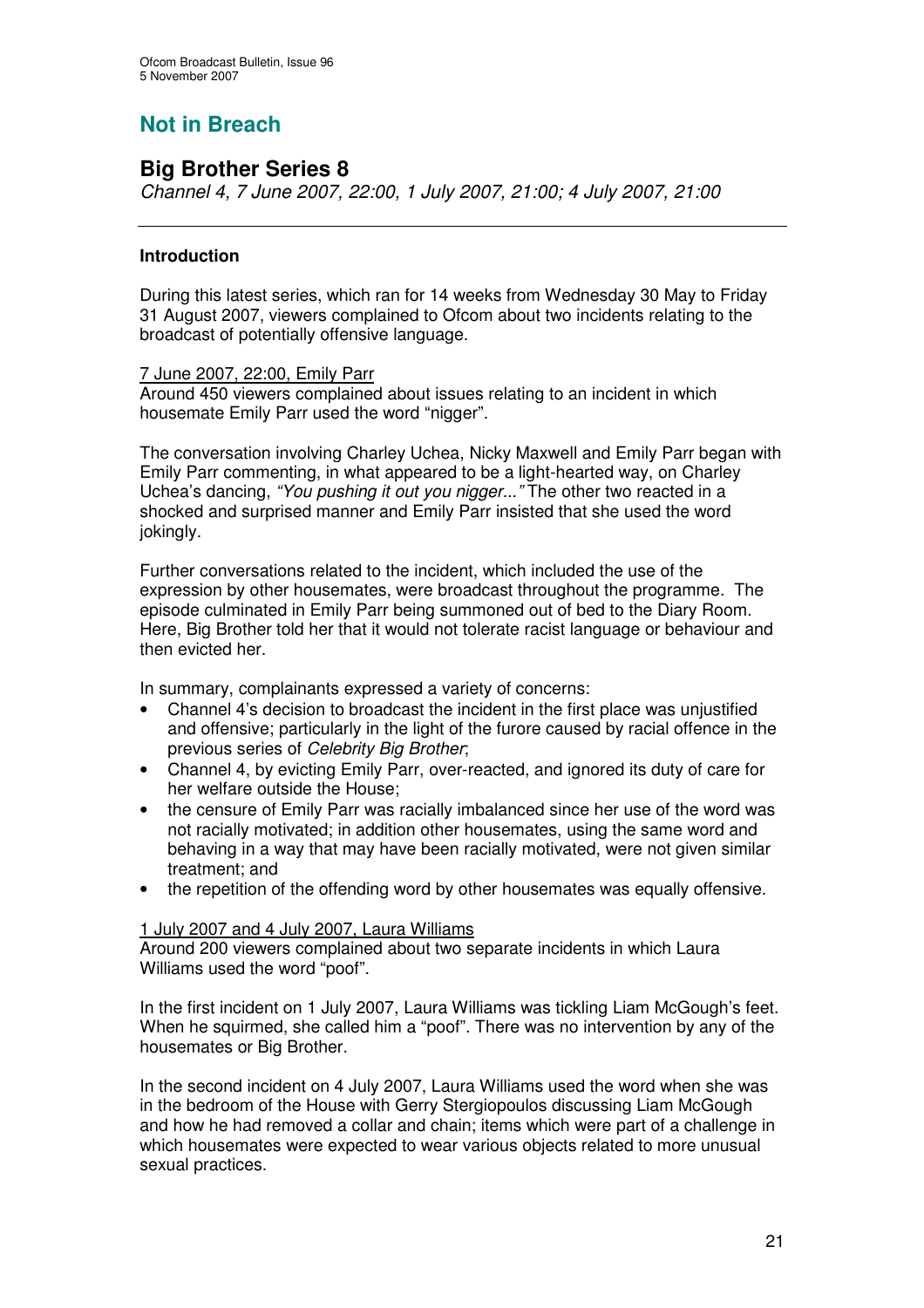## Not in Breach

## Big Brother Series 8

*Channel 4, 7 June 2007, 22:00, 1 July 2007, 21:00; 4 July 2007, 21:00*

---

**Introduction**

During this latest series, which ran for 14 weeks from Wednesday 30 May to Friday 31 August 2007, viewers complained to Ofcom about two incidents relating to the broadcast of potentially offensive language.

7 June 2007, 22:00, Emily Parr

Around 450 viewers complained about issues relating to an incident in which housemate Emily Parr used the word "nigger".

The conversation involving Charley Uchea, Nicky Maxwell and Emily Parr began with Emily Parr commenting, in what appeared to be a light-hearted way, on Charley Uchea's dancing, *"You pushing it out you nigger..."* The other two reacted in a shocked and surprised manner and Emily Parr insisted that she used the word jokingly.

Further conversations related to the incident, which included the use of the expression by other housemates, were broadcast throughout the programme. The episode culminated in Emily Parr being summoned out of bed to the Diary Room. Here, Big Brother told her that it would not tolerate racist language or behaviour and then evicted her.

In summary, complainants expressed a variety of concerns:

- Channel 4's decision to broadcast the incident in the first place was unjustified and offensive; particularly in the light of the furore caused by racial offence in the previous series of *Celebrity Big Brother*;
- Channel 4, by evicting Emily Parr, over-reacted, and ignored its duty of care for her welfare outside the House;
- the censure of Emily Parr was racially imbalanced since her use of the word was not racially motivated; in addition other housemates, using the same word and behaving in a way that may have been racially motivated, were not given similar treatment; and
- the repetition of the offending word by other housemates was equally offensive.

1 July 2007 and 4 July 2007, Laura Williams

Around 200 viewers complained about two separate incidents in which Laura Williams used the word "poof".

In the first incident on 1 July 2007, Laura Williams was tickling Liam McGough's feet. When he squirmed, she called him a "poof". There was no intervention by any of the housemates or Big Brother.

In the second incident on 4 July 2007, Laura Williams used the word when she was in the bedroom of the House with Gerry Stergiopoulos discussing Liam McGough and how he had removed a collar and chain; items which were part of a challenge in which housemates were expected to wear various objects related to more unusual sexual practices.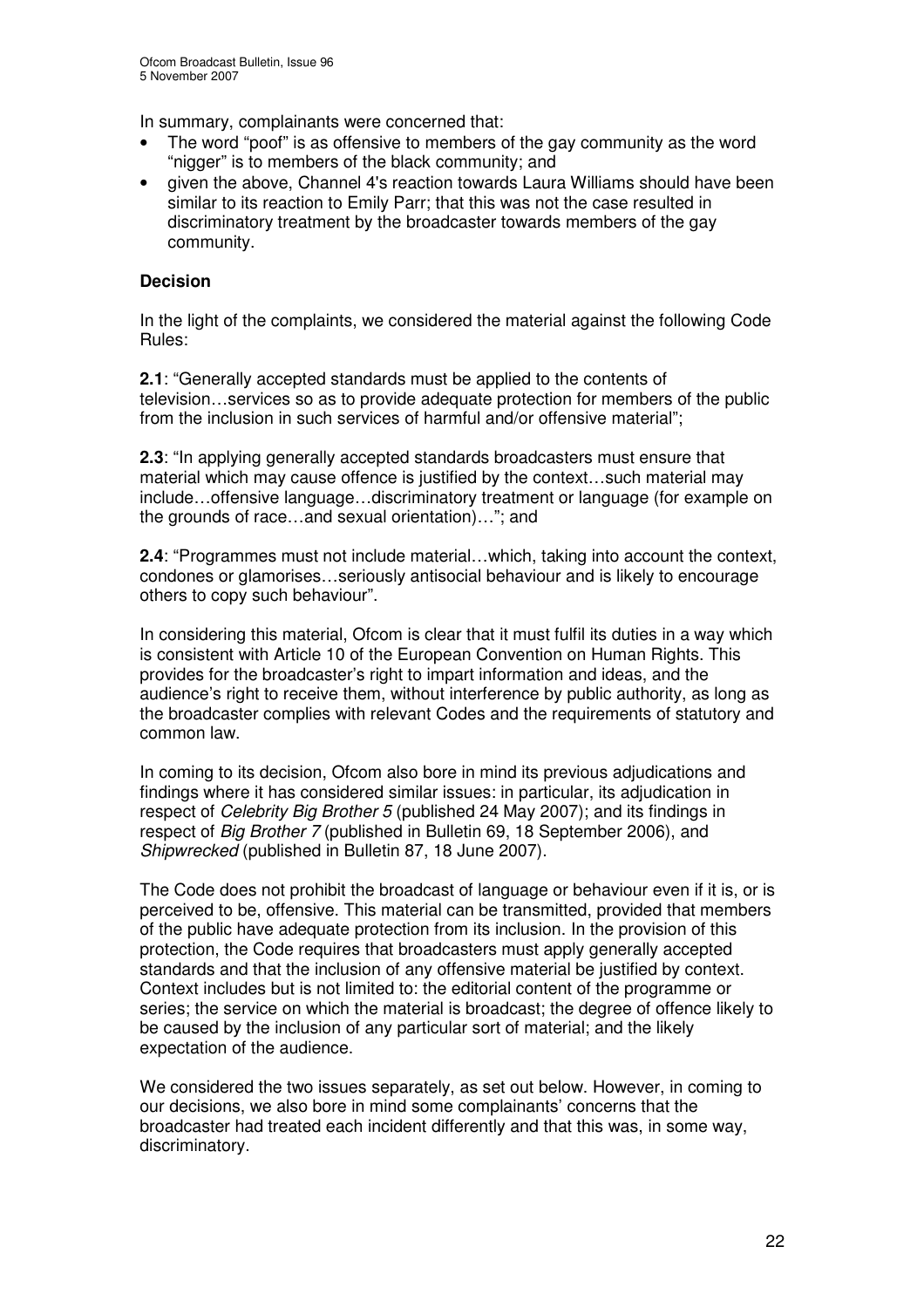In summary, complainants were concerned that:

- The word "poof" is as offensive to members of the gay community as the word "nigger" is to members of the black community; and
- given the above, Channel 4's reaction towards Laura Williams should have been similar to its reaction to Emily Parr; that this was not the case resulted in discriminatory treatment by the broadcaster towards members of the gay community.

**Decision**

In the light of the complaints, we considered the material against the following Code Rules:

**2.1**: "Generally accepted standards must be applied to the contents of television…services so as to provide adequate protection for members of the public from the inclusion in such services of harmful and/or offensive material";

**2.3**: "In applying generally accepted standards broadcasters must ensure that material which may cause offence is justified by the context…such material may include…offensive language…discriminatory treatment or language (for example on the grounds of race…and sexual orientation)…"; and

**2.4**: "Programmes must not include material…which, taking into account the context, condones or glamorises…seriously antisocial behaviour and is likely to encourage others to copy such behaviour".

In considering this material, Ofcom is clear that it must fulfil its duties in a way which is consistent with Article 10 of the European Convention on Human Rights. This provides for the broadcaster's right to impart information and ideas, and the audience's right to receive them, without interference by public authority, as long as the broadcaster complies with relevant Codes and the requirements of statutory and common law.

In coming to its decision, Ofcom also bore in mind its previous adjudications and findings where it has considered similar issues: in particular, its adjudication in respect of *Celebrity Big Brother 5* (published 24 May 2007); and its findings in respect of *Big Brother 7* (published in Bulletin 69, 18 September 2006), and *Shipwrecked* (published in Bulletin 87, 18 June 2007).

The Code does not prohibit the broadcast of language or behaviour even if it is, or is perceived to be, offensive. This material can be transmitted, provided that members of the public have adequate protection from its inclusion. In the provision of this protection, the Code requires that broadcasters must apply generally accepted standards and that the inclusion of any offensive material be justified by context. Context includes but is not limited to: the editorial content of the programme or series; the service on which the material is broadcast; the degree of offence likely to be caused by the inclusion of any particular sort of material; and the likely expectation of the audience.

We considered the two issues separately, as set out below. However, in coming to our decisions, we also bore in mind some complainants' concerns that the broadcaster had treated each incident differently and that this was, in some way, discriminatory.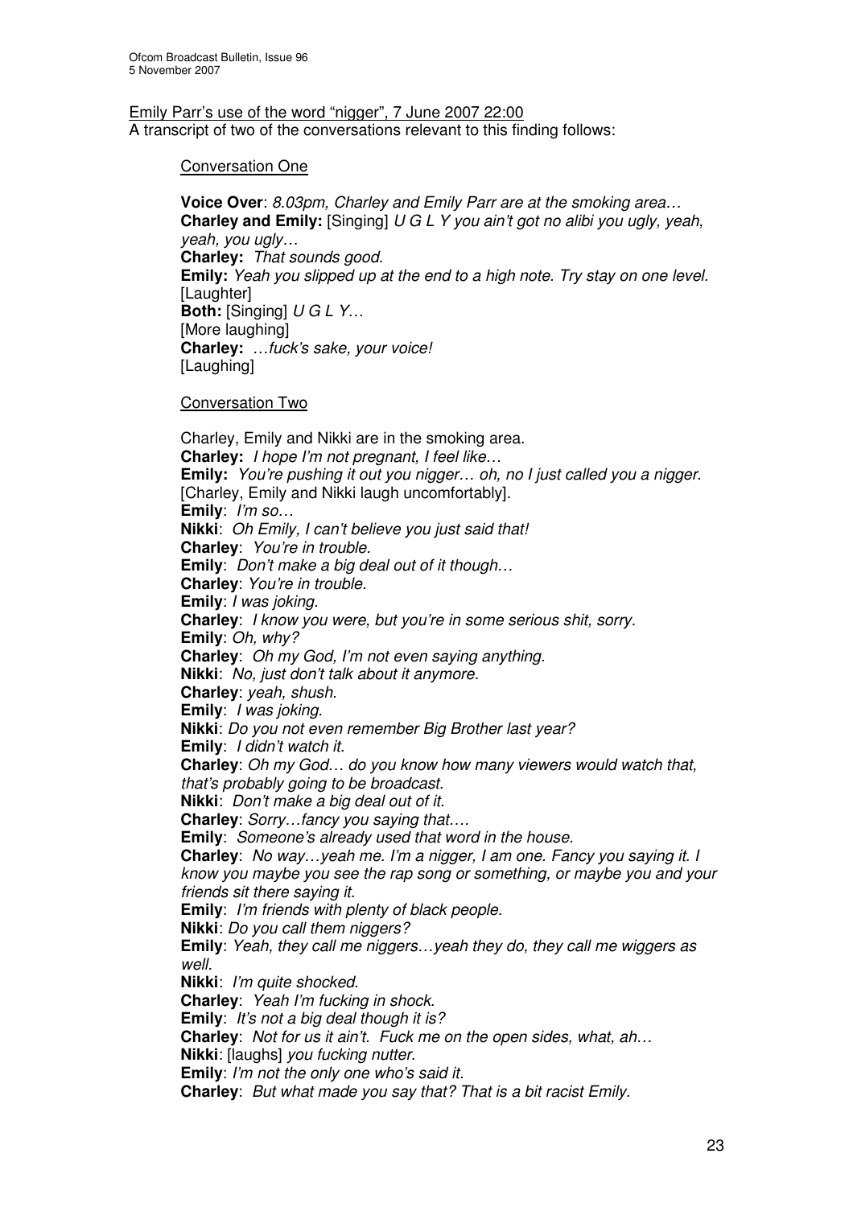Emily Parr's use of the word "nigger", 7 June 2007 22:00

A transcript of two of the conversations relevant to this finding follows:

Conversation One

**Voice Over**: *8.03pm, Charley and Emily Parr are at the smoking area…*
**Charley and Emily:** [Singing] *U G L Y you ain't got no alibi you ugly, yeah, yeah, you ugly…*
**Charley:** *That sounds good.*
**Emily:** *Yeah you slipped up at the end to a high note. Try stay on one level.*
[Laughter]
**Both:** [Singing] *U G L Y…*
[More laughing]
**Charley:** *…fuck's sake, your voice!*
[Laughing]

Conversation Two

Charley, Emily and Nikki are in the smoking area.
**Charley:** *I hope I'm not pregnant, I feel like…*
**Emily:** *You're pushing it out you nigger… oh, no I just called you a nigger.*
[Charley, Emily and Nikki laugh uncomfortably].
**Emily**: *I'm so…*
**Nikki**: *Oh Emily, I can't believe you just said that!*
**Charley**: *You're in trouble.*
**Emily**: *Don't make a big deal out of it though…*
**Charley**: *You're in trouble.*
**Emily**: *I was joking.*
**Charley**: *I know you were, but you're in some serious shit, sorry.*
**Emily**: *Oh, why?*
**Charley**: *Oh my God, I'm not even saying anything.*
**Nikki**: *No, just don't talk about it anymore.*
**Charley**: *yeah, shush.*
**Emily**: *I was joking.*
**Nikki**: *Do you not even remember Big Brother last year?*
**Emily**: *I didn't watch it.*
**Charley**: *Oh my God… do you know how many viewers would watch that, that's probably going to be broadcast.*
**Nikki**: *Don't make a big deal out of it.*
**Charley**: *Sorry…fancy you saying that….*
**Emily**: *Someone's already used that word in the house.*
**Charley**: *No way…yeah me. I'm a nigger, I am one. Fancy you saying it. I know you maybe you see the rap song or something, or maybe you and your friends sit there saying it.*
**Emily**: *I'm friends with plenty of black people.*
**Nikki**: *Do you call them niggers?*
**Emily**: *Yeah, they call me niggers…yeah they do, they call me wiggers as well.*
**Nikki**: *I'm quite shocked.*
**Charley**: *Yeah I'm fucking in shock.*
**Emily**: *It's not a big deal though it is?*
**Charley**: *Not for us it ain't. Fuck me on the open sides, what, ah…*
**Nikki**: [laughs] *you fucking nutter.*
**Emily**: *I'm not the only one who's said it.*
**Charley**: *But what made you say that? That is a bit racist Emily.*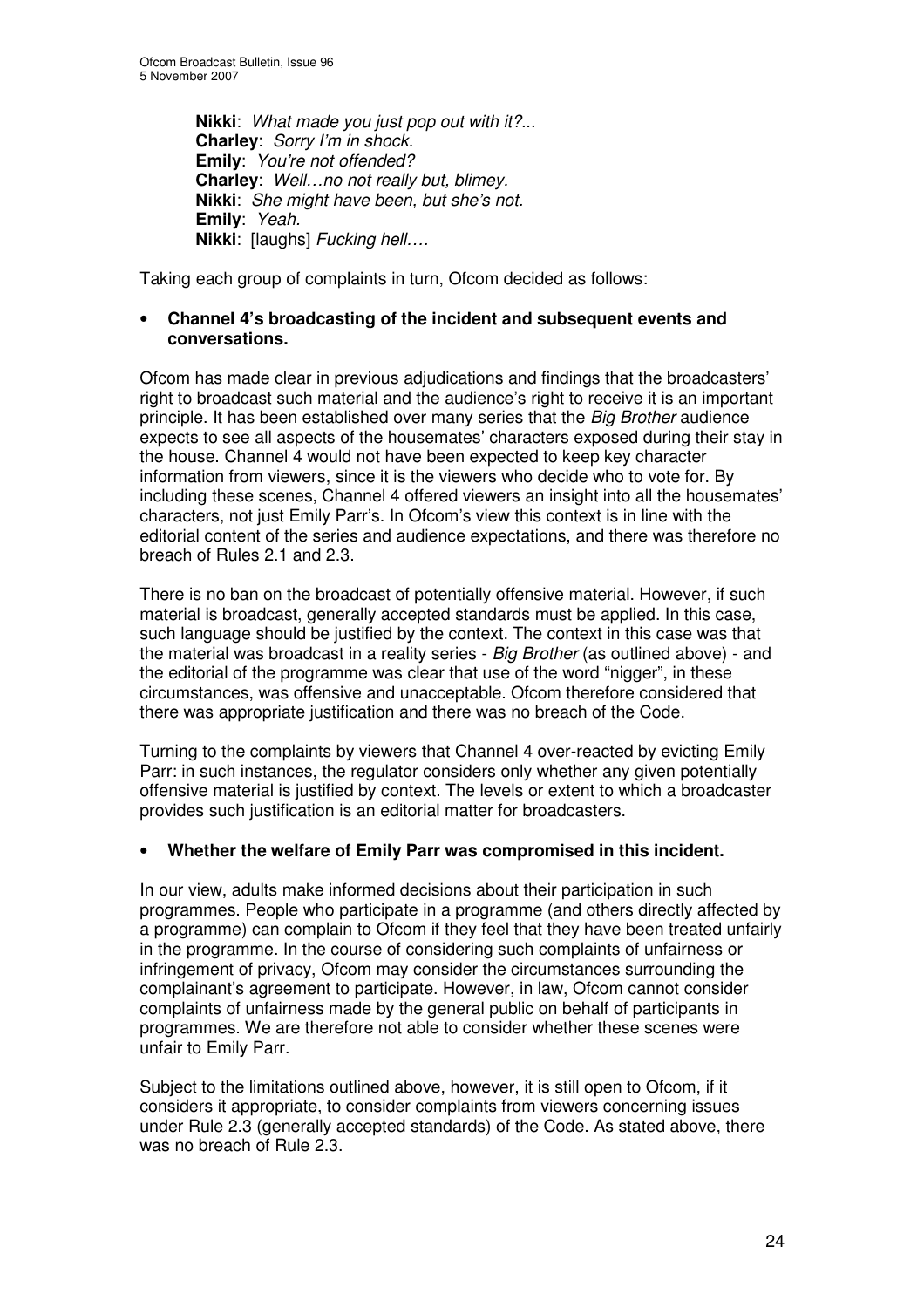> **Nikki**: *What made you just pop out with it?...*
> **Charley**: *Sorry I'm in shock.*
> **Emily**: *You're not offended?*
> **Charley**: *Well…no not really but, blimey.*
> **Nikki**: *She might have been, but she's not.*
> **Emily**: *Yeah.*
> **Nikki**: [laughs] *Fucking hell….*

Taking each group of complaints in turn, Ofcom decided as follows:

- **Channel 4's broadcasting of the incident and subsequent events and conversations.**

Ofcom has made clear in previous adjudications and findings that the broadcasters' right to broadcast such material and the audience's right to receive it is an important principle. It has been established over many series that the *Big Brother* audience expects to see all aspects of the housemates' characters exposed during their stay in the house. Channel 4 would not have been expected to keep key character information from viewers, since it is the viewers who decide who to vote for. By including these scenes, Channel 4 offered viewers an insight into all the housemates' characters, not just Emily Parr's. In Ofcom's view this context is in line with the editorial content of the series and audience expectations, and there was therefore no breach of Rules 2.1 and 2.3.

There is no ban on the broadcast of potentially offensive material. However, if such material is broadcast, generally accepted standards must be applied. In this case, such language should be justified by the context. The context in this case was that the material was broadcast in a reality series - *Big Brother* (as outlined above) - and the editorial of the programme was clear that use of the word "nigger", in these circumstances, was offensive and unacceptable. Ofcom therefore considered that there was appropriate justification and there was no breach of the Code.

Turning to the complaints by viewers that Channel 4 over-reacted by evicting Emily Parr: in such instances, the regulator considers only whether any given potentially offensive material is justified by context. The levels or extent to which a broadcaster provides such justification is an editorial matter for broadcasters.

- **Whether the welfare of Emily Parr was compromised in this incident.**

In our view, adults make informed decisions about their participation in such programmes. People who participate in a programme (and others directly affected by a programme) can complain to Ofcom if they feel that they have been treated unfairly in the programme. In the course of considering such complaints of unfairness or infringement of privacy, Ofcom may consider the circumstances surrounding the complainant's agreement to participate. However, in law, Ofcom cannot consider complaints of unfairness made by the general public on behalf of participants in programmes. We are therefore not able to consider whether these scenes were unfair to Emily Parr.

Subject to the limitations outlined above, however, it is still open to Ofcom, if it considers it appropriate, to consider complaints from viewers concerning issues under Rule 2.3 (generally accepted standards) of the Code. As stated above, there was no breach of Rule 2.3.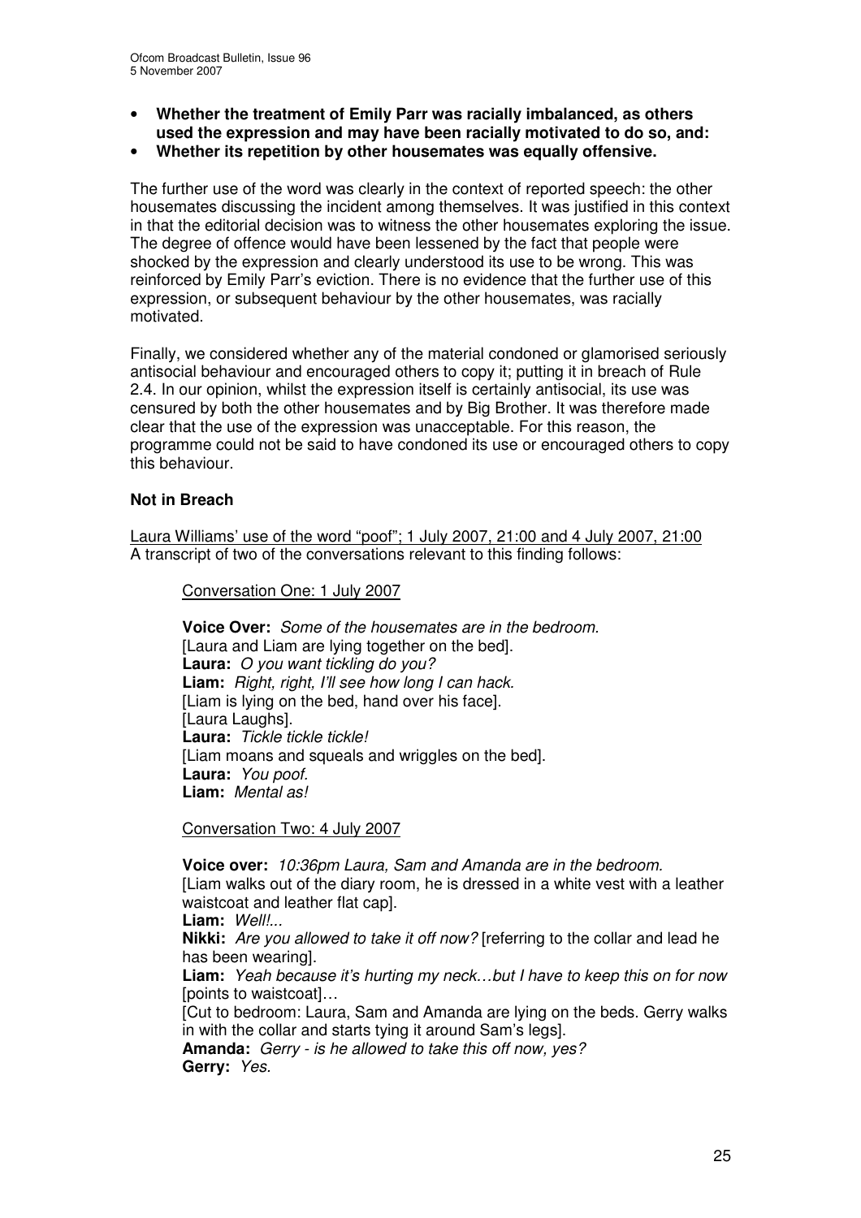- **Whether the treatment of Emily Parr was racially imbalanced, as others used the expression and may have been racially motivated to do so, and:**
- **Whether its repetition by other housemates was equally offensive.**

The further use of the word was clearly in the context of reported speech: the other housemates discussing the incident among themselves. It was justified in this context in that the editorial decision was to witness the other housemates exploring the issue. The degree of offence would have been lessened by the fact that people were shocked by the expression and clearly understood its use to be wrong. This was reinforced by Emily Parr's eviction. There is no evidence that the further use of this expression, or subsequent behaviour by the other housemates, was racially motivated.

Finally, we considered whether any of the material condoned or glamorised seriously antisocial behaviour and encouraged others to copy it; putting it in breach of Rule 2.4. In our opinion, whilst the expression itself is certainly antisocial, its use was censured by both the other housemates and by Big Brother. It was therefore made clear that the use of the expression was unacceptable. For this reason, the programme could not be said to have condoned its use or encouraged others to copy this behaviour.

**Not in Breach**

Laura Williams' use of the word "poof"; 1 July 2007, 21:00 and 4 July 2007, 21:00

A transcript of two of the conversations relevant to this finding follows:

Conversation One: 1 July 2007

**Voice Over:** *Some of the housemates are in the bedroom.*
[Laura and Liam are lying together on the bed].
**Laura:** *O you want tickling do you?*
**Liam:** *Right, right, I'll see how long I can hack.*
[Liam is lying on the bed, hand over his face].
[Laura Laughs].
**Laura:** *Tickle tickle tickle!*
[Liam moans and squeals and wriggles on the bed].
**Laura:** *You poof.*
**Liam:** *Mental as!*

Conversation Two: 4 July 2007

**Voice over:** *10:36pm Laura, Sam and Amanda are in the bedroom.*
[Liam walks out of the diary room, he is dressed in a white vest with a leather waistcoat and leather flat cap].
**Liam:** *Well!...*
**Nikki:** *Are you allowed to take it off now?* [referring to the collar and lead he has been wearing].
**Liam:** *Yeah because it's hurting my neck…but I have to keep this on for now* [points to waistcoat]…
[Cut to bedroom: Laura, Sam and Amanda are lying on the beds. Gerry walks in with the collar and starts tying it around Sam's legs].
**Amanda:** *Gerry - is he allowed to take this off now, yes?*
**Gerry:** *Yes.*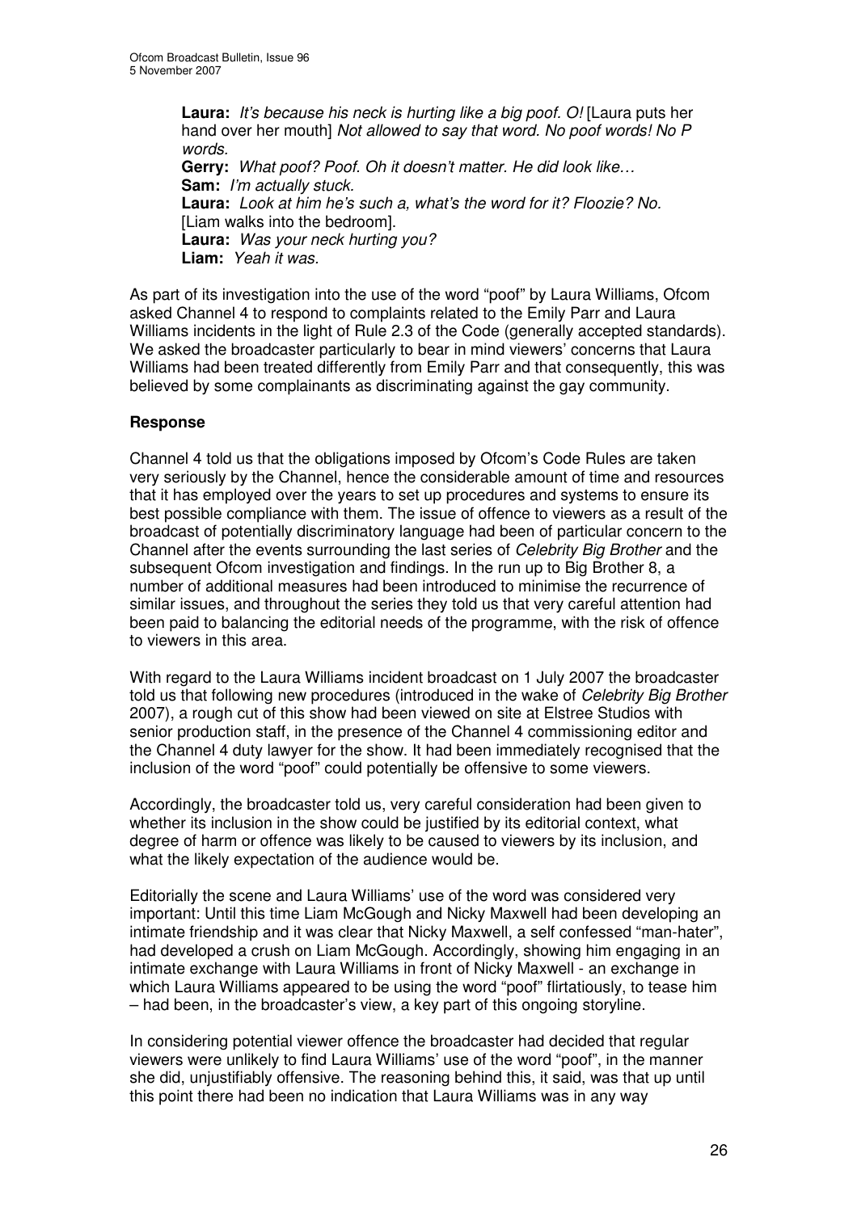**Laura:** *It's because his neck is hurting like a big poof. O!* [Laura puts her hand over her mouth] *Not allowed to say that word. No poof words! No P words.*
**Gerry:** *What poof? Poof. Oh it doesn't matter. He did look like…*
**Sam:** *I'm actually stuck.*
**Laura:** *Look at him he's such a, what's the word for it? Floozie? No.*
[Liam walks into the bedroom].
**Laura:** *Was your neck hurting you?*
**Liam:** *Yeah it was.*

As part of its investigation into the use of the word "poof" by Laura Williams, Ofcom asked Channel 4 to respond to complaints related to the Emily Parr and Laura Williams incidents in the light of Rule 2.3 of the Code (generally accepted standards). We asked the broadcaster particularly to bear in mind viewers' concerns that Laura Williams had been treated differently from Emily Parr and that consequently, this was believed by some complainants as discriminating against the gay community.

### Response

Channel 4 told us that the obligations imposed by Ofcom's Code Rules are taken very seriously by the Channel, hence the considerable amount of time and resources that it has employed over the years to set up procedures and systems to ensure its best possible compliance with them. The issue of offence to viewers as a result of the broadcast of potentially discriminatory language had been of particular concern to the Channel after the events surrounding the last series of *Celebrity Big Brother* and the subsequent Ofcom investigation and findings. In the run up to Big Brother 8, a number of additional measures had been introduced to minimise the recurrence of similar issues, and throughout the series they told us that very careful attention had been paid to balancing the editorial needs of the programme, with the risk of offence to viewers in this area.

With regard to the Laura Williams incident broadcast on 1 July 2007 the broadcaster told us that following new procedures (introduced in the wake of *Celebrity Big Brother* 2007), a rough cut of this show had been viewed on site at Elstree Studios with senior production staff, in the presence of the Channel 4 commissioning editor and the Channel 4 duty lawyer for the show. It had been immediately recognised that the inclusion of the word "poof" could potentially be offensive to some viewers.

Accordingly, the broadcaster told us, very careful consideration had been given to whether its inclusion in the show could be justified by its editorial context, what degree of harm or offence was likely to be caused to viewers by its inclusion, and what the likely expectation of the audience would be.

Editorially the scene and Laura Williams' use of the word was considered very important: Until this time Liam McGough and Nicky Maxwell had been developing an intimate friendship and it was clear that Nicky Maxwell, a self confessed "man-hater", had developed a crush on Liam McGough. Accordingly, showing him engaging in an intimate exchange with Laura Williams in front of Nicky Maxwell - an exchange in which Laura Williams appeared to be using the word "poof" flirtatiously, to tease him – had been, in the broadcaster's view, a key part of this ongoing storyline.

In considering potential viewer offence the broadcaster had decided that regular viewers were unlikely to find Laura Williams' use of the word "poof", in the manner she did, unjustifiably offensive. The reasoning behind this, it said, was that up until this point there had been no indication that Laura Williams was in any way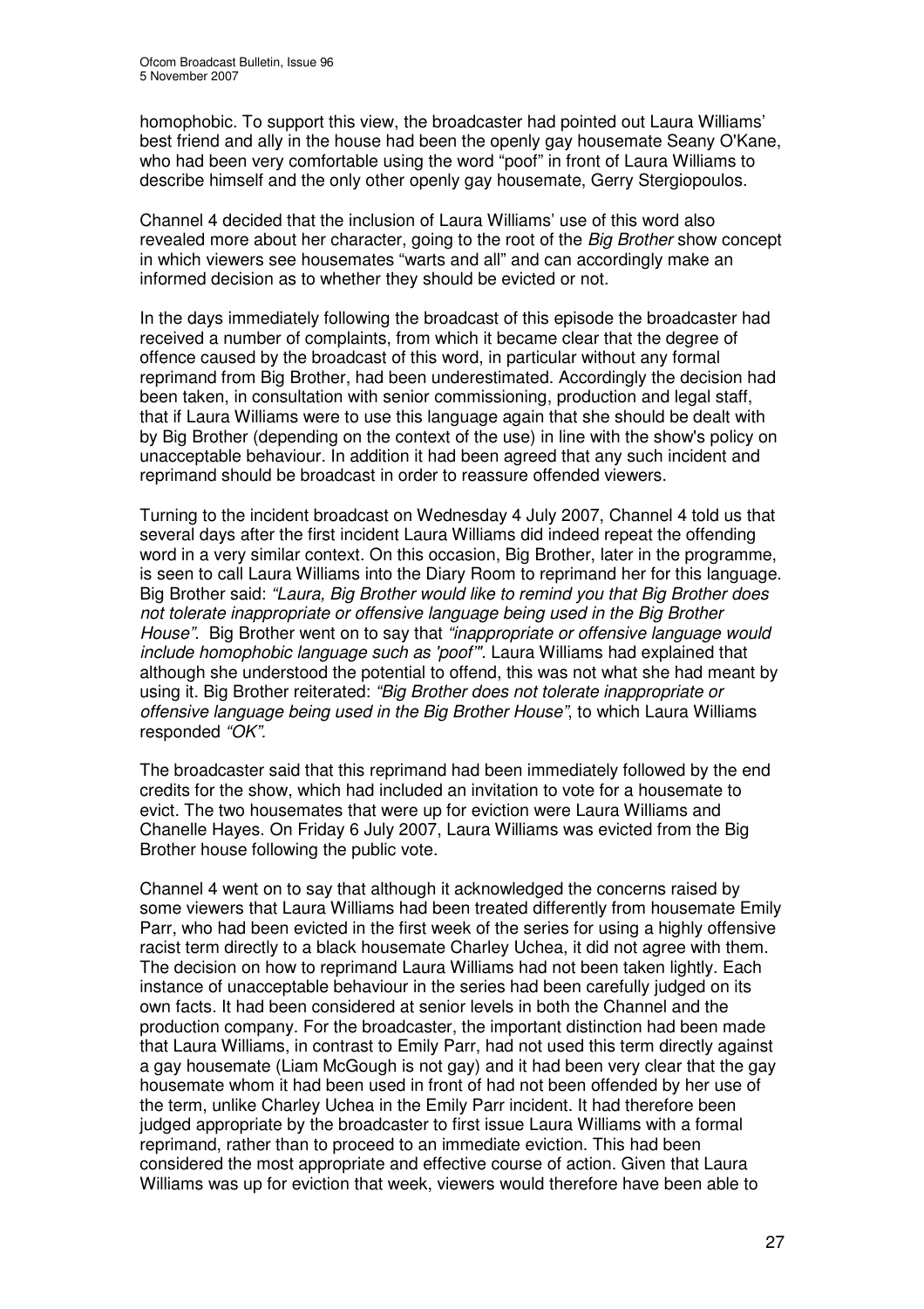homophobic. To support this view, the broadcaster had pointed out Laura Williams' best friend and ally in the house had been the openly gay housemate Seany O'Kane, who had been very comfortable using the word "poof" in front of Laura Williams to describe himself and the only other openly gay housemate, Gerry Stergiopoulos.

Channel 4 decided that the inclusion of Laura Williams' use of this word also revealed more about her character, going to the root of the *Big Brother* show concept in which viewers see housemates "warts and all" and can accordingly make an informed decision as to whether they should be evicted or not.

In the days immediately following the broadcast of this episode the broadcaster had received a number of complaints, from which it became clear that the degree of offence caused by the broadcast of this word, in particular without any formal reprimand from Big Brother, had been underestimated. Accordingly the decision had been taken, in consultation with senior commissioning, production and legal staff, that if Laura Williams were to use this language again that she should be dealt with by Big Brother (depending on the context of the use) in line with the show's policy on unacceptable behaviour. In addition it had been agreed that any such incident and reprimand should be broadcast in order to reassure offended viewers.

Turning to the incident broadcast on Wednesday 4 July 2007, Channel 4 told us that several days after the first incident Laura Williams did indeed repeat the offending word in a very similar context. On this occasion, Big Brother, later in the programme, is seen to call Laura Williams into the Diary Room to reprimand her for this language. Big Brother said: *"Laura, Big Brother would like to remind you that Big Brother does not tolerate inappropriate or offensive language being used in the Big Brother House"*. Big Brother went on to say that *"inappropriate or offensive language would include homophobic language such as 'poof'"*. Laura Williams had explained that although she understood the potential to offend, this was not what she had meant by using it. Big Brother reiterated: *"Big Brother does not tolerate inappropriate or offensive language being used in the Big Brother House"*, to which Laura Williams responded *"OK"*.

The broadcaster said that this reprimand had been immediately followed by the end credits for the show, which had included an invitation to vote for a housemate to evict. The two housemates that were up for eviction were Laura Williams and Chanelle Hayes. On Friday 6 July 2007, Laura Williams was evicted from the Big Brother house following the public vote.

Channel 4 went on to say that although it acknowledged the concerns raised by some viewers that Laura Williams had been treated differently from housemate Emily Parr, who had been evicted in the first week of the series for using a highly offensive racist term directly to a black housemate Charley Uchea, it did not agree with them. The decision on how to reprimand Laura Williams had not been taken lightly. Each instance of unacceptable behaviour in the series had been carefully judged on its own facts. It had been considered at senior levels in both the Channel and the production company. For the broadcaster, the important distinction had been made that Laura Williams, in contrast to Emily Parr, had not used this term directly against a gay housemate (Liam McGough is not gay) and it had been very clear that the gay housemate whom it had been used in front of had not been offended by her use of the term, unlike Charley Uchea in the Emily Parr incident. It had therefore been judged appropriate by the broadcaster to first issue Laura Williams with a formal reprimand, rather than to proceed to an immediate eviction. This had been considered the most appropriate and effective course of action. Given that Laura Williams was up for eviction that week, viewers would therefore have been able to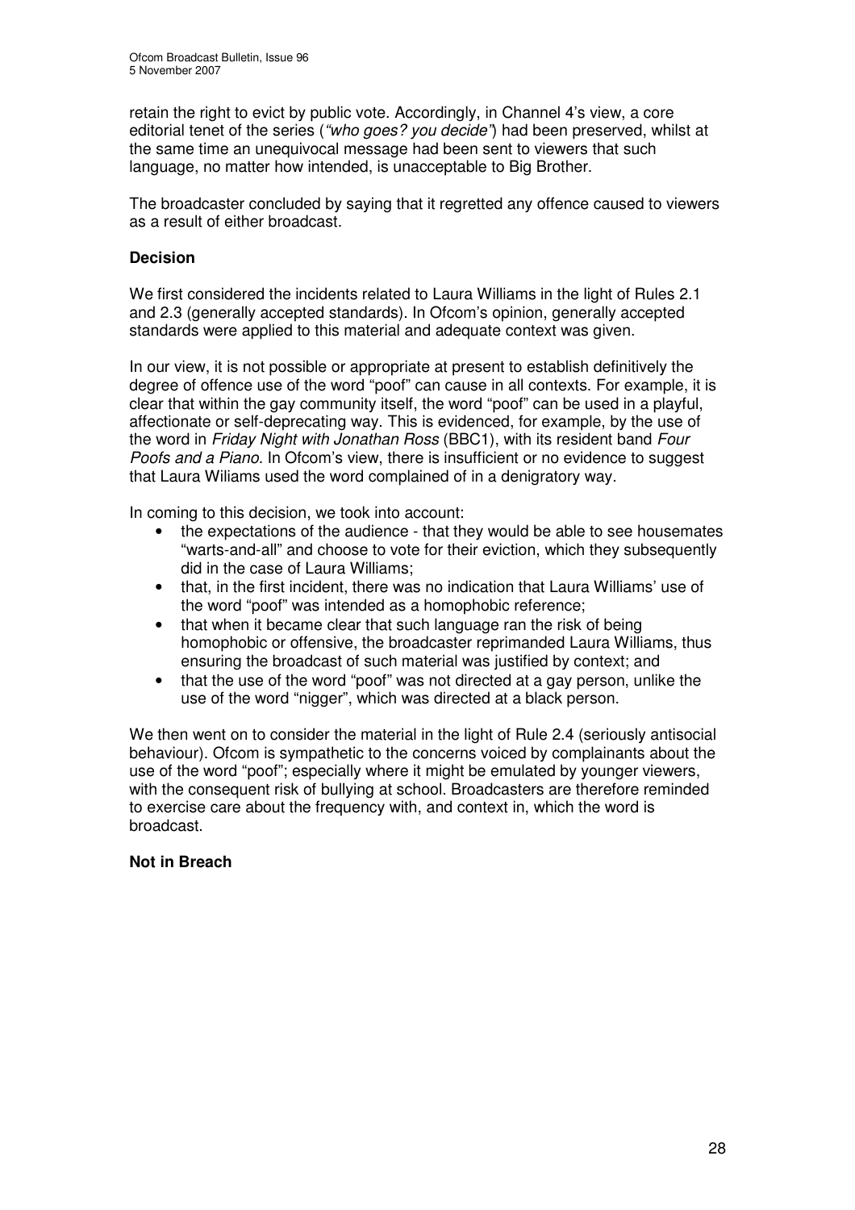retain the right to evict by public vote. Accordingly, in Channel 4's view, a core editorial tenet of the series (*"who goes? you decide"*) had been preserved, whilst at the same time an unequivocal message had been sent to viewers that such language, no matter how intended, is unacceptable to Big Brother.

The broadcaster concluded by saying that it regretted any offence caused to viewers as a result of either broadcast.

**Decision**

We first considered the incidents related to Laura Williams in the light of Rules 2.1 and 2.3 (generally accepted standards). In Ofcom's opinion, generally accepted standards were applied to this material and adequate context was given.

In our view, it is not possible or appropriate at present to establish definitively the degree of offence use of the word "poof" can cause in all contexts. For example, it is clear that within the gay community itself, the word "poof" can be used in a playful, affectionate or self-deprecating way. This is evidenced, for example, by the use of the word in *Friday Night with Jonathan Ross* (BBC1), with its resident band *Four Poofs and a Piano*. In Ofcom's view, there is insufficient or no evidence to suggest that Laura Wiliams used the word complained of in a denigratory way.

In coming to this decision, we took into account:

- the expectations of the audience - that they would be able to see housemates "warts-and-all" and choose to vote for their eviction, which they subsequently did in the case of Laura Williams;
- that, in the first incident, there was no indication that Laura Williams' use of the word "poof" was intended as a homophobic reference;
- that when it became clear that such language ran the risk of being homophobic or offensive, the broadcaster reprimanded Laura Williams, thus ensuring the broadcast of such material was justified by context; and
- that the use of the word "poof" was not directed at a gay person, unlike the use of the word "nigger", which was directed at a black person.

We then went on to consider the material in the light of Rule 2.4 (seriously antisocial behaviour). Ofcom is sympathetic to the concerns voiced by complainants about the use of the word "poof"; especially where it might be emulated by younger viewers, with the consequent risk of bullying at school. Broadcasters are therefore reminded to exercise care about the frequency with, and context in, which the word is broadcast.

**Not in Breach**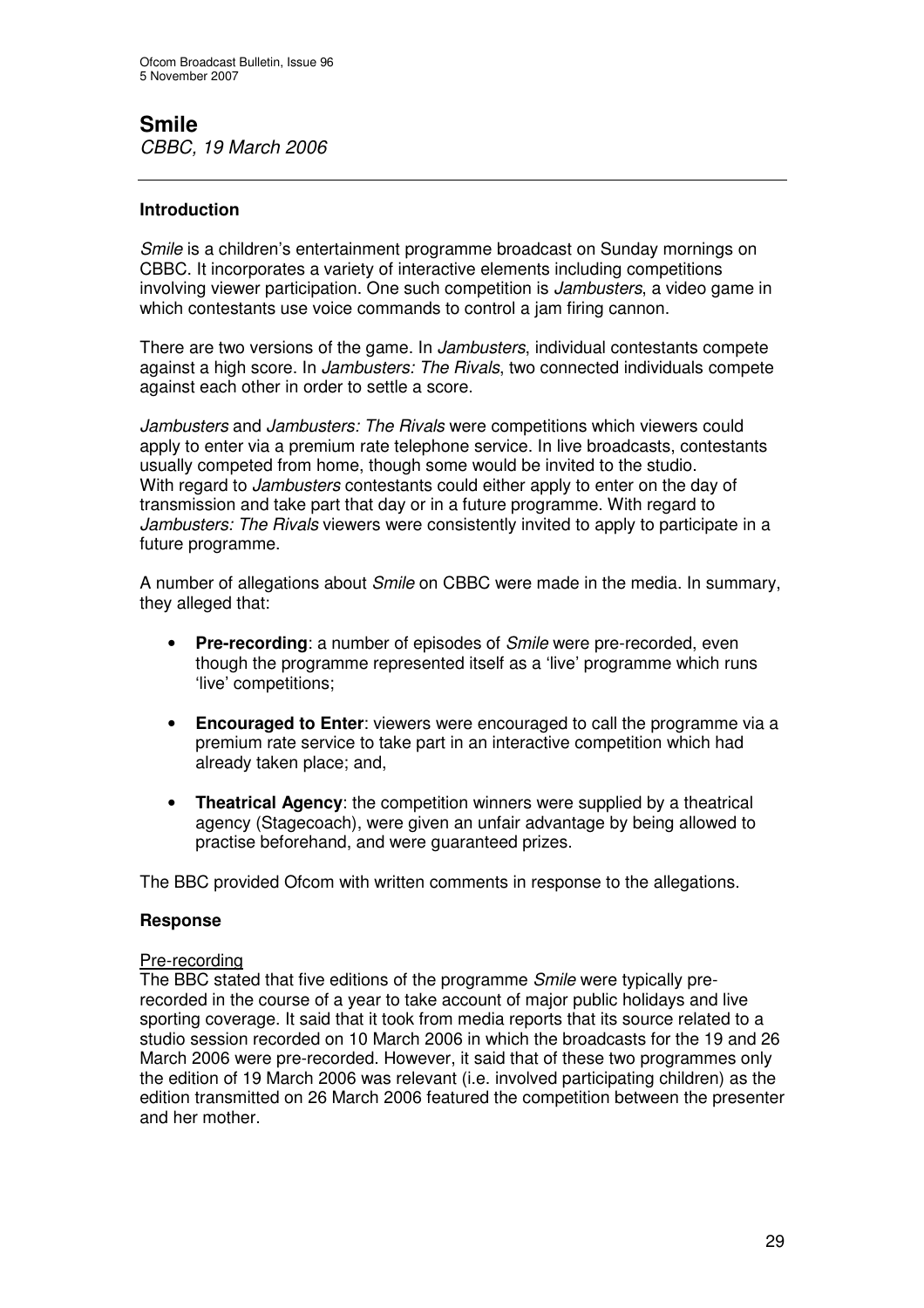## Smile

*CBBC, 19 March 2006*

---

### Introduction

*Smile* is a children's entertainment programme broadcast on Sunday mornings on CBBC. It incorporates a variety of interactive elements including competitions involving viewer participation. One such competition is *Jambusters*, a video game in which contestants use voice commands to control a jam firing cannon.

There are two versions of the game. In *Jambusters*, individual contestants compete against a high score. In *Jambusters: The Rivals*, two connected individuals compete against each other in order to settle a score.

*Jambusters* and *Jambusters: The Rivals* were competitions which viewers could apply to enter via a premium rate telephone service. In live broadcasts, contestants usually competed from home, though some would be invited to the studio. With regard to *Jambusters* contestants could either apply to enter on the day of transmission and take part that day or in a future programme. With regard to *Jambusters: The Rivals* viewers were consistently invited to apply to participate in a future programme.

A number of allegations about *Smile* on CBBC were made in the media. In summary, they alleged that:

- **Pre-recording**: a number of episodes of *Smile* were pre-recorded, even though the programme represented itself as a 'live' programme which runs 'live' competitions;
- **Encouraged to Enter**: viewers were encouraged to call the programme via a premium rate service to take part in an interactive competition which had already taken place; and,
- **Theatrical Agency**: the competition winners were supplied by a theatrical agency (Stagecoach), were given an unfair advantage by being allowed to practise beforehand, and were guaranteed prizes.

The BBC provided Ofcom with written comments in response to the allegations.

### Response

Pre-recording

The BBC stated that five editions of the programme *Smile* were typically pre-recorded in the course of a year to take account of major public holidays and live sporting coverage. It said that it took from media reports that its source related to a studio session recorded on 10 March 2006 in which the broadcasts for the 19 and 26 March 2006 were pre-recorded. However, it said that of these two programmes only the edition of 19 March 2006 was relevant (i.e. involved participating children) as the edition transmitted on 26 March 2006 featured the competition between the presenter and her mother.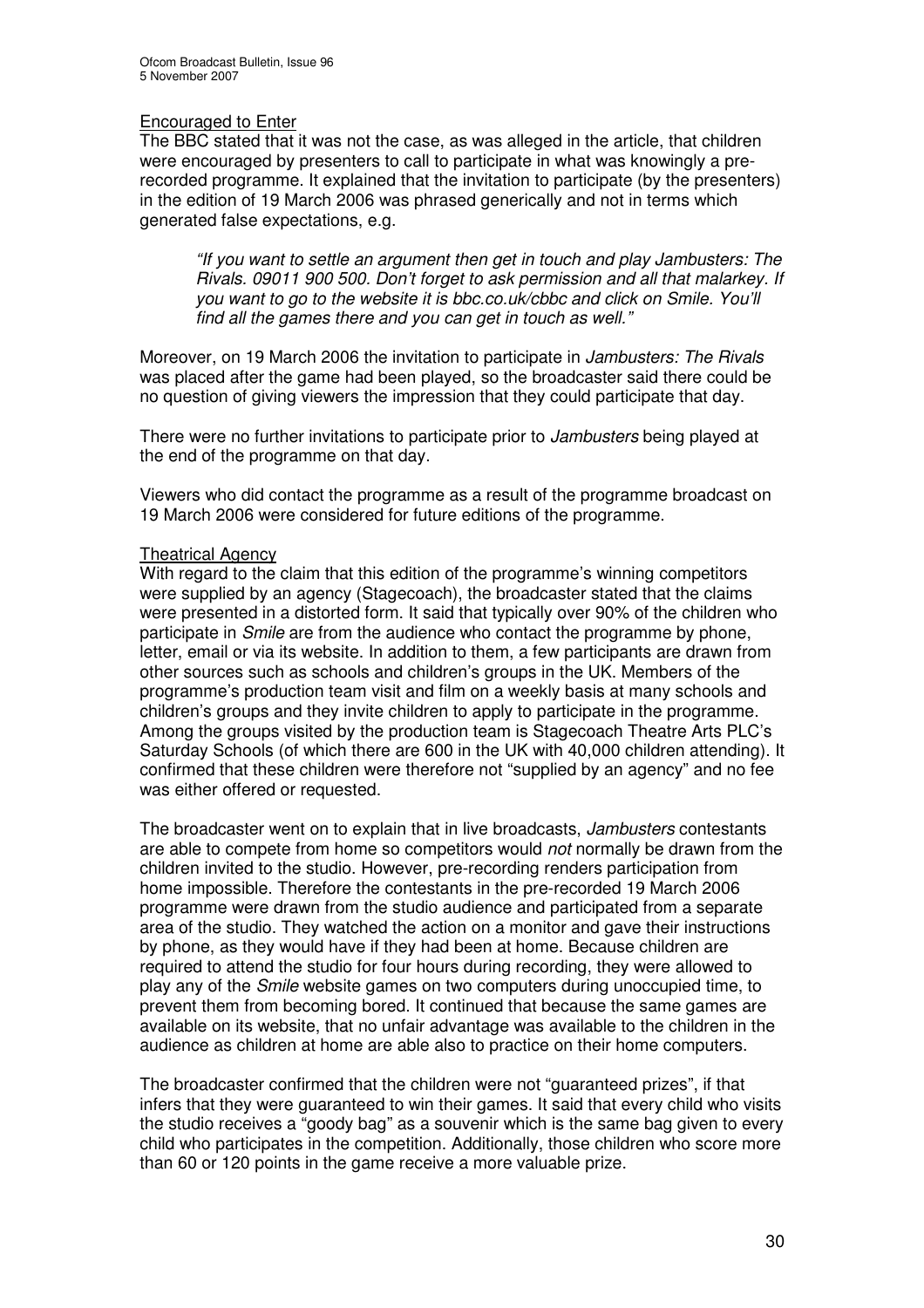#### Encouraged to Enter

The BBC stated that it was not the case, as was alleged in the article, that children were encouraged by presenters to call to participate in what was knowingly a pre-recorded programme. It explained that the invitation to participate (by the presenters) in the edition of 19 March 2006 was phrased generically and not in terms which generated false expectations, e.g.

> *"If you want to settle an argument then get in touch and play Jambusters: The Rivals. 09011 900 500. Don't forget to ask permission and all that malarkey. If you want to go to the website it is bbc.co.uk/cbbc and click on Smile. You'll find all the games there and you can get in touch as well."*

Moreover, on 19 March 2006 the invitation to participate in *Jambusters: The Rivals* was placed after the game had been played, so the broadcaster said there could be no question of giving viewers the impression that they could participate that day.

There were no further invitations to participate prior to *Jambusters* being played at the end of the programme on that day.

Viewers who did contact the programme as a result of the programme broadcast on 19 March 2006 were considered for future editions of the programme.

#### Theatrical Agency

With regard to the claim that this edition of the programme's winning competitors were supplied by an agency (Stagecoach), the broadcaster stated that the claims were presented in a distorted form. It said that typically over 90% of the children who participate in *Smile* are from the audience who contact the programme by phone, letter, email or via its website. In addition to them, a few participants are drawn from other sources such as schools and children's groups in the UK. Members of the programme's production team visit and film on a weekly basis at many schools and children's groups and they invite children to apply to participate in the programme. Among the groups visited by the production team is Stagecoach Theatre Arts PLC's Saturday Schools (of which there are 600 in the UK with 40,000 children attending). It confirmed that these children were therefore not "supplied by an agency" and no fee was either offered or requested.

The broadcaster went on to explain that in live broadcasts, *Jambusters* contestants are able to compete from home so competitors would *not* normally be drawn from the children invited to the studio. However, pre-recording renders participation from home impossible. Therefore the contestants in the pre-recorded 19 March 2006 programme were drawn from the studio audience and participated from a separate area of the studio. They watched the action on a monitor and gave their instructions by phone, as they would have if they had been at home. Because children are required to attend the studio for four hours during recording, they were allowed to play any of the *Smile* website games on two computers during unoccupied time, to prevent them from becoming bored. It continued that because the same games are available on its website, that no unfair advantage was available to the children in the audience as children at home are able also to practice on their home computers.

The broadcaster confirmed that the children were not "guaranteed prizes", if that infers that they were guaranteed to win their games. It said that every child who visits the studio receives a "goody bag" as a souvenir which is the same bag given to every child who participates in the competition. Additionally, those children who score more than 60 or 120 points in the game receive a more valuable prize.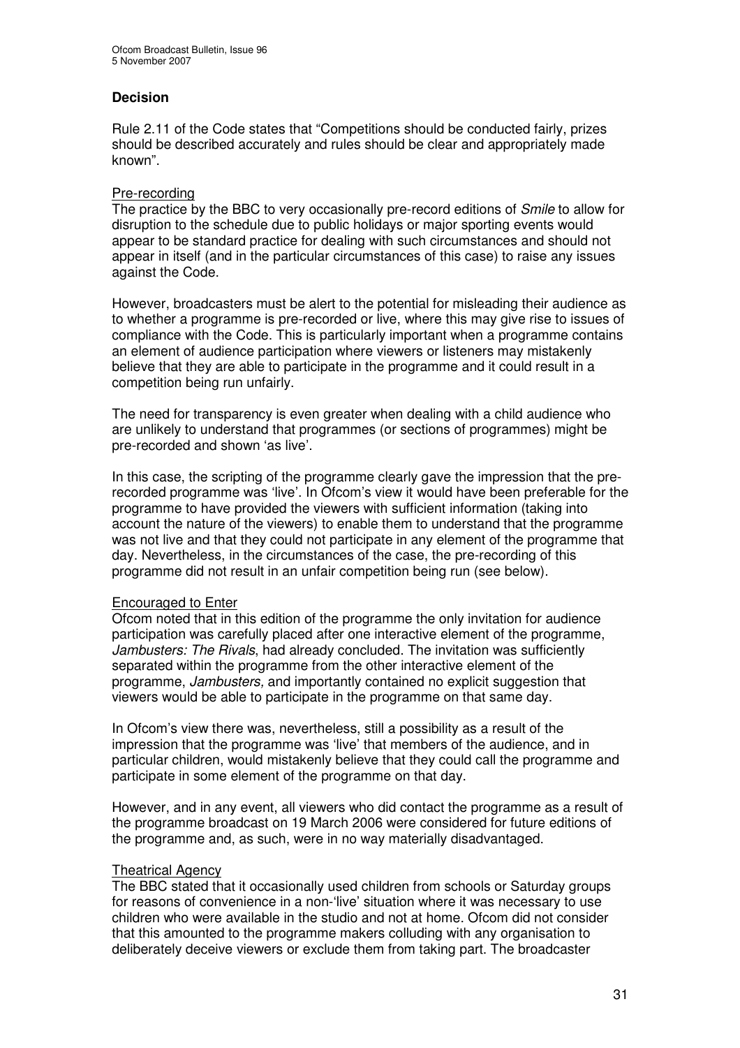## Decision

Rule 2.11 of the Code states that "Competitions should be conducted fairly, prizes should be described accurately and rules should be clear and appropriately made known".

Pre-recording

The practice by the BBC to very occasionally pre-record editions of *Smile* to allow for disruption to the schedule due to public holidays or major sporting events would appear to be standard practice for dealing with such circumstances and should not appear in itself (and in the particular circumstances of this case) to raise any issues against the Code.

However, broadcasters must be alert to the potential for misleading their audience as to whether a programme is pre-recorded or live, where this may give rise to issues of compliance with the Code. This is particularly important when a programme contains an element of audience participation where viewers or listeners may mistakenly believe that they are able to participate in the programme and it could result in a competition being run unfairly.

The need for transparency is even greater when dealing with a child audience who are unlikely to understand that programmes (or sections of programmes) might be pre-recorded and shown 'as live'.

In this case, the scripting of the programme clearly gave the impression that the pre-recorded programme was 'live'. In Ofcom's view it would have been preferable for the programme to have provided the viewers with sufficient information (taking into account the nature of the viewers) to enable them to understand that the programme was not live and that they could not participate in any element of the programme that day. Nevertheless, in the circumstances of the case, the pre-recording of this programme did not result in an unfair competition being run (see below).

Encouraged to Enter

Ofcom noted that in this edition of the programme the only invitation for audience participation was carefully placed after one interactive element of the programme, *Jambusters: The Rivals*, had already concluded. The invitation was sufficiently separated within the programme from the other interactive element of the programme, *Jambusters,* and importantly contained no explicit suggestion that viewers would be able to participate in the programme on that same day.

In Ofcom's view there was, nevertheless, still a possibility as a result of the impression that the programme was 'live' that members of the audience, and in particular children, would mistakenly believe that they could call the programme and participate in some element of the programme on that day.

However, and in any event, all viewers who did contact the programme as a result of the programme broadcast on 19 March 2006 were considered for future editions of the programme and, as such, were in no way materially disadvantaged.

Theatrical Agency

The BBC stated that it occasionally used children from schools or Saturday groups for reasons of convenience in a non-'live' situation where it was necessary to use children who were available in the studio and not at home. Ofcom did not consider that this amounted to the programme makers colluding with any organisation to deliberately deceive viewers or exclude them from taking part. The broadcaster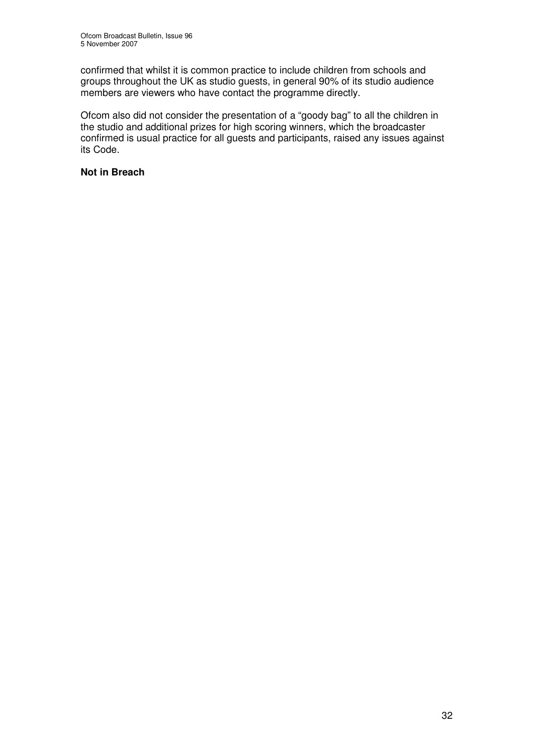confirmed that whilst it is common practice to include children from schools and groups throughout the UK as studio guests, in general 90% of its studio audience members are viewers who have contact the programme directly.

Ofcom also did not consider the presentation of a "goody bag" to all the children in the studio and additional prizes for high scoring winners, which the broadcaster confirmed is usual practice for all guests and participants, raised any issues against its Code.

**Not in Breach**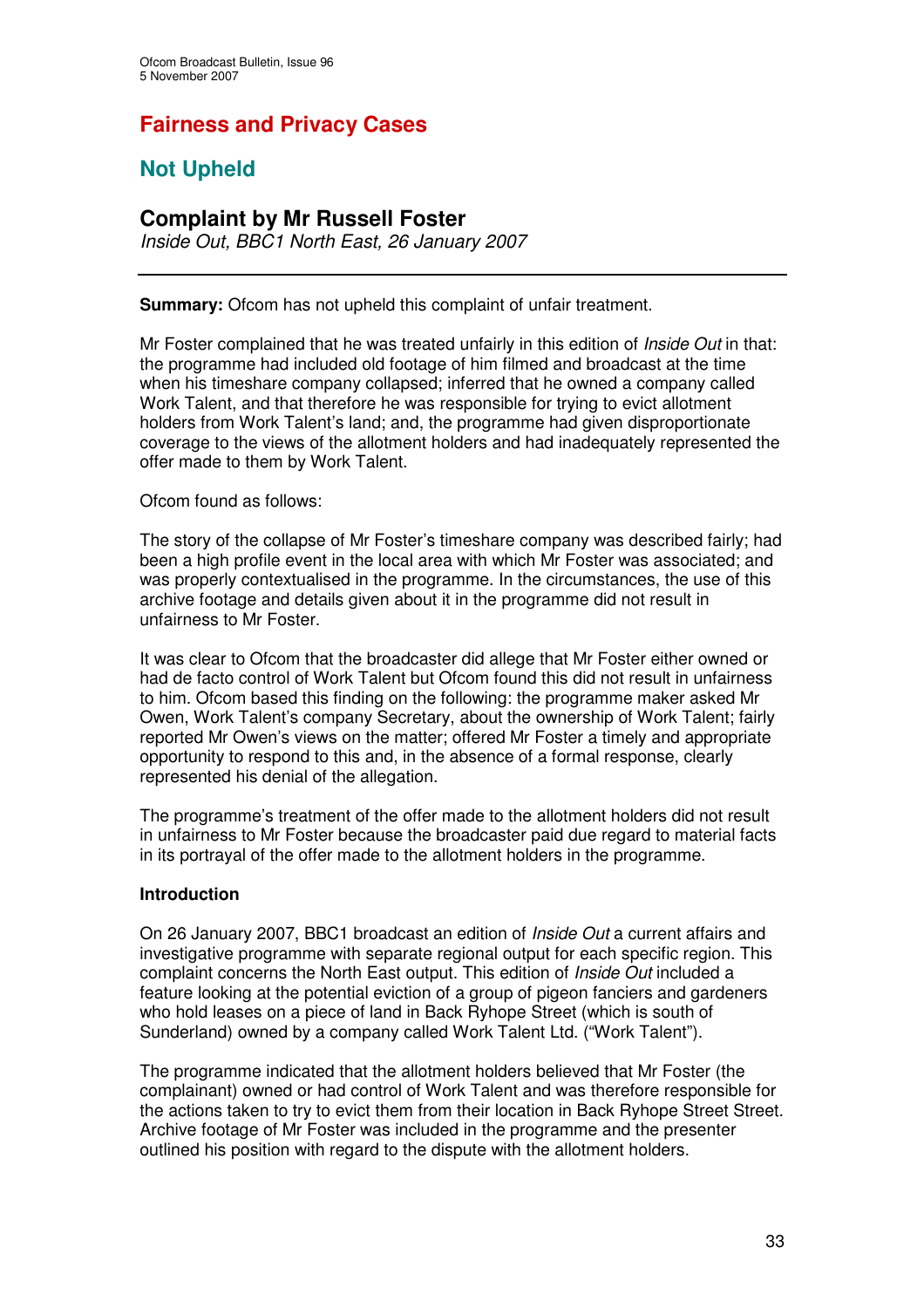# Fairness and Privacy Cases

## Not Upheld

### Complaint by Mr Russell Foster

*Inside Out, BBC1 North East, 26 January 2007*

---

**Summary:** Ofcom has not upheld this complaint of unfair treatment.

Mr Foster complained that he was treated unfairly in this edition of *Inside Out* in that: the programme had included old footage of him filmed and broadcast at the time when his timeshare company collapsed; inferred that he owned a company called Work Talent, and that therefore he was responsible for trying to evict allotment holders from Work Talent's land; and, the programme had given disproportionate coverage to the views of the allotment holders and had inadequately represented the offer made to them by Work Talent.

Ofcom found as follows:

The story of the collapse of Mr Foster's timeshare company was described fairly; had been a high profile event in the local area with which Mr Foster was associated; and was properly contextualised in the programme. In the circumstances, the use of this archive footage and details given about it in the programme did not result in unfairness to Mr Foster.

It was clear to Ofcom that the broadcaster did allege that Mr Foster either owned or had de facto control of Work Talent but Ofcom found this did not result in unfairness to him. Ofcom based this finding on the following: the programme maker asked Mr Owen, Work Talent's company Secretary, about the ownership of Work Talent; fairly reported Mr Owen's views on the matter; offered Mr Foster a timely and appropriate opportunity to respond to this and, in the absence of a formal response, clearly represented his denial of the allegation.

The programme's treatment of the offer made to the allotment holders did not result in unfairness to Mr Foster because the broadcaster paid due regard to material facts in its portrayal of the offer made to the allotment holders in the programme.

**Introduction**

On 26 January 2007, BBC1 broadcast an edition of *Inside Out* a current affairs and investigative programme with separate regional output for each specific region. This complaint concerns the North East output. This edition of *Inside Out* included a feature looking at the potential eviction of a group of pigeon fanciers and gardeners who hold leases on a piece of land in Back Ryhope Street (which is south of Sunderland) owned by a company called Work Talent Ltd. ("Work Talent").

The programme indicated that the allotment holders believed that Mr Foster (the complainant) owned or had control of Work Talent and was therefore responsible for the actions taken to try to evict them from their location in Back Ryhope Street Street. Archive footage of Mr Foster was included in the programme and the presenter outlined his position with regard to the dispute with the allotment holders.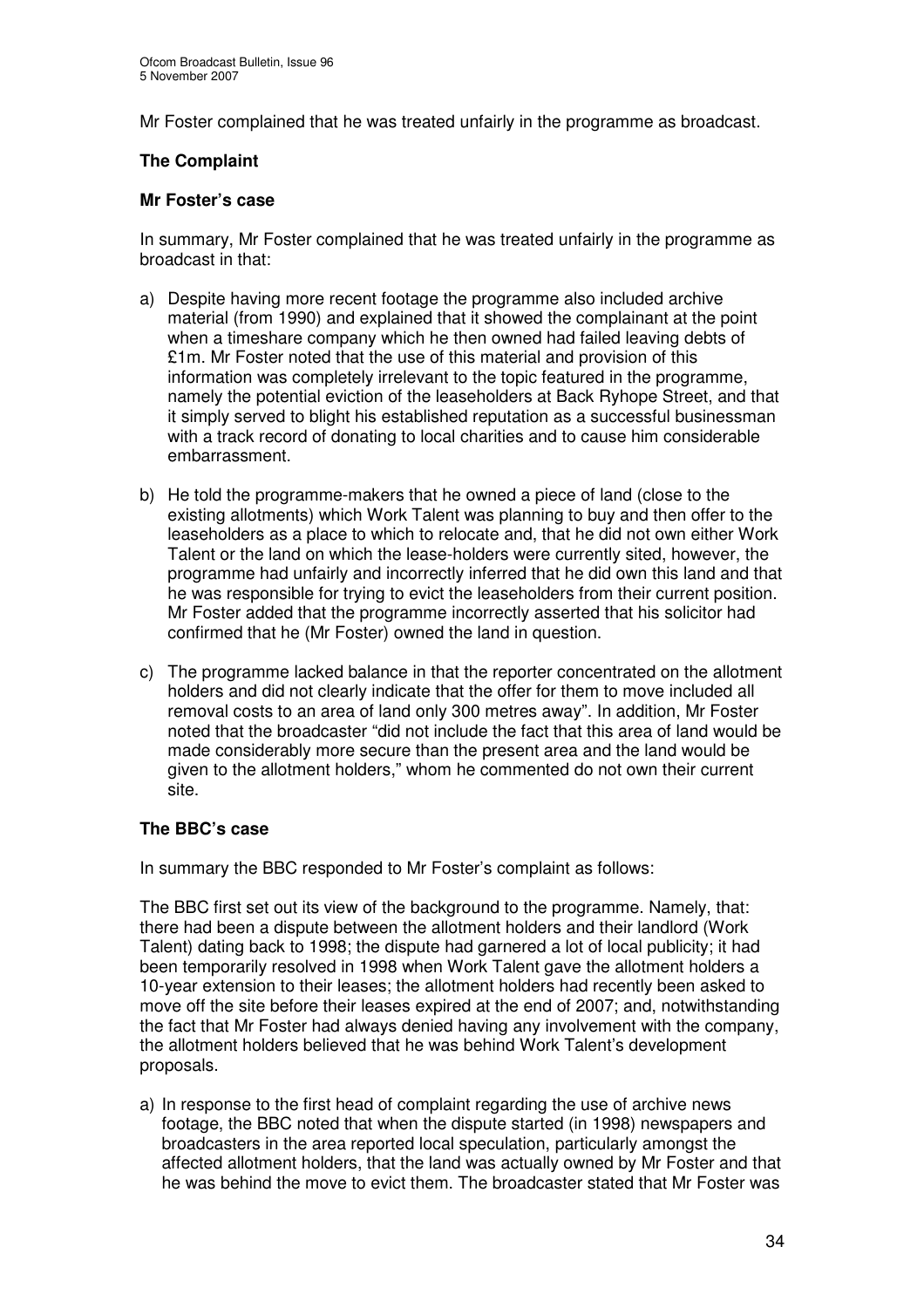Mr Foster complained that he was treated unfairly in the programme as broadcast.

## The Complaint

### Mr Foster's case

In summary, Mr Foster complained that he was treated unfairly in the programme as broadcast in that:

a) Despite having more recent footage the programme also included archive material (from 1990) and explained that it showed the complainant at the point when a timeshare company which he then owned had failed leaving debts of £1m. Mr Foster noted that the use of this material and provision of this information was completely irrelevant to the topic featured in the programme, namely the potential eviction of the leaseholders at Back Ryhope Street, and that it simply served to blight his established reputation as a successful businessman with a track record of donating to local charities and to cause him considerable embarrassment.

b) He told the programme-makers that he owned a piece of land (close to the existing allotments) which Work Talent was planning to buy and then offer to the leaseholders as a place to which to relocate and, that he did not own either Work Talent or the land on which the lease-holders were currently sited, however, the programme had unfairly and incorrectly inferred that he did own this land and that he was responsible for trying to evict the leaseholders from their current position. Mr Foster added that the programme incorrectly asserted that his solicitor had confirmed that he (Mr Foster) owned the land in question.

c) The programme lacked balance in that the reporter concentrated on the allotment holders and did not clearly indicate that the offer for them to move included all removal costs to an area of land only 300 metres away". In addition, Mr Foster noted that the broadcaster "did not include the fact that this area of land would be made considerably more secure than the present area and the land would be given to the allotment holders," whom he commented do not own their current site.

### The BBC's case

In summary the BBC responded to Mr Foster's complaint as follows:

The BBC first set out its view of the background to the programme. Namely, that: there had been a dispute between the allotment holders and their landlord (Work Talent) dating back to 1998; the dispute had garnered a lot of local publicity; it had been temporarily resolved in 1998 when Work Talent gave the allotment holders a 10-year extension to their leases; the allotment holders had recently been asked to move off the site before their leases expired at the end of 2007; and, notwithstanding the fact that Mr Foster had always denied having any involvement with the company, the allotment holders believed that he was behind Work Talent's development proposals.

a) In response to the first head of complaint regarding the use of archive news footage, the BBC noted that when the dispute started (in 1998) newspapers and broadcasters in the area reported local speculation, particularly amongst the affected allotment holders, that the land was actually owned by Mr Foster and that he was behind the move to evict them. The broadcaster stated that Mr Foster was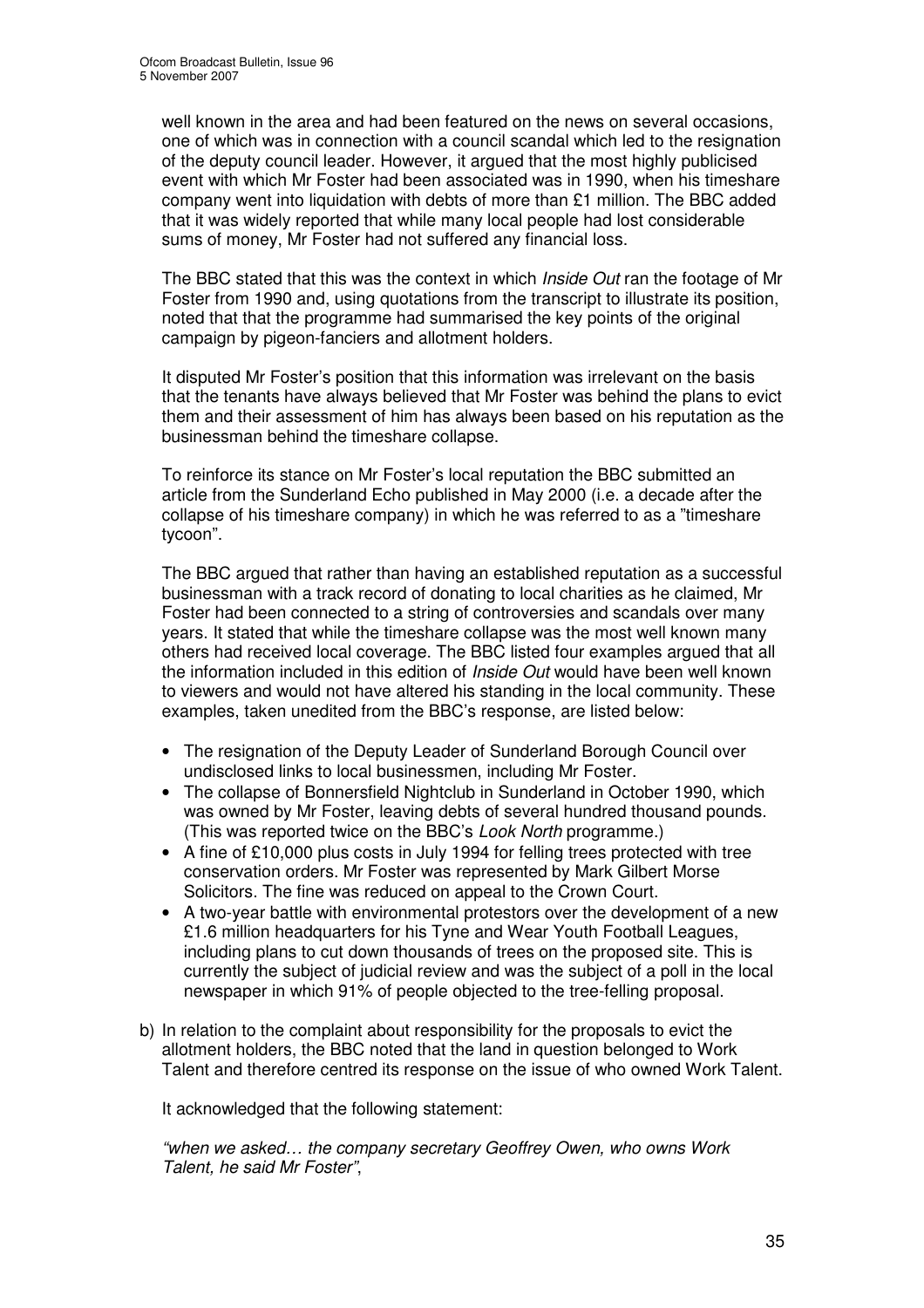well known in the area and had been featured on the news on several occasions, one of which was in connection with a council scandal which led to the resignation of the deputy council leader. However, it argued that the most highly publicised event with which Mr Foster had been associated was in 1990, when his timeshare company went into liquidation with debts of more than £1 million. The BBC added that it was widely reported that while many local people had lost considerable sums of money, Mr Foster had not suffered any financial loss.

The BBC stated that this was the context in which *Inside Out* ran the footage of Mr Foster from 1990 and, using quotations from the transcript to illustrate its position, noted that that the programme had summarised the key points of the original campaign by pigeon-fanciers and allotment holders.

It disputed Mr Foster's position that this information was irrelevant on the basis that the tenants have always believed that Mr Foster was behind the plans to evict them and their assessment of him has always been based on his reputation as the businessman behind the timeshare collapse.

To reinforce its stance on Mr Foster's local reputation the BBC submitted an article from the Sunderland Echo published in May 2000 (i.e. a decade after the collapse of his timeshare company) in which he was referred to as a "timeshare tycoon".

The BBC argued that rather than having an established reputation as a successful businessman with a track record of donating to local charities as he claimed, Mr Foster had been connected to a string of controversies and scandals over many years. It stated that while the timeshare collapse was the most well known many others had received local coverage. The BBC listed four examples argued that all the information included in this edition of *Inside Out* would have been well known to viewers and would not have altered his standing in the local community. These examples, taken unedited from the BBC's response, are listed below:

- The resignation of the Deputy Leader of Sunderland Borough Council over undisclosed links to local businessmen, including Mr Foster.
- The collapse of Bonnersfield Nightclub in Sunderland in October 1990, which was owned by Mr Foster, leaving debts of several hundred thousand pounds. (This was reported twice on the BBC's *Look North* programme.)
- A fine of £10,000 plus costs in July 1994 for felling trees protected with tree conservation orders. Mr Foster was represented by Mark Gilbert Morse Solicitors. The fine was reduced on appeal to the Crown Court.
- A two-year battle with environmental protestors over the development of a new £1.6 million headquarters for his Tyne and Wear Youth Football Leagues, including plans to cut down thousands of trees on the proposed site. This is currently the subject of judicial review and was the subject of a poll in the local newspaper in which 91% of people objected to the tree-felling proposal.

b) In relation to the complaint about responsibility for the proposals to evict the allotment holders, the BBC noted that the land in question belonged to Work Talent and therefore centred its response on the issue of who owned Work Talent.

It acknowledged that the following statement:

*"when we asked… the company secretary Geoffrey Owen, who owns Work Talent, he said Mr Foster"*,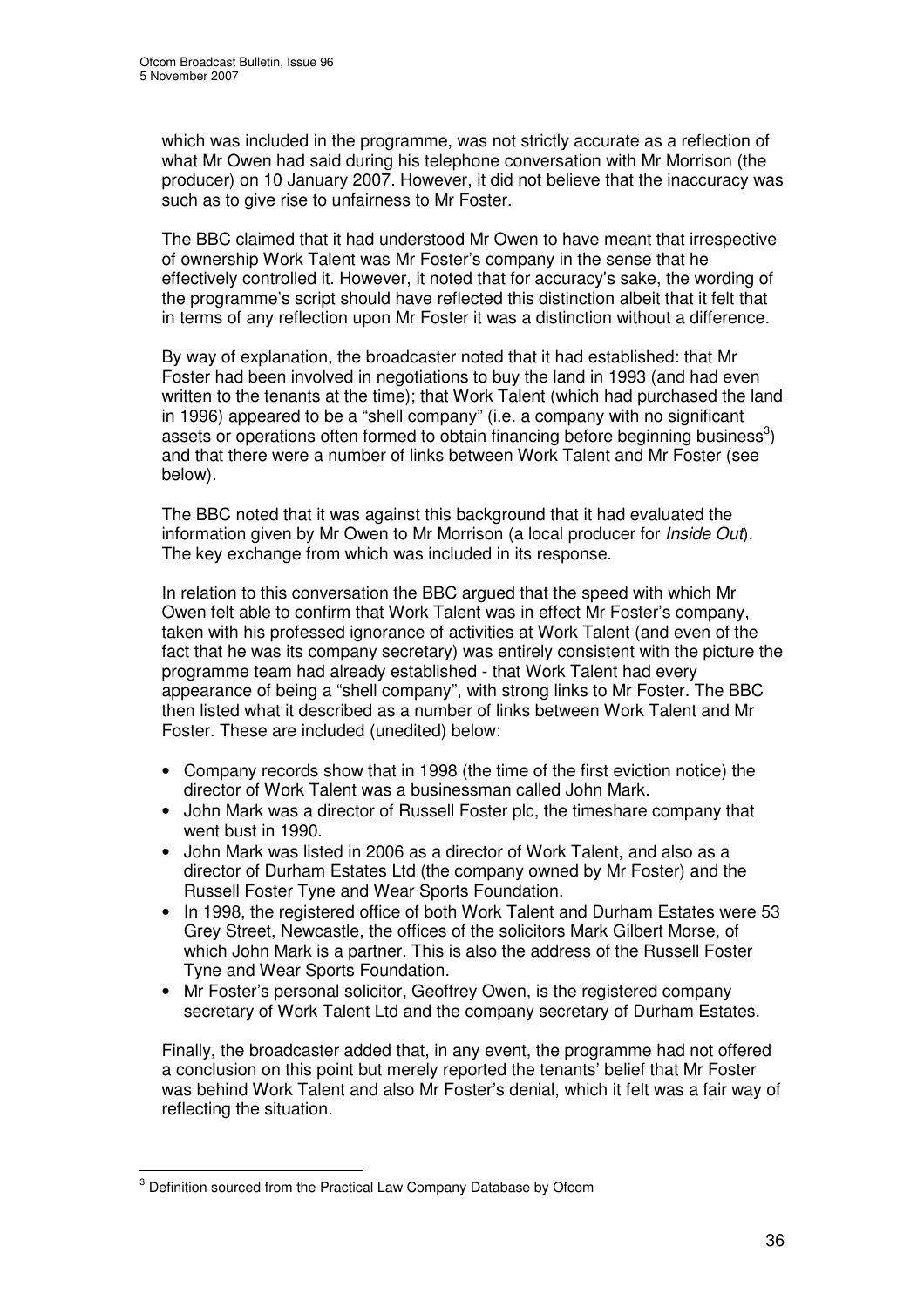which was included in the programme, was not strictly accurate as a reflection of what Mr Owen had said during his telephone conversation with Mr Morrison (the producer) on 10 January 2007. However, it did not believe that the inaccuracy was such as to give rise to unfairness to Mr Foster.

The BBC claimed that it had understood Mr Owen to have meant that irrespective of ownership Work Talent was Mr Foster's company in the sense that he effectively controlled it. However, it noted that for accuracy's sake, the wording of the programme's script should have reflected this distinction albeit that it felt that in terms of any reflection upon Mr Foster it was a distinction without a difference.

By way of explanation, the broadcaster noted that it had established: that Mr Foster had been involved in negotiations to buy the land in 1993 (and had even written to the tenants at the time); that Work Talent (which had purchased the land in 1996) appeared to be a "shell company" (i.e. a company with no significant assets or operations often formed to obtain financing before beginning business[3]) and that there were a number of links between Work Talent and Mr Foster (see below).

The BBC noted that it was against this background that it had evaluated the information given by Mr Owen to Mr Morrison (a local producer for *Inside Out*). The key exchange from which was included in its response.

In relation to this conversation the BBC argued that the speed with which Mr Owen felt able to confirm that Work Talent was in effect Mr Foster's company, taken with his professed ignorance of activities at Work Talent (and even of the fact that he was its company secretary) was entirely consistent with the picture the programme team had already established - that Work Talent had every appearance of being a "shell company", with strong links to Mr Foster. The BBC then listed what it described as a number of links between Work Talent and Mr Foster. These are included (unedited) below:

- Company records show that in 1998 (the time of the first eviction notice) the director of Work Talent was a businessman called John Mark.
- John Mark was a director of Russell Foster plc, the timeshare company that went bust in 1990.
- John Mark was listed in 2006 as a director of Work Talent, and also as a director of Durham Estates Ltd (the company owned by Mr Foster) and the Russell Foster Tyne and Wear Sports Foundation.
- In 1998, the registered office of both Work Talent and Durham Estates were 53 Grey Street, Newcastle, the offices of the solicitors Mark Gilbert Morse, of which John Mark is a partner. This is also the address of the Russell Foster Tyne and Wear Sports Foundation.
- Mr Foster's personal solicitor, Geoffrey Owen, is the registered company secretary of Work Talent Ltd and the company secretary of Durham Estates.

Finally, the broadcaster added that, in any event, the programme had not offered a conclusion on this point but merely reported the tenants' belief that Mr Foster was behind Work Talent and also Mr Foster's denial, which it felt was a fair way of reflecting the situation.

---

[3] Definition sourced from the Practical Law Company Database by Ofcom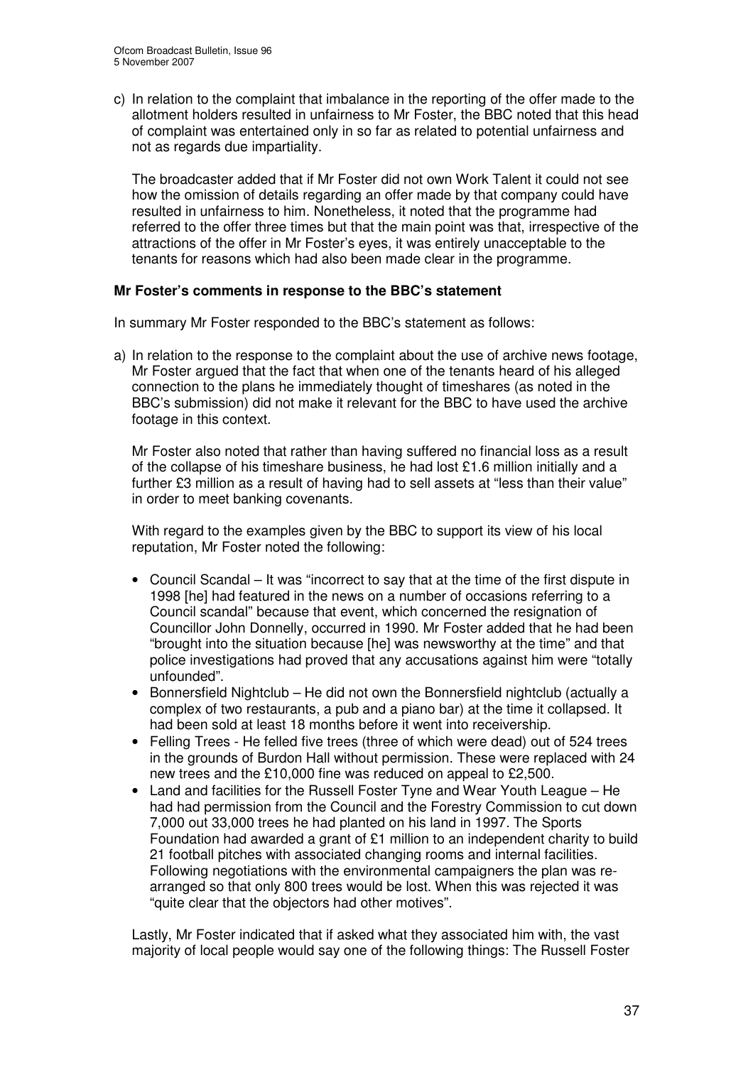c) In relation to the complaint that imbalance in the reporting of the offer made to the allotment holders resulted in unfairness to Mr Foster, the BBC noted that this head of complaint was entertained only in so far as related to potential unfairness and not as regards due impartiality.

   The broadcaster added that if Mr Foster did not own Work Talent it could not see how the omission of details regarding an offer made by that company could have resulted in unfairness to him. Nonetheless, it noted that the programme had referred to the offer three times but that the main point was that, irrespective of the attractions of the offer in Mr Foster's eyes, it was entirely unacceptable to the tenants for reasons which had also been made clear in the programme.

**Mr Foster's comments in response to the BBC's statement**

In summary Mr Foster responded to the BBC's statement as follows:

a) In relation to the response to the complaint about the use of archive news footage, Mr Foster argued that the fact that when one of the tenants heard of his alleged connection to the plans he immediately thought of timeshares (as noted in the BBC's submission) did not make it relevant for the BBC to have used the archive footage in this context.

   Mr Foster also noted that rather than having suffered no financial loss as a result of the collapse of his timeshare business, he had lost £1.6 million initially and a further £3 million as a result of having had to sell assets at "less than their value" in order to meet banking covenants.

   With regard to the examples given by the BBC to support its view of his local reputation, Mr Foster noted the following:

   - Council Scandal – It was "incorrect to say that at the time of the first dispute in 1998 [he] had featured in the news on a number of occasions referring to a Council scandal" because that event, which concerned the resignation of Councillor John Donnelly, occurred in 1990. Mr Foster added that he had been "brought into the situation because [he] was newsworthy at the time" and that police investigations had proved that any accusations against him were "totally unfounded".
   - Bonnersfield Nightclub – He did not own the Bonnersfield nightclub (actually a complex of two restaurants, a pub and a piano bar) at the time it collapsed. It had been sold at least 18 months before it went into receivership.
   - Felling Trees - He felled five trees (three of which were dead) out of 524 trees in the grounds of Burdon Hall without permission. These were replaced with 24 new trees and the £10,000 fine was reduced on appeal to £2,500.
   - Land and facilities for the Russell Foster Tyne and Wear Youth League – He had had permission from the Council and the Forestry Commission to cut down 7,000 out 33,000 trees he had planted on his land in 1997. The Sports Foundation had awarded a grant of £1 million to an independent charity to build 21 football pitches with associated changing rooms and internal facilities. Following negotiations with the environmental campaigners the plan was re-arranged so that only 800 trees would be lost. When this was rejected it was "quite clear that the objectors had other motives".

   Lastly, Mr Foster indicated that if asked what they associated him with, the vast majority of local people would say one of the following things: The Russell Foster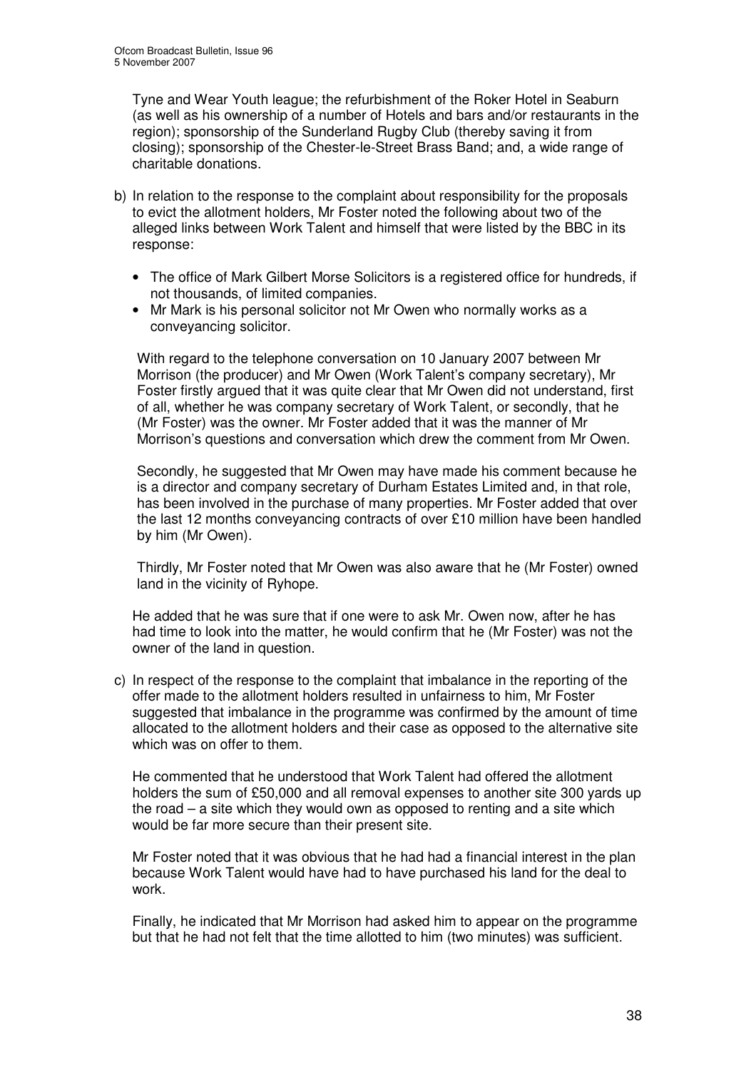Tyne and Wear Youth league; the refurbishment of the Roker Hotel in Seaburn (as well as his ownership of a number of Hotels and bars and/or restaurants in the region); sponsorship of the Sunderland Rugby Club (thereby saving it from closing); sponsorship of the Chester-le-Street Brass Band; and, a wide range of charitable donations.

b) In relation to the response to the complaint about responsibility for the proposals to evict the allotment holders, Mr Foster noted the following about two of the alleged links between Work Talent and himself that were listed by the BBC in its response:

- The office of Mark Gilbert Morse Solicitors is a registered office for hundreds, if not thousands, of limited companies.
- Mr Mark is his personal solicitor not Mr Owen who normally works as a conveyancing solicitor.

With regard to the telephone conversation on 10 January 2007 between Mr Morrison (the producer) and Mr Owen (Work Talent's company secretary), Mr Foster firstly argued that it was quite clear that Mr Owen did not understand, first of all, whether he was company secretary of Work Talent, or secondly, that he (Mr Foster) was the owner. Mr Foster added that it was the manner of Mr Morrison's questions and conversation which drew the comment from Mr Owen.

Secondly, he suggested that Mr Owen may have made his comment because he is a director and company secretary of Durham Estates Limited and, in that role, has been involved in the purchase of many properties. Mr Foster added that over the last 12 months conveyancing contracts of over £10 million have been handled by him (Mr Owen).

Thirdly, Mr Foster noted that Mr Owen was also aware that he (Mr Foster) owned land in the vicinity of Ryhope.

He added that he was sure that if one were to ask Mr. Owen now, after he has had time to look into the matter, he would confirm that he (Mr Foster) was not the owner of the land in question.

c) In respect of the response to the complaint that imbalance in the reporting of the offer made to the allotment holders resulted in unfairness to him, Mr Foster suggested that imbalance in the programme was confirmed by the amount of time allocated to the allotment holders and their case as opposed to the alternative site which was on offer to them.

He commented that he understood that Work Talent had offered the allotment holders the sum of £50,000 and all removal expenses to another site 300 yards up the road – a site which they would own as opposed to renting and a site which would be far more secure than their present site.

Mr Foster noted that it was obvious that he had had a financial interest in the plan because Work Talent would have had to have purchased his land for the deal to work.

Finally, he indicated that Mr Morrison had asked him to appear on the programme but that he had not felt that the time allotted to him (two minutes) was sufficient.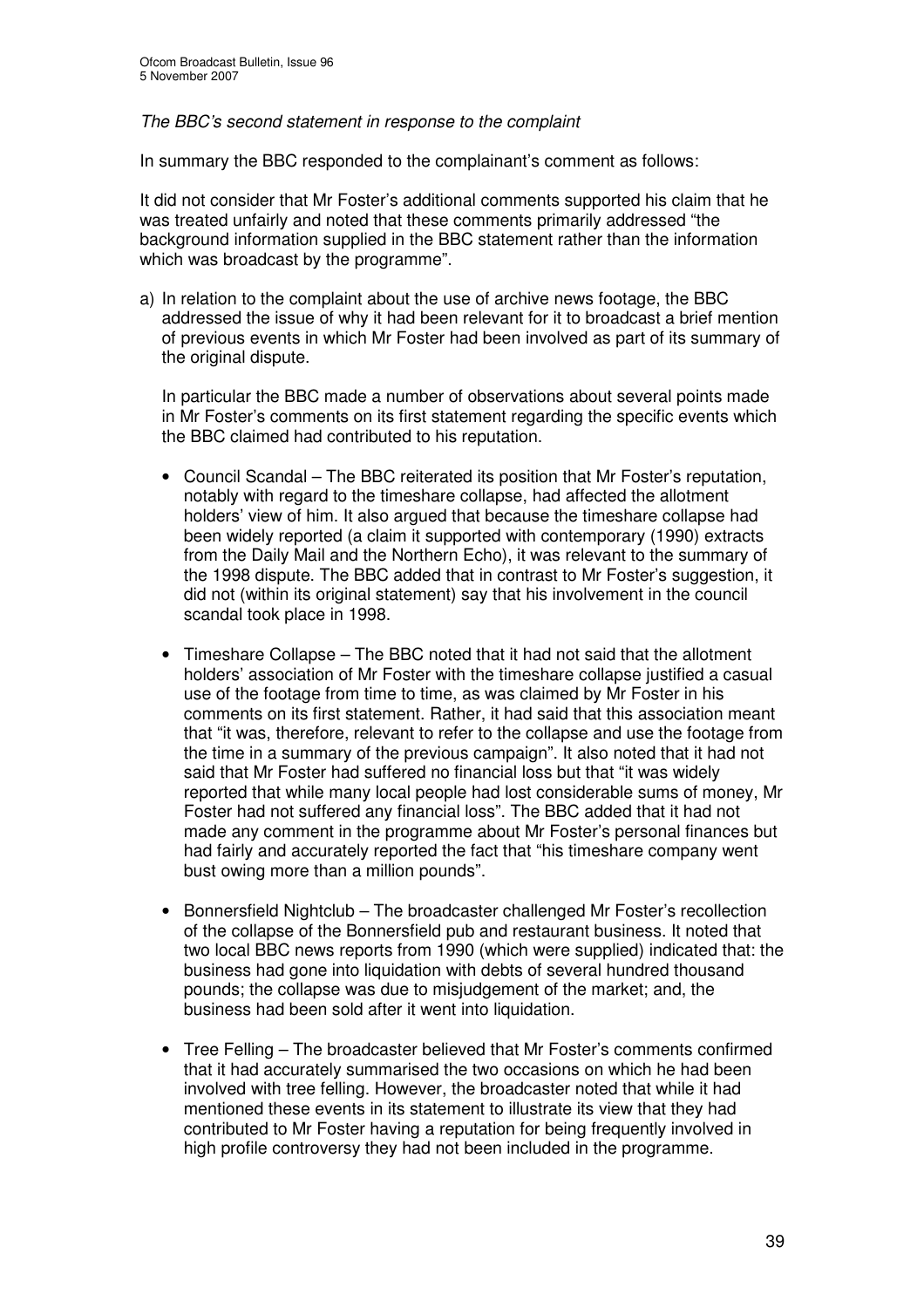*The BBC's second statement in response to the complaint*

In summary the BBC responded to the complainant's comment as follows:

It did not consider that Mr Foster's additional comments supported his claim that he was treated unfairly and noted that these comments primarily addressed "the background information supplied in the BBC statement rather than the information which was broadcast by the programme".

a) In relation to the complaint about the use of archive news footage, the BBC addressed the issue of why it had been relevant for it to broadcast a brief mention of previous events in which Mr Foster had been involved as part of its summary of the original dispute.

   In particular the BBC made a number of observations about several points made in Mr Foster's comments on its first statement regarding the specific events which the BBC claimed had contributed to his reputation.

   - Council Scandal – The BBC reiterated its position that Mr Foster's reputation, notably with regard to the timeshare collapse, had affected the allotment holders' view of him. It also argued that because the timeshare collapse had been widely reported (a claim it supported with contemporary (1990) extracts from the Daily Mail and the Northern Echo), it was relevant to the summary of the 1998 dispute. The BBC added that in contrast to Mr Foster's suggestion, it did not (within its original statement) say that his involvement in the council scandal took place in 1998.

   - Timeshare Collapse – The BBC noted that it had not said that the allotment holders' association of Mr Foster with the timeshare collapse justified a casual use of the footage from time to time, as was claimed by Mr Foster in his comments on its first statement. Rather, it had said that this association meant that "it was, therefore, relevant to refer to the collapse and use the footage from the time in a summary of the previous campaign". It also noted that it had not said that Mr Foster had suffered no financial loss but that "it was widely reported that while many local people had lost considerable sums of money, Mr Foster had not suffered any financial loss". The BBC added that it had not made any comment in the programme about Mr Foster's personal finances but had fairly and accurately reported the fact that "his timeshare company went bust owing more than a million pounds".

   - Bonnersfield Nightclub – The broadcaster challenged Mr Foster's recollection of the collapse of the Bonnersfield pub and restaurant business. It noted that two local BBC news reports from 1990 (which were supplied) indicated that: the business had gone into liquidation with debts of several hundred thousand pounds; the collapse was due to misjudgement of the market; and, the business had been sold after it went into liquidation.

   - Tree Felling – The broadcaster believed that Mr Foster's comments confirmed that it had accurately summarised the two occasions on which he had been involved with tree felling. However, the broadcaster noted that while it had mentioned these events in its statement to illustrate its view that they had contributed to Mr Foster having a reputation for being frequently involved in high profile controversy they had not been included in the programme.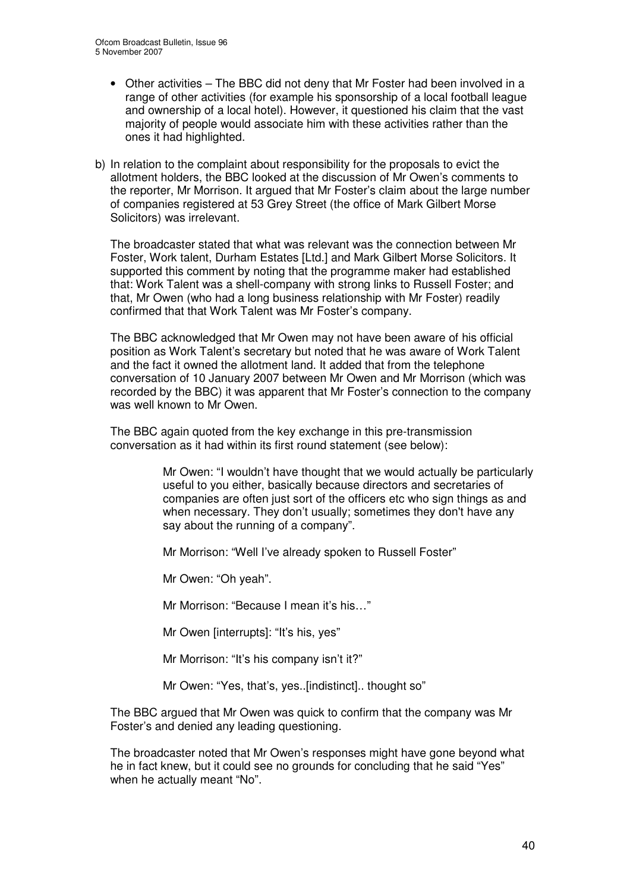- Other activities – The BBC did not deny that Mr Foster had been involved in a range of other activities (for example his sponsorship of a local football league and ownership of a local hotel). However, it questioned his claim that the vast majority of people would associate him with these activities rather than the ones it had highlighted.

b) In relation to the complaint about responsibility for the proposals to evict the allotment holders, the BBC looked at the discussion of Mr Owen's comments to the reporter, Mr Morrison. It argued that Mr Foster's claim about the large number of companies registered at 53 Grey Street (the office of Mark Gilbert Morse Solicitors) was irrelevant.

The broadcaster stated that what was relevant was the connection between Mr Foster, Work talent, Durham Estates [Ltd.] and Mark Gilbert Morse Solicitors. It supported this comment by noting that the programme maker had established that: Work Talent was a shell-company with strong links to Russell Foster; and that, Mr Owen (who had a long business relationship with Mr Foster) readily confirmed that that Work Talent was Mr Foster's company.

The BBC acknowledged that Mr Owen may not have been aware of his official position as Work Talent's secretary but noted that he was aware of Work Talent and the fact it owned the allotment land. It added that from the telephone conversation of 10 January 2007 between Mr Owen and Mr Morrison (which was recorded by the BBC) it was apparent that Mr Foster's connection to the company was well known to Mr Owen.

The BBC again quoted from the key exchange in this pre-transmission conversation as it had within its first round statement (see below):

> Mr Owen: "I wouldn't have thought that we would actually be particularly useful to you either, basically because directors and secretaries of companies are often just sort of the officers etc who sign things as and when necessary. They don't usually; sometimes they don't have any say about the running of a company".
>
> Mr Morrison: "Well I've already spoken to Russell Foster"
>
> Mr Owen: "Oh yeah".
>
> Mr Morrison: "Because I mean it's his…"
>
> Mr Owen [interrupts]: "It's his, yes"
>
> Mr Morrison: "It's his company isn't it?"
>
> Mr Owen: "Yes, that's, yes..[indistinct].. thought so"

The BBC argued that Mr Owen was quick to confirm that the company was Mr Foster's and denied any leading questioning.

The broadcaster noted that Mr Owen's responses might have gone beyond what he in fact knew, but it could see no grounds for concluding that he said "Yes" when he actually meant "No".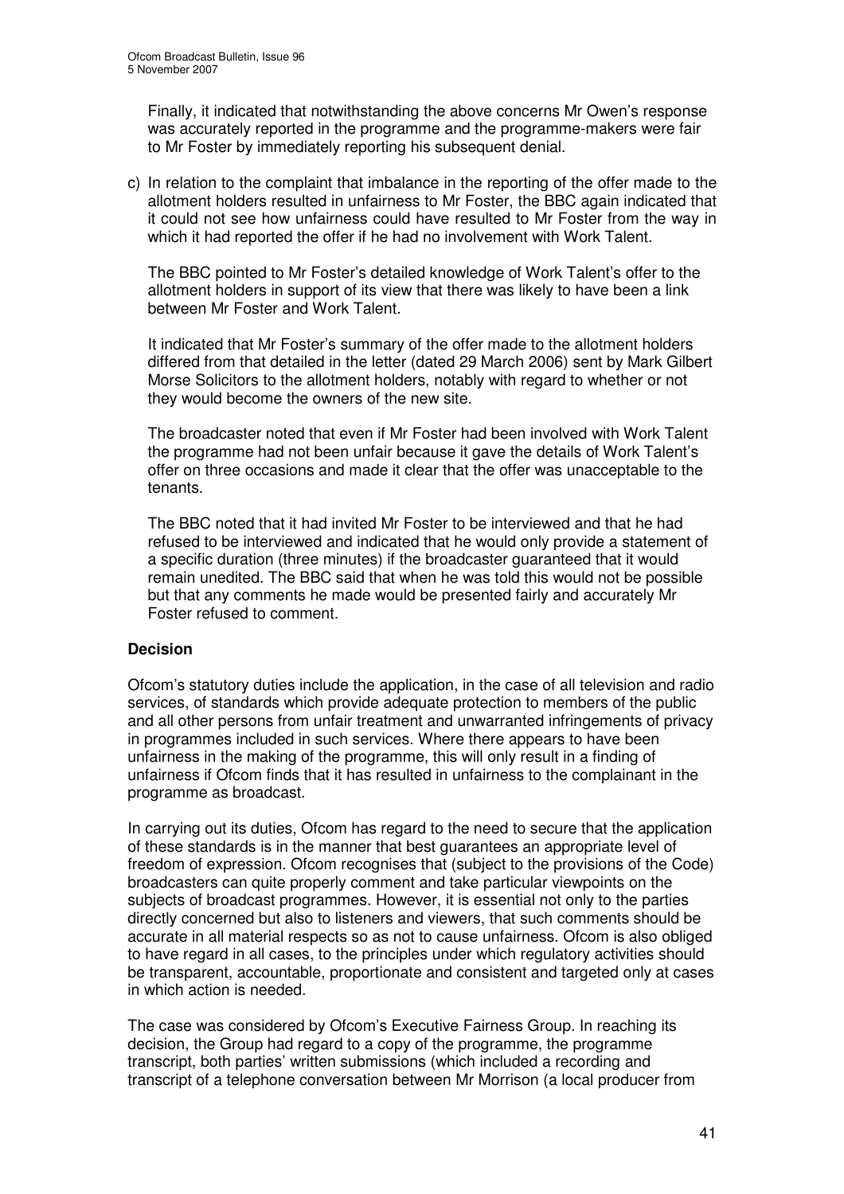Finally, it indicated that notwithstanding the above concerns Mr Owen's response was accurately reported in the programme and the programme-makers were fair to Mr Foster by immediately reporting his subsequent denial.

c) In relation to the complaint that imbalance in the reporting of the offer made to the allotment holders resulted in unfairness to Mr Foster, the BBC again indicated that it could not see how unfairness could have resulted to Mr Foster from the way in which it had reported the offer if he had no involvement with Work Talent.

   The BBC pointed to Mr Foster's detailed knowledge of Work Talent's offer to the allotment holders in support of its view that there was likely to have been a link between Mr Foster and Work Talent.

   It indicated that Mr Foster's summary of the offer made to the allotment holders differed from that detailed in the letter (dated 29 March 2006) sent by Mark Gilbert Morse Solicitors to the allotment holders, notably with regard to whether or not they would become the owners of the new site.

   The broadcaster noted that even if Mr Foster had been involved with Work Talent the programme had not been unfair because it gave the details of Work Talent's offer on three occasions and made it clear that the offer was unacceptable to the tenants.

   The BBC noted that it had invited Mr Foster to be interviewed and that he had refused to be interviewed and indicated that he would only provide a statement of a specific duration (three minutes) if the broadcaster guaranteed that it would remain unedited. The BBC said that when he was told this would not be possible but that any comments he made would be presented fairly and accurately Mr Foster refused to comment.

**Decision**

Ofcom's statutory duties include the application, in the case of all television and radio services, of standards which provide adequate protection to members of the public and all other persons from unfair treatment and unwarranted infringements of privacy in programmes included in such services. Where there appears to have been unfairness in the making of the programme, this will only result in a finding of unfairness if Ofcom finds that it has resulted in unfairness to the complainant in the programme as broadcast.

In carrying out its duties, Ofcom has regard to the need to secure that the application of these standards is in the manner that best guarantees an appropriate level of freedom of expression. Ofcom recognises that (subject to the provisions of the Code) broadcasters can quite properly comment and take particular viewpoints on the subjects of broadcast programmes. However, it is essential not only to the parties directly concerned but also to listeners and viewers, that such comments should be accurate in all material respects so as not to cause unfairness. Ofcom is also obliged to have regard in all cases, to the principles under which regulatory activities should be transparent, accountable, proportionate and consistent and targeted only at cases in which action is needed.

The case was considered by Ofcom's Executive Fairness Group. In reaching its decision, the Group had regard to a copy of the programme, the programme transcript, both parties' written submissions (which included a recording and transcript of a telephone conversation between Mr Morrison (a local producer from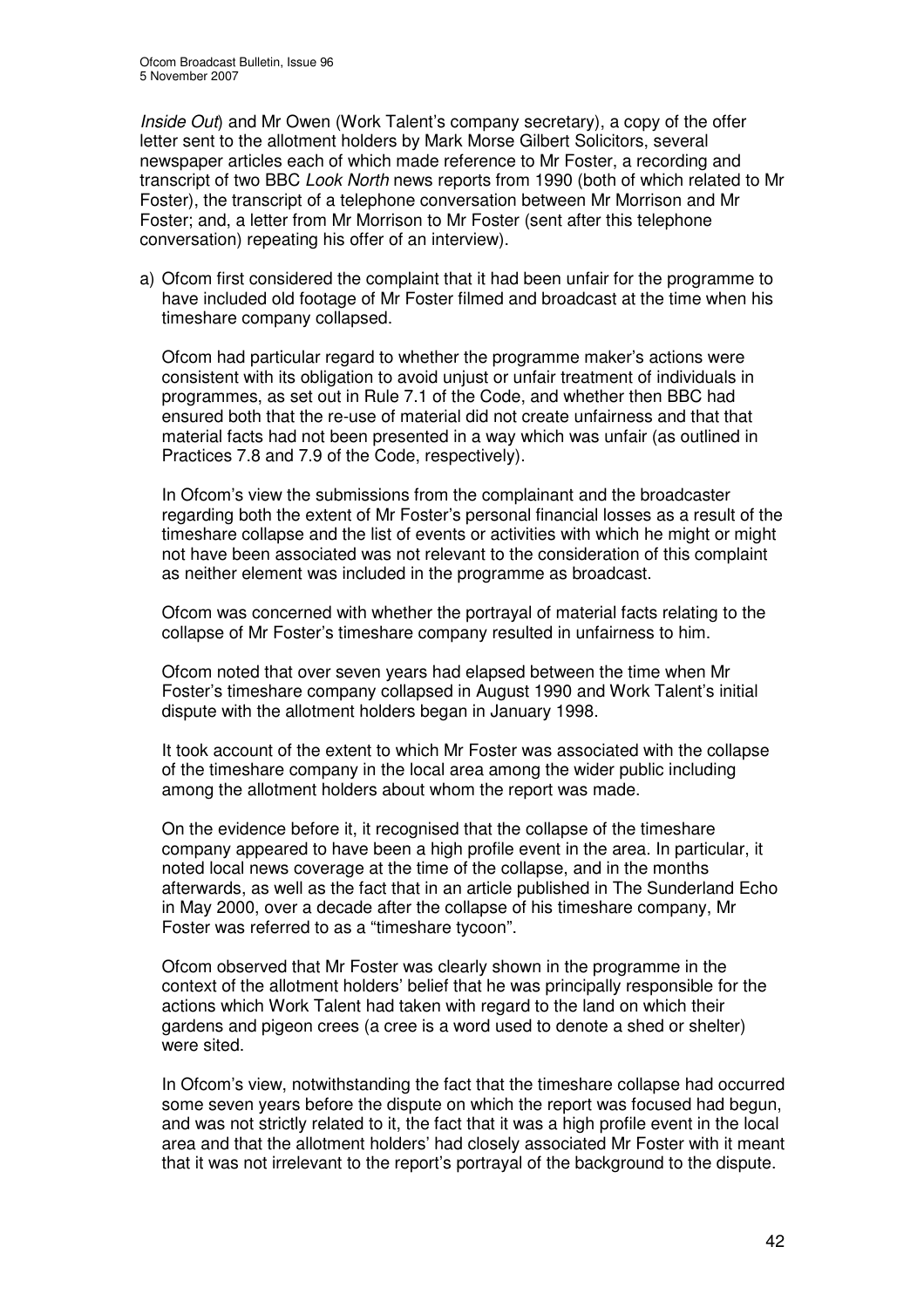*Inside Out*) and Mr Owen (Work Talent's company secretary), a copy of the offer letter sent to the allotment holders by Mark Morse Gilbert Solicitors, several newspaper articles each of which made reference to Mr Foster, a recording and transcript of two BBC *Look North* news reports from 1990 (both of which related to Mr Foster), the transcript of a telephone conversation between Mr Morrison and Mr Foster; and, a letter from Mr Morrison to Mr Foster (sent after this telephone conversation) repeating his offer of an interview).

a) Ofcom first considered the complaint that it had been unfair for the programme to have included old footage of Mr Foster filmed and broadcast at the time when his timeshare company collapsed.

   Ofcom had particular regard to whether the programme maker's actions were consistent with its obligation to avoid unjust or unfair treatment of individuals in programmes, as set out in Rule 7.1 of the Code, and whether then BBC had ensured both that the re-use of material did not create unfairness and that that material facts had not been presented in a way which was unfair (as outlined in Practices 7.8 and 7.9 of the Code, respectively).

   In Ofcom's view the submissions from the complainant and the broadcaster regarding both the extent of Mr Foster's personal financial losses as a result of the timeshare collapse and the list of events or activities with which he might or might not have been associated was not relevant to the consideration of this complaint as neither element was included in the programme as broadcast.

   Ofcom was concerned with whether the portrayal of material facts relating to the collapse of Mr Foster's timeshare company resulted in unfairness to him.

   Ofcom noted that over seven years had elapsed between the time when Mr Foster's timeshare company collapsed in August 1990 and Work Talent's initial dispute with the allotment holders began in January 1998.

   It took account of the extent to which Mr Foster was associated with the collapse of the timeshare company in the local area among the wider public including among the allotment holders about whom the report was made.

   On the evidence before it, it recognised that the collapse of the timeshare company appeared to have been a high profile event in the area. In particular, it noted local news coverage at the time of the collapse, and in the months afterwards, as well as the fact that in an article published in The Sunderland Echo in May 2000, over a decade after the collapse of his timeshare company, Mr Foster was referred to as a "timeshare tycoon".

   Ofcom observed that Mr Foster was clearly shown in the programme in the context of the allotment holders' belief that he was principally responsible for the actions which Work Talent had taken with regard to the land on which their gardens and pigeon crees (a cree is a word used to denote a shed or shelter) were sited.

   In Ofcom's view, notwithstanding the fact that the timeshare collapse had occurred some seven years before the dispute on which the report was focused had begun, and was not strictly related to it, the fact that it was a high profile event in the local area and that the allotment holders' had closely associated Mr Foster with it meant that it was not irrelevant to the report's portrayal of the background to the dispute.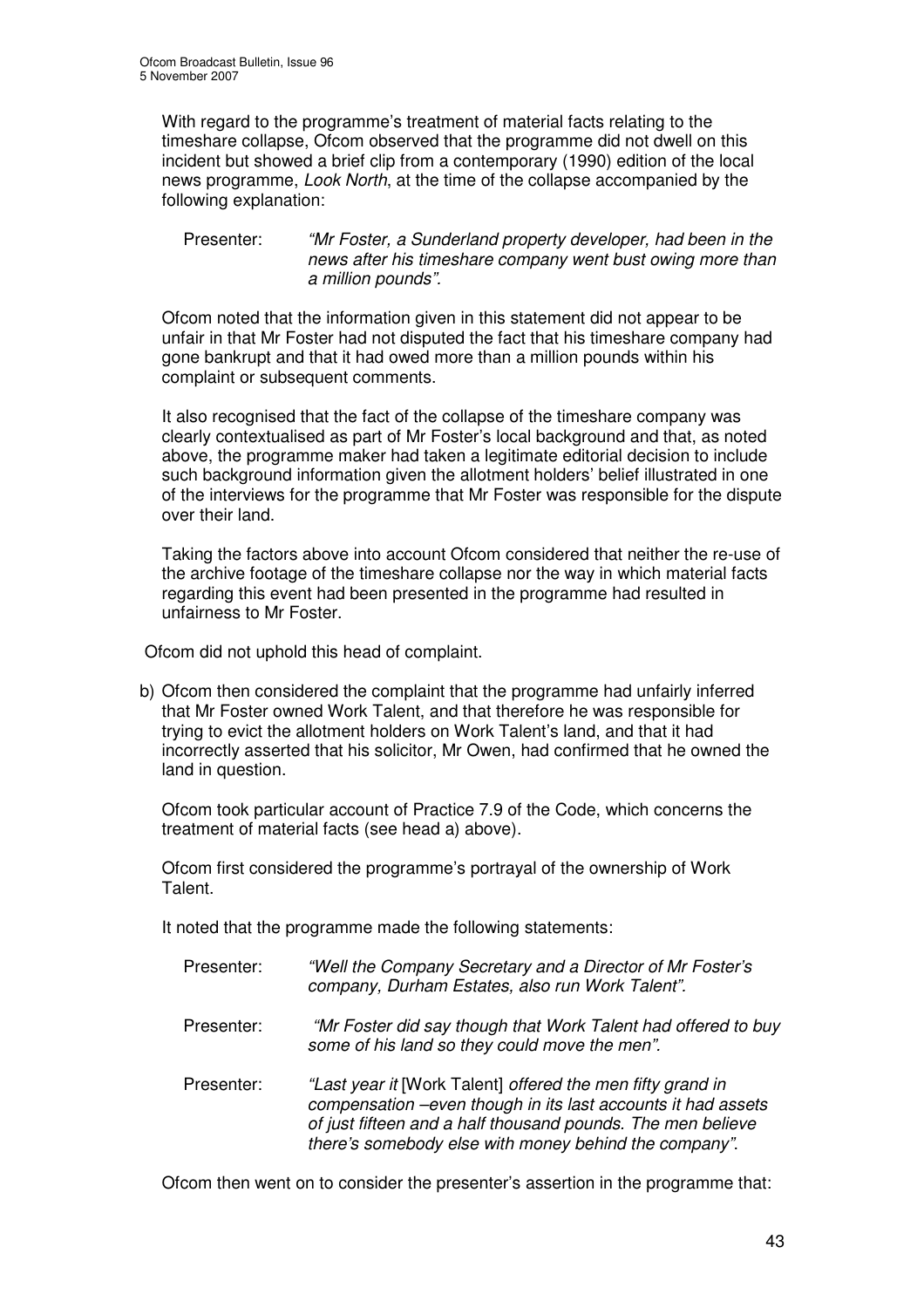With regard to the programme's treatment of material facts relating to the timeshare collapse, Ofcom observed that the programme did not dwell on this incident but showed a brief clip from a contemporary (1990) edition of the local news programme, *Look North*, at the time of the collapse accompanied by the following explanation:

Presenter: *"Mr Foster, a Sunderland property developer, had been in the news after his timeshare company went bust owing more than a million pounds".*

Ofcom noted that the information given in this statement did not appear to be unfair in that Mr Foster had not disputed the fact that his timeshare company had gone bankrupt and that it had owed more than a million pounds within his complaint or subsequent comments.

It also recognised that the fact of the collapse of the timeshare company was clearly contextualised as part of Mr Foster's local background and that, as noted above, the programme maker had taken a legitimate editorial decision to include such background information given the allotment holders' belief illustrated in one of the interviews for the programme that Mr Foster was responsible for the dispute over their land.

Taking the factors above into account Ofcom considered that neither the re-use of the archive footage of the timeshare collapse nor the way in which material facts regarding this event had been presented in the programme had resulted in unfairness to Mr Foster.

Ofcom did not uphold this head of complaint.

b) Ofcom then considered the complaint that the programme had unfairly inferred that Mr Foster owned Work Talent, and that therefore he was responsible for trying to evict the allotment holders on Work Talent's land, and that it had incorrectly asserted that his solicitor, Mr Owen, had confirmed that he owned the land in question.

Ofcom took particular account of Practice 7.9 of the Code, which concerns the treatment of material facts (see head a) above).

Ofcom first considered the programme's portrayal of the ownership of Work Talent.

It noted that the programme made the following statements:

Presenter: *"Well the Company Secretary and a Director of Mr Foster's company, Durham Estates, also run Work Talent".*

Presenter: *"Mr Foster did say though that Work Talent had offered to buy some of his land so they could move the men".*

Presenter: *"Last year it* [Work Talent] *offered the men fifty grand in compensation –even though in its last accounts it had assets of just fifteen and a half thousand pounds. The men believe there's somebody else with money behind the company".*

Ofcom then went on to consider the presenter's assertion in the programme that: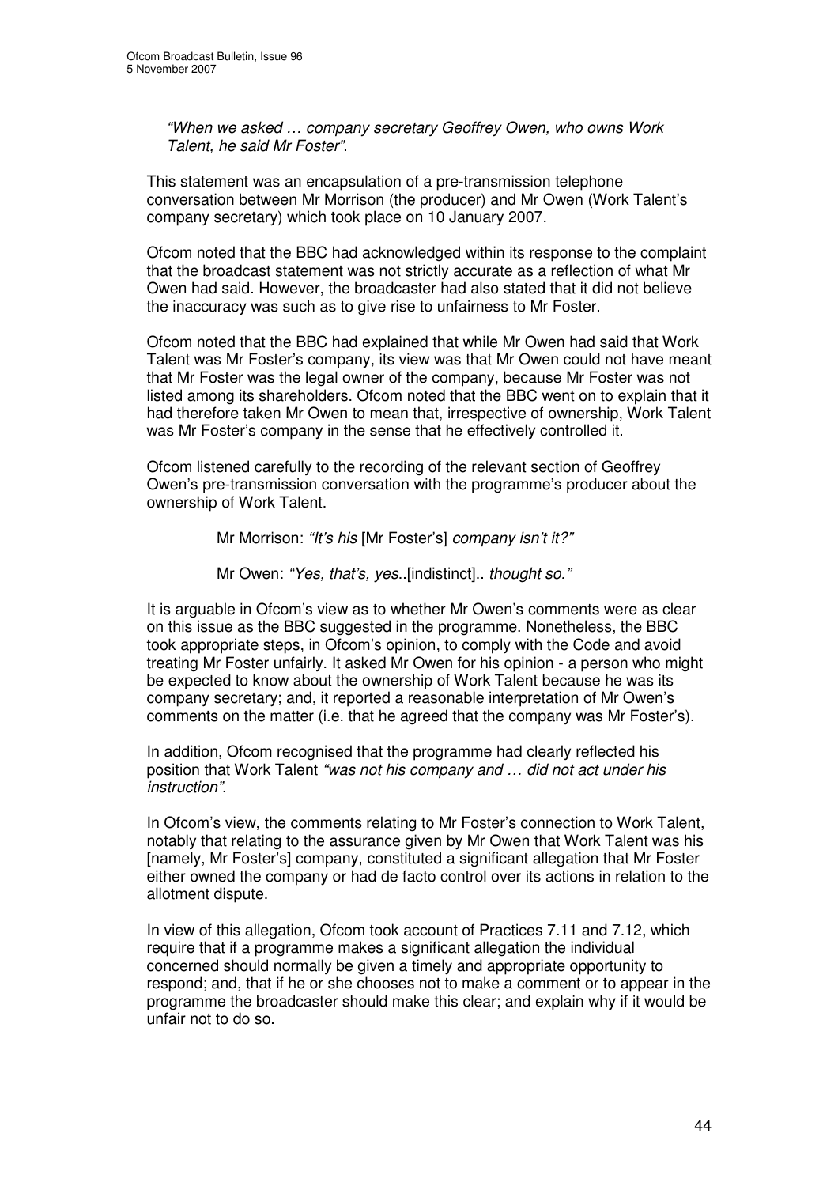*"When we asked … company secretary Geoffrey Owen, who owns Work Talent, he said Mr Foster".*

This statement was an encapsulation of a pre-transmission telephone conversation between Mr Morrison (the producer) and Mr Owen (Work Talent's company secretary) which took place on 10 January 2007.

Ofcom noted that the BBC had acknowledged within its response to the complaint that the broadcast statement was not strictly accurate as a reflection of what Mr Owen had said. However, the broadcaster had also stated that it did not believe the inaccuracy was such as to give rise to unfairness to Mr Foster.

Ofcom noted that the BBC had explained that while Mr Owen had said that Work Talent was Mr Foster's company, its view was that Mr Owen could not have meant that Mr Foster was the legal owner of the company, because Mr Foster was not listed among its shareholders. Ofcom noted that the BBC went on to explain that it had therefore taken Mr Owen to mean that, irrespective of ownership, Work Talent was Mr Foster's company in the sense that he effectively controlled it.

Ofcom listened carefully to the recording of the relevant section of Geoffrey Owen's pre-transmission conversation with the programme's producer about the ownership of Work Talent.

> Mr Morrison: *"It's his* [Mr Foster's] *company isn't it?"*
>
> Mr Owen: *"Yes, that's, yes*..[indistinct].. *thought so."*

It is arguable in Ofcom's view as to whether Mr Owen's comments were as clear on this issue as the BBC suggested in the programme. Nonetheless, the BBC took appropriate steps, in Ofcom's opinion, to comply with the Code and avoid treating Mr Foster unfairly. It asked Mr Owen for his opinion - a person who might be expected to know about the ownership of Work Talent because he was its company secretary; and, it reported a reasonable interpretation of Mr Owen's comments on the matter (i.e. that he agreed that the company was Mr Foster's).

In addition, Ofcom recognised that the programme had clearly reflected his position that Work Talent *"was not his company and … did not act under his instruction"*.

In Ofcom's view, the comments relating to Mr Foster's connection to Work Talent, notably that relating to the assurance given by Mr Owen that Work Talent was his [namely, Mr Foster's] company, constituted a significant allegation that Mr Foster either owned the company or had de facto control over its actions in relation to the allotment dispute.

In view of this allegation, Ofcom took account of Practices 7.11 and 7.12, which require that if a programme makes a significant allegation the individual concerned should normally be given a timely and appropriate opportunity to respond; and, that if he or she chooses not to make a comment or to appear in the programme the broadcaster should make this clear; and explain why if it would be unfair not to do so.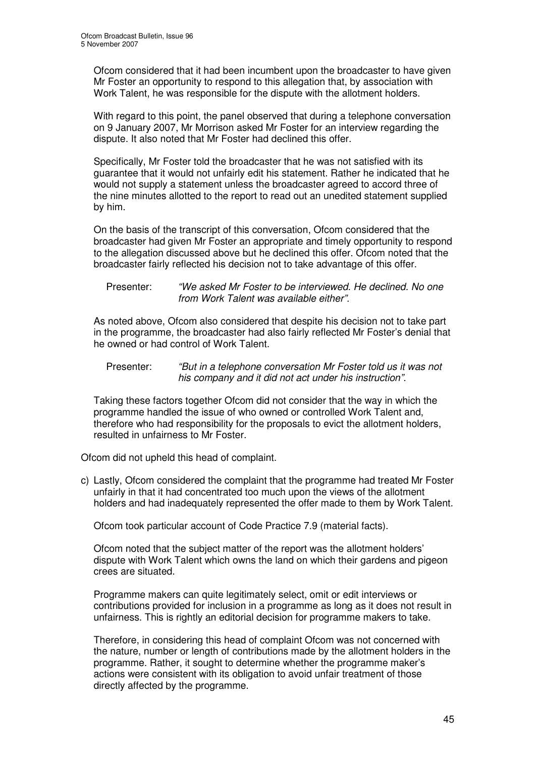Ofcom considered that it had been incumbent upon the broadcaster to have given Mr Foster an opportunity to respond to this allegation that, by association with Work Talent, he was responsible for the dispute with the allotment holders.

With regard to this point, the panel observed that during a telephone conversation on 9 January 2007, Mr Morrison asked Mr Foster for an interview regarding the dispute. It also noted that Mr Foster had declined this offer.

Specifically, Mr Foster told the broadcaster that he was not satisfied with its guarantee that it would not unfairly edit his statement. Rather he indicated that he would not supply a statement unless the broadcaster agreed to accord three of the nine minutes allotted to the report to read out an unedited statement supplied by him.

On the basis of the transcript of this conversation, Ofcom considered that the broadcaster had given Mr Foster an appropriate and timely opportunity to respond to the allegation discussed above but he declined this offer. Ofcom noted that the broadcaster fairly reflected his decision not to take advantage of this offer.

> Presenter: *"We asked Mr Foster to be interviewed. He declined. No one from Work Talent was available either".*

As noted above, Ofcom also considered that despite his decision not to take part in the programme, the broadcaster had also fairly reflected Mr Foster's denial that he owned or had control of Work Talent.

> Presenter: *"But in a telephone conversation Mr Foster told us it was not his company and it did not act under his instruction".*

Taking these factors together Ofcom did not consider that the way in which the programme handled the issue of who owned or controlled Work Talent and, therefore who had responsibility for the proposals to evict the allotment holders, resulted in unfairness to Mr Foster.

Ofcom did not upheld this head of complaint.

c) Lastly, Ofcom considered the complaint that the programme had treated Mr Foster unfairly in that it had concentrated too much upon the views of the allotment holders and had inadequately represented the offer made to them by Work Talent.

Ofcom took particular account of Code Practice 7.9 (material facts).

Ofcom noted that the subject matter of the report was the allotment holders' dispute with Work Talent which owns the land on which their gardens and pigeon crees are situated.

Programme makers can quite legitimately select, omit or edit interviews or contributions provided for inclusion in a programme as long as it does not result in unfairness. This is rightly an editorial decision for programme makers to take.

Therefore, in considering this head of complaint Ofcom was not concerned with the nature, number or length of contributions made by the allotment holders in the programme. Rather, it sought to determine whether the programme maker's actions were consistent with its obligation to avoid unfair treatment of those directly affected by the programme.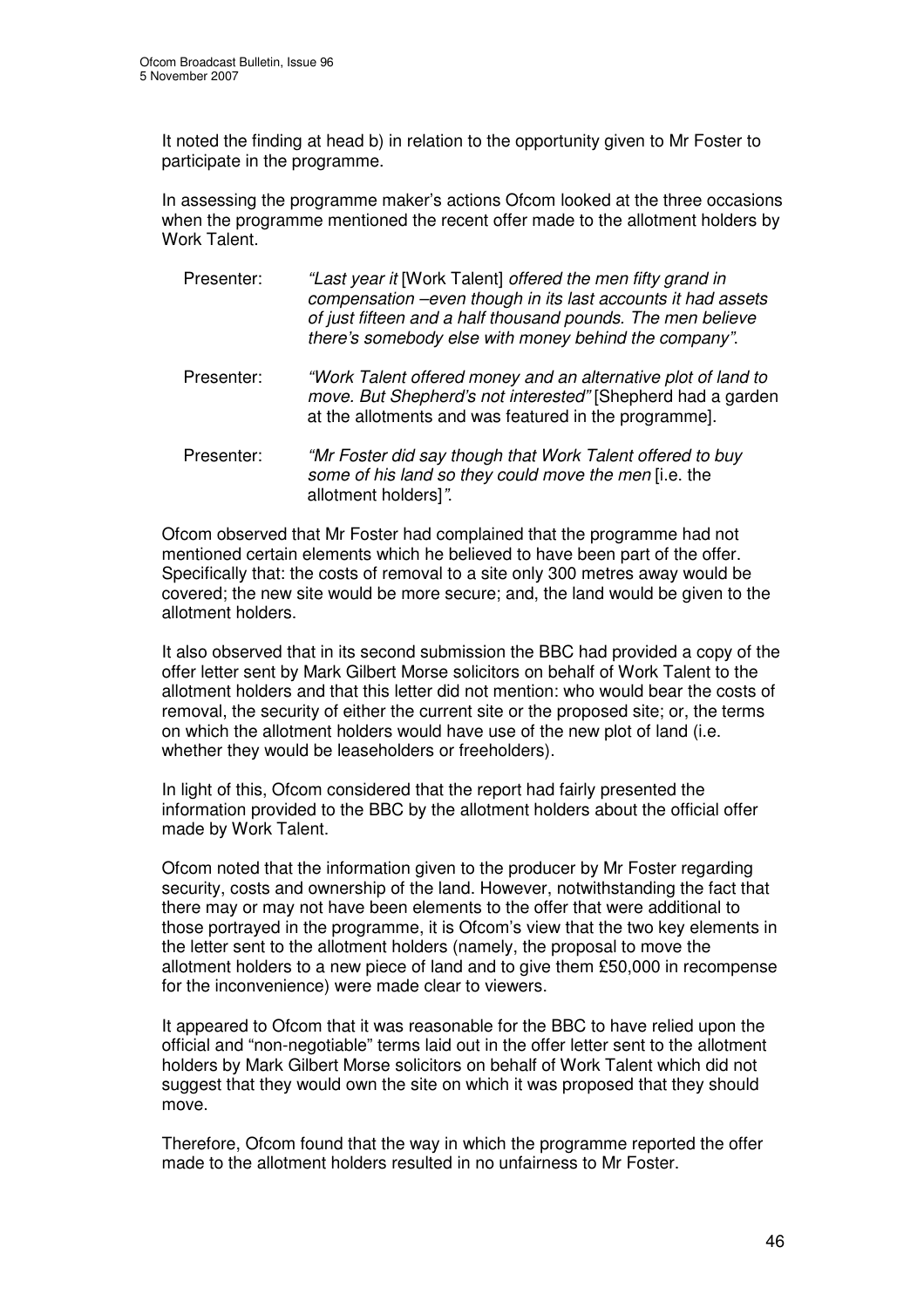It noted the finding at head b) in relation to the opportunity given to Mr Foster to participate in the programme.

In assessing the programme maker's actions Ofcom looked at the three occasions when the programme mentioned the recent offer made to the allotment holders by Work Talent.

> Presenter: *"Last year it* [Work Talent] *offered the men fifty grand in compensation –even though in its last accounts it had assets of just fifteen and a half thousand pounds. The men believe there's somebody else with money behind the company".*

> Presenter: *"Work Talent offered money and an alternative plot of land to move. But Shepherd's not interested"* [Shepherd had a garden at the allotments and was featured in the programme].

> Presenter: *"Mr Foster did say though that Work Talent offered to buy some of his land so they could move the men* [i.e. the allotment holders]*".*

Ofcom observed that Mr Foster had complained that the programme had not mentioned certain elements which he believed to have been part of the offer. Specifically that: the costs of removal to a site only 300 metres away would be covered; the new site would be more secure; and, the land would be given to the allotment holders.

It also observed that in its second submission the BBC had provided a copy of the offer letter sent by Mark Gilbert Morse solicitors on behalf of Work Talent to the allotment holders and that this letter did not mention: who would bear the costs of removal, the security of either the current site or the proposed site; or, the terms on which the allotment holders would have use of the new plot of land (i.e. whether they would be leaseholders or freeholders).

In light of this, Ofcom considered that the report had fairly presented the information provided to the BBC by the allotment holders about the official offer made by Work Talent.

Ofcom noted that the information given to the producer by Mr Foster regarding security, costs and ownership of the land. However, notwithstanding the fact that there may or may not have been elements to the offer that were additional to those portrayed in the programme, it is Ofcom's view that the two key elements in the letter sent to the allotment holders (namely, the proposal to move the allotment holders to a new piece of land and to give them £50,000 in recompense for the inconvenience) were made clear to viewers.

It appeared to Ofcom that it was reasonable for the BBC to have relied upon the official and "non-negotiable" terms laid out in the offer letter sent to the allotment holders by Mark Gilbert Morse solicitors on behalf of Work Talent which did not suggest that they would own the site on which it was proposed that they should move.

Therefore, Ofcom found that the way in which the programme reported the offer made to the allotment holders resulted in no unfairness to Mr Foster.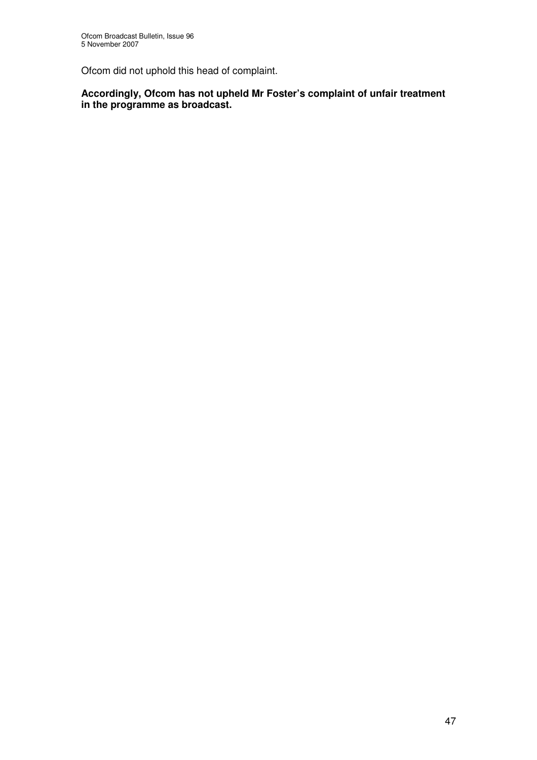Ofcom did not uphold this head of complaint.

**Accordingly, Ofcom has not upheld Mr Foster's complaint of unfair treatment in the programme as broadcast.**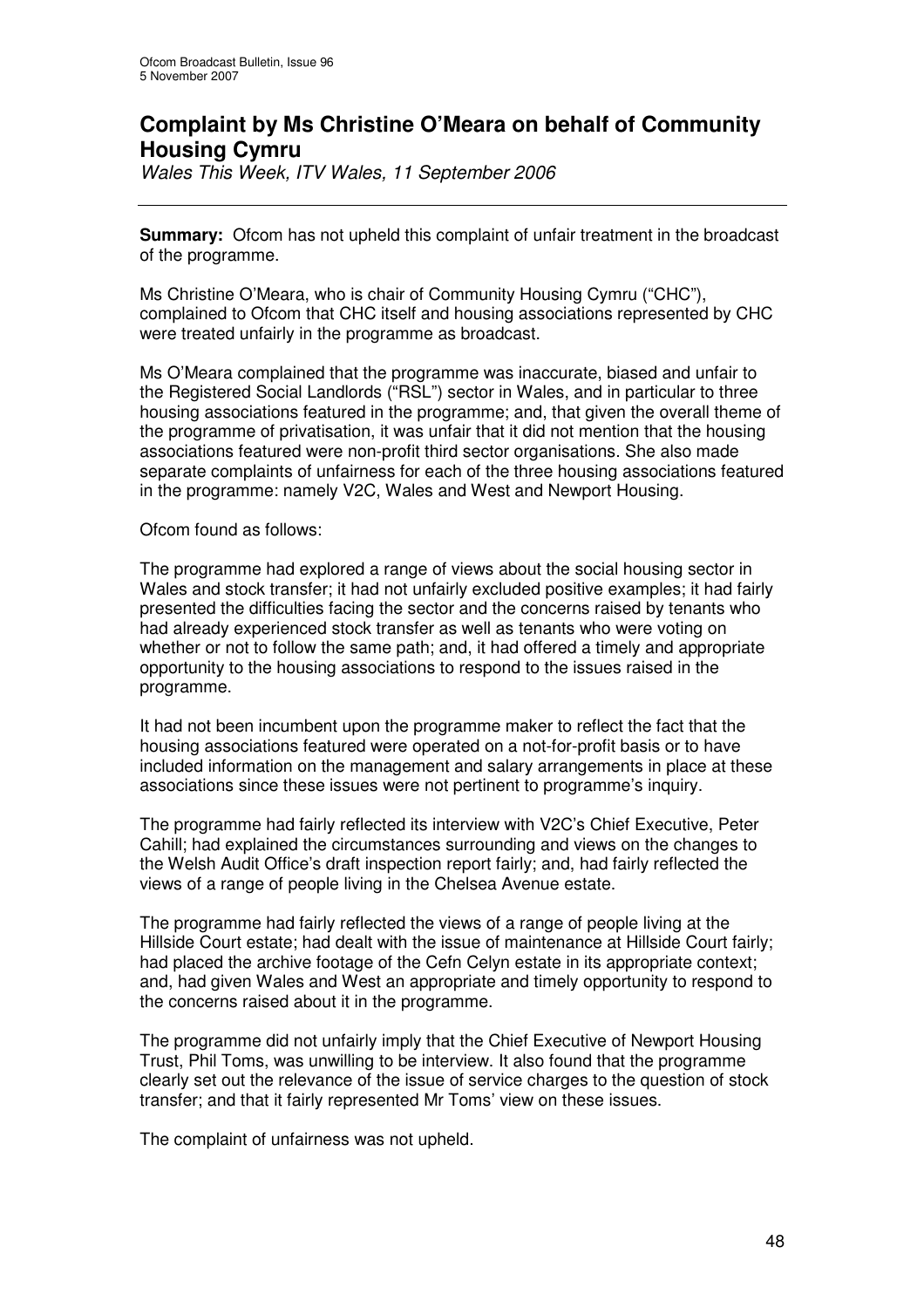# Complaint by Ms Christine O'Meara on behalf of Community Housing Cymru

*Wales This Week, ITV Wales, 11 September 2006*

---

**Summary:** Ofcom has not upheld this complaint of unfair treatment in the broadcast of the programme.

Ms Christine O'Meara, who is chair of Community Housing Cymru ("CHC"), complained to Ofcom that CHC itself and housing associations represented by CHC were treated unfairly in the programme as broadcast.

Ms O'Meara complained that the programme was inaccurate, biased and unfair to the Registered Social Landlords ("RSL") sector in Wales, and in particular to three housing associations featured in the programme; and, that given the overall theme of the programme of privatisation, it was unfair that it did not mention that the housing associations featured were non-profit third sector organisations. She also made separate complaints of unfairness for each of the three housing associations featured in the programme: namely V2C, Wales and West and Newport Housing.

Ofcom found as follows:

The programme had explored a range of views about the social housing sector in Wales and stock transfer; it had not unfairly excluded positive examples; it had fairly presented the difficulties facing the sector and the concerns raised by tenants who had already experienced stock transfer as well as tenants who were voting on whether or not to follow the same path; and, it had offered a timely and appropriate opportunity to the housing associations to respond to the issues raised in the programme.

It had not been incumbent upon the programme maker to reflect the fact that the housing associations featured were operated on a not-for-profit basis or to have included information on the management and salary arrangements in place at these associations since these issues were not pertinent to programme's inquiry.

The programme had fairly reflected its interview with V2C's Chief Executive, Peter Cahill; had explained the circumstances surrounding and views on the changes to the Welsh Audit Office's draft inspection report fairly; and, had fairly reflected the views of a range of people living in the Chelsea Avenue estate.

The programme had fairly reflected the views of a range of people living at the Hillside Court estate; had dealt with the issue of maintenance at Hillside Court fairly; had placed the archive footage of the Cefn Celyn estate in its appropriate context; and, had given Wales and West an appropriate and timely opportunity to respond to the concerns raised about it in the programme.

The programme did not unfairly imply that the Chief Executive of Newport Housing Trust, Phil Toms, was unwilling to be interview. It also found that the programme clearly set out the relevance of the issue of service charges to the question of stock transfer; and that it fairly represented Mr Toms' view on these issues.

The complaint of unfairness was not upheld.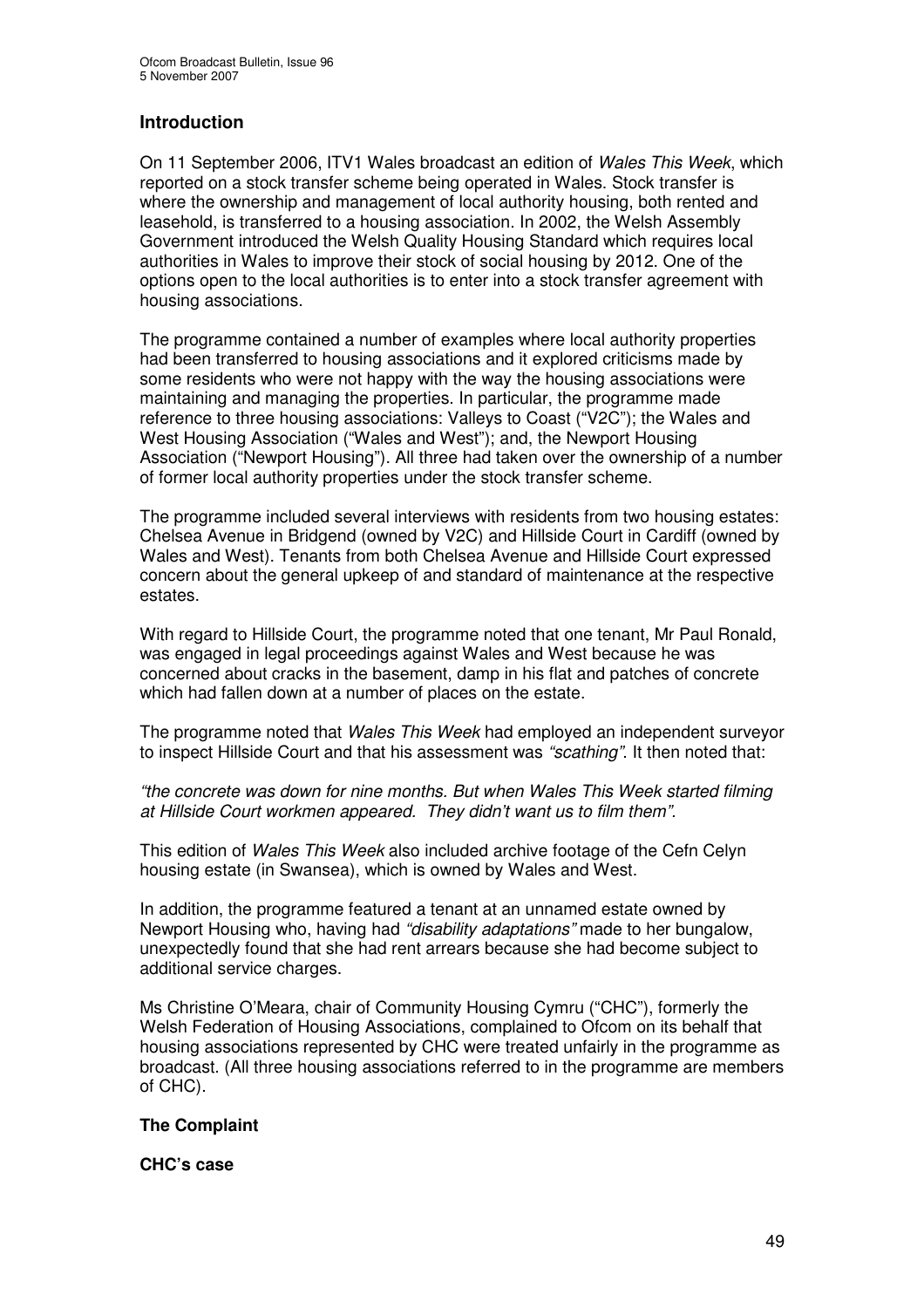## Introduction

On 11 September 2006, ITV1 Wales broadcast an edition of *Wales This Week*, which reported on a stock transfer scheme being operated in Wales. Stock transfer is where the ownership and management of local authority housing, both rented and leasehold, is transferred to a housing association. In 2002, the Welsh Assembly Government introduced the Welsh Quality Housing Standard which requires local authorities in Wales to improve their stock of social housing by 2012. One of the options open to the local authorities is to enter into a stock transfer agreement with housing associations.

The programme contained a number of examples where local authority properties had been transferred to housing associations and it explored criticisms made by some residents who were not happy with the way the housing associations were maintaining and managing the properties. In particular, the programme made reference to three housing associations: Valleys to Coast ("V2C"); the Wales and West Housing Association ("Wales and West"); and, the Newport Housing Association ("Newport Housing"). All three had taken over the ownership of a number of former local authority properties under the stock transfer scheme.

The programme included several interviews with residents from two housing estates: Chelsea Avenue in Bridgend (owned by V2C) and Hillside Court in Cardiff (owned by Wales and West). Tenants from both Chelsea Avenue and Hillside Court expressed concern about the general upkeep of and standard of maintenance at the respective estates.

With regard to Hillside Court, the programme noted that one tenant, Mr Paul Ronald, was engaged in legal proceedings against Wales and West because he was concerned about cracks in the basement, damp in his flat and patches of concrete which had fallen down at a number of places on the estate.

The programme noted that *Wales This Week* had employed an independent surveyor to inspect Hillside Court and that his assessment was *"scathing"*. It then noted that:

*"the concrete was down for nine months. But when Wales This Week started filming at Hillside Court workmen appeared. They didn't want us to film them"*.

This edition of *Wales This Week* also included archive footage of the Cefn Celyn housing estate (in Swansea), which is owned by Wales and West.

In addition, the programme featured a tenant at an unnamed estate owned by Newport Housing who, having had *"disability adaptations"* made to her bungalow, unexpectedly found that she had rent arrears because she had become subject to additional service charges.

Ms Christine O'Meara, chair of Community Housing Cymru ("CHC"), formerly the Welsh Federation of Housing Associations, complained to Ofcom on its behalf that housing associations represented by CHC were treated unfairly in the programme as broadcast. (All three housing associations referred to in the programme are members of CHC).

## The Complaint

### CHC's case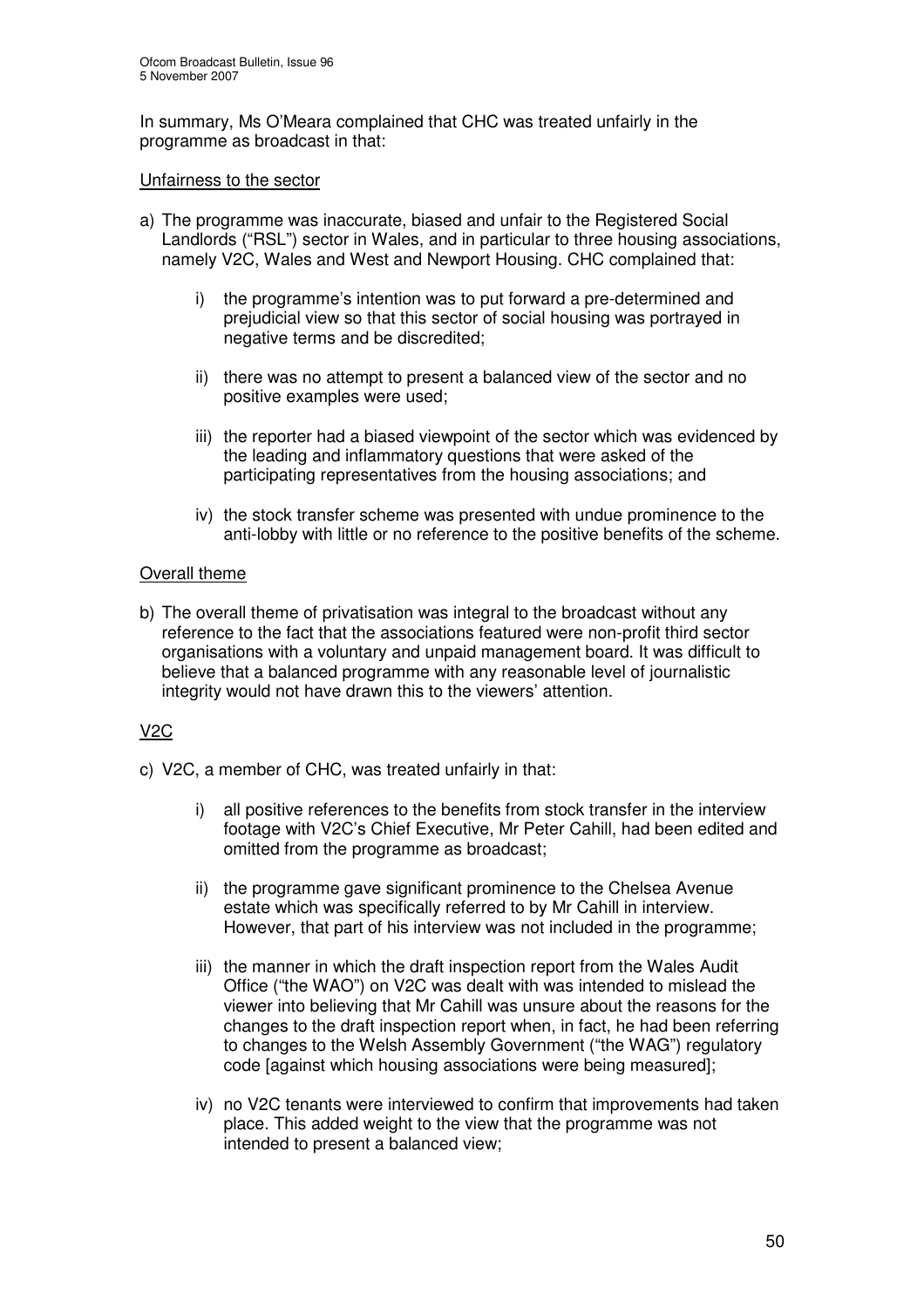In summary, Ms O'Meara complained that CHC was treated unfairly in the programme as broadcast in that:

Unfairness to the sector

a) The programme was inaccurate, biased and unfair to the Registered Social Landlords ("RSL") sector in Wales, and in particular to three housing associations, namely V2C, Wales and West and Newport Housing. CHC complained that:

    i) the programme's intention was to put forward a pre-determined and prejudicial view so that this sector of social housing was portrayed in negative terms and be discredited;

    ii) there was no attempt to present a balanced view of the sector and no positive examples were used;

    iii) the reporter had a biased viewpoint of the sector which was evidenced by the leading and inflammatory questions that were asked of the participating representatives from the housing associations; and

    iv) the stock transfer scheme was presented with undue prominence to the anti-lobby with little or no reference to the positive benefits of the scheme.

Overall theme

b) The overall theme of privatisation was integral to the broadcast without any reference to the fact that the associations featured were non-profit third sector organisations with a voluntary and unpaid management board. It was difficult to believe that a balanced programme with any reasonable level of journalistic integrity would not have drawn this to the viewers' attention.

V2C

c) V2C, a member of CHC, was treated unfairly in that:

    i) all positive references to the benefits from stock transfer in the interview footage with V2C's Chief Executive, Mr Peter Cahill, had been edited and omitted from the programme as broadcast;

    ii) the programme gave significant prominence to the Chelsea Avenue estate which was specifically referred to by Mr Cahill in interview. However, that part of his interview was not included in the programme;

    iii) the manner in which the draft inspection report from the Wales Audit Office ("the WAO") on V2C was dealt with was intended to mislead the viewer into believing that Mr Cahill was unsure about the reasons for the changes to the draft inspection report when, in fact, he had been referring to changes to the Welsh Assembly Government ("the WAG") regulatory code [against which housing associations were being measured];

    iv) no V2C tenants were interviewed to confirm that improvements had taken place. This added weight to the view that the programme was not intended to present a balanced view;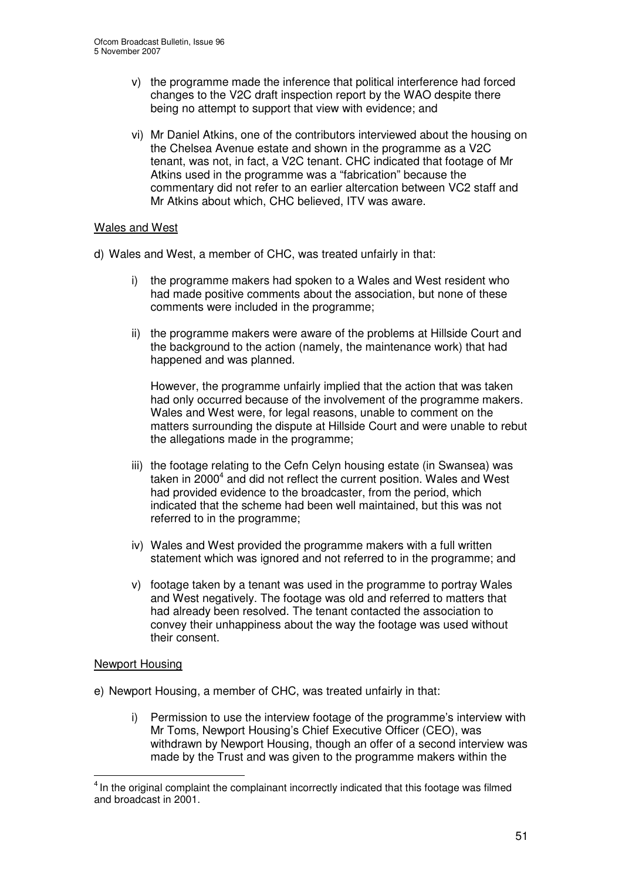v) the programme made the inference that political interference had forced changes to the V2C draft inspection report by the WAO despite there being no attempt to support that view with evidence; and

vi) Mr Daniel Atkins, one of the contributors interviewed about the housing on the Chelsea Avenue estate and shown in the programme as a V2C tenant, was not, in fact, a V2C tenant. CHC indicated that footage of Mr Atkins used in the programme was a "fabrication" because the commentary did not refer to an earlier altercation between VC2 staff and Mr Atkins about which, CHC believed, ITV was aware.

Wales and West

d) Wales and West, a member of CHC, was treated unfairly in that:

i) the programme makers had spoken to a Wales and West resident who had made positive comments about the association, but none of these comments were included in the programme;

ii) the programme makers were aware of the problems at Hillside Court and the background to the action (namely, the maintenance work) that had happened and was planned.

However, the programme unfairly implied that the action that was taken had only occurred because of the involvement of the programme makers. Wales and West were, for legal reasons, unable to comment on the matters surrounding the dispute at Hillside Court and were unable to rebut the allegations made in the programme;

iii) the footage relating to the Cefn Celyn housing estate (in Swansea) was taken in 2000[4] and did not reflect the current position. Wales and West had provided evidence to the broadcaster, from the period, which indicated that the scheme had been well maintained, but this was not referred to in the programme;

iv) Wales and West provided the programme makers with a full written statement which was ignored and not referred to in the programme; and

v) footage taken by a tenant was used in the programme to portray Wales and West negatively. The footage was old and referred to matters that had already been resolved. The tenant contacted the association to convey their unhappiness about the way the footage was used without their consent.

Newport Housing

e) Newport Housing, a member of CHC, was treated unfairly in that:

i) Permission to use the interview footage of the programme's interview with Mr Toms, Newport Housing's Chief Executive Officer (CEO), was withdrawn by Newport Housing, though an offer of a second interview was made by the Trust and was given to the programme makers within the

[4] In the original complaint the complainant incorrectly indicated that this footage was filmed and broadcast in 2001.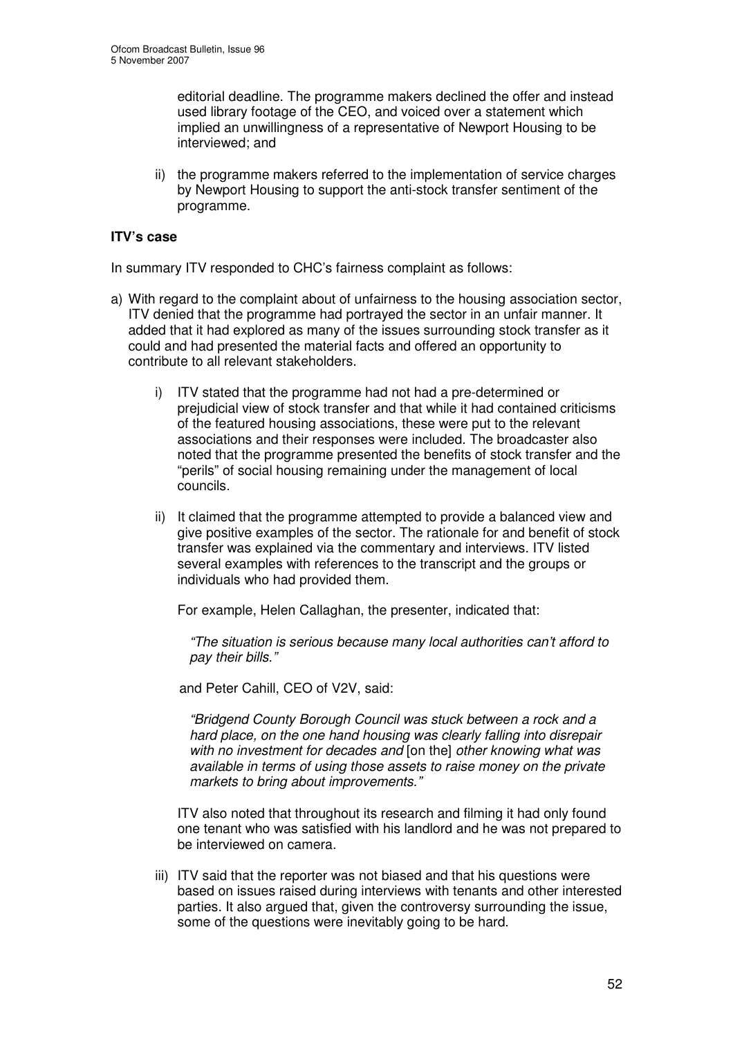editorial deadline. The programme makers declined the offer and instead used library footage of the CEO, and voiced over a statement which implied an unwillingness of a representative of Newport Housing to be interviewed; and

ii) the programme makers referred to the implementation of service charges by Newport Housing to support the anti-stock transfer sentiment of the programme.

**ITV's case**

In summary ITV responded to CHC's fairness complaint as follows:

a) With regard to the complaint about of unfairness to the housing association sector, ITV denied that the programme had portrayed the sector in an unfair manner. It added that it had explored as many of the issues surrounding stock transfer as it could and had presented the material facts and offered an opportunity to contribute to all relevant stakeholders.

   i) ITV stated that the programme had not had a pre-determined or prejudicial view of stock transfer and that while it had contained criticisms of the featured housing associations, these were put to the relevant associations and their responses were included. The broadcaster also noted that the programme presented the benefits of stock transfer and the "perils" of social housing remaining under the management of local councils.

   ii) It claimed that the programme attempted to provide a balanced view and give positive examples of the sector. The rationale for and benefit of stock transfer was explained via the commentary and interviews. ITV listed several examples with references to the transcript and the groups or individuals who had provided them.

   For example, Helen Callaghan, the presenter, indicated that:

   > *"The situation is serious because many local authorities can't afford to pay their bills."*

   and Peter Cahill, CEO of V2V, said:

   > *"Bridgend County Borough Council was stuck between a rock and a hard place, on the one hand housing was clearly falling into disrepair with no investment for decades and* [on the] *other knowing what was available in terms of using those assets to raise money on the private markets to bring about improvements."*

   ITV also noted that throughout its research and filming it had only found one tenant who was satisfied with his landlord and he was not prepared to be interviewed on camera.

   iii) ITV said that the reporter was not biased and that his questions were based on issues raised during interviews with tenants and other interested parties. It also argued that, given the controversy surrounding the issue, some of the questions were inevitably going to be hard.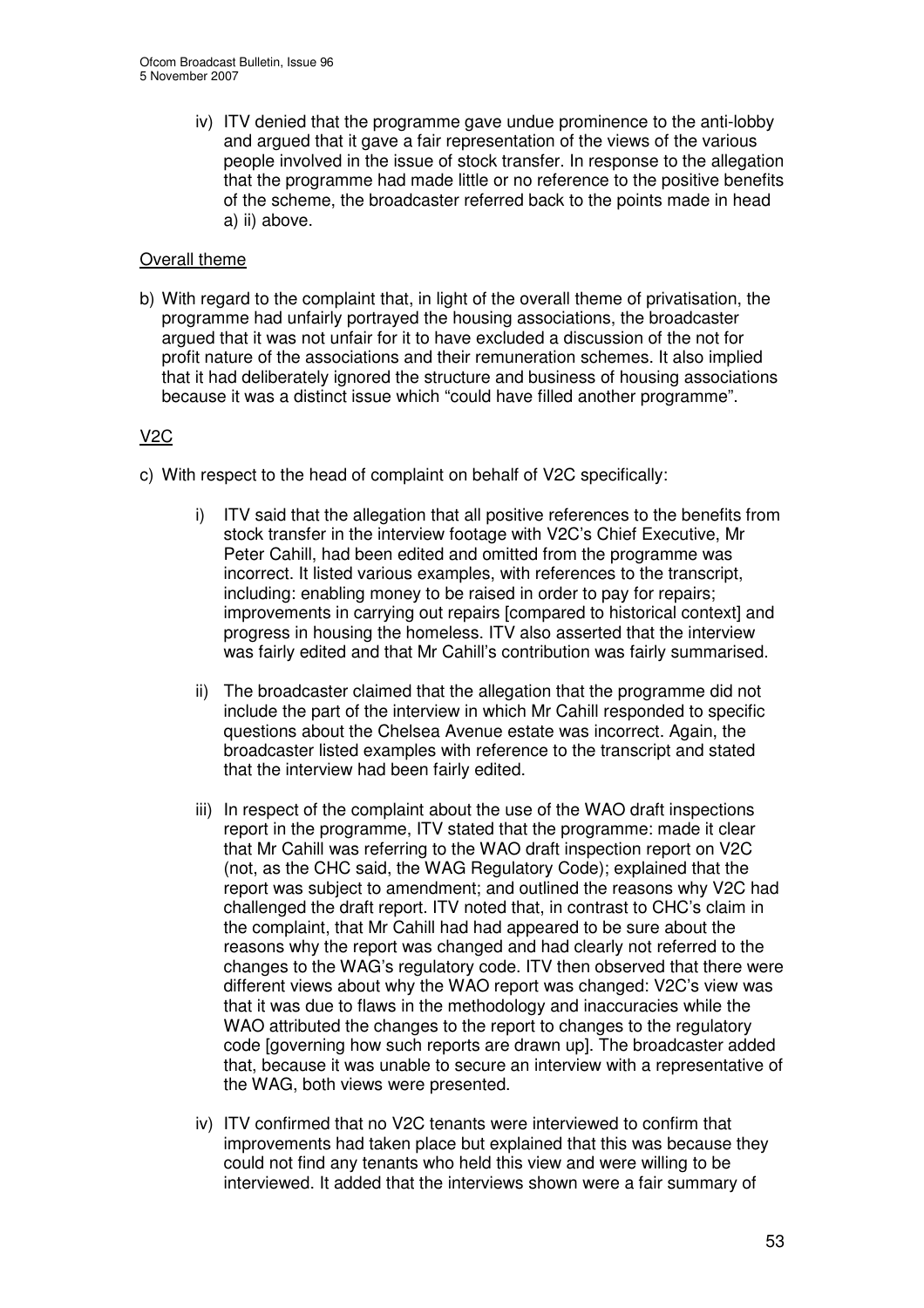iv) ITV denied that the programme gave undue prominence to the anti-lobby and argued that it gave a fair representation of the views of the various people involved in the issue of stock transfer. In response to the allegation that the programme had made little or no reference to the positive benefits of the scheme, the broadcaster referred back to the points made in head a) ii) above.

Overall theme

b) With regard to the complaint that, in light of the overall theme of privatisation, the programme had unfairly portrayed the housing associations, the broadcaster argued that it was not unfair for it to have excluded a discussion of the not for profit nature of the associations and their remuneration schemes. It also implied that it had deliberately ignored the structure and business of housing associations because it was a distinct issue which "could have filled another programme".

V2C

c) With respect to the head of complaint on behalf of V2C specifically:

i) ITV said that the allegation that all positive references to the benefits from stock transfer in the interview footage with V2C's Chief Executive, Mr Peter Cahill, had been edited and omitted from the programme was incorrect. It listed various examples, with references to the transcript, including: enabling money to be raised in order to pay for repairs; improvements in carrying out repairs [compared to historical context] and progress in housing the homeless. ITV also asserted that the interview was fairly edited and that Mr Cahill's contribution was fairly summarised.

ii) The broadcaster claimed that the allegation that the programme did not include the part of the interview in which Mr Cahill responded to specific questions about the Chelsea Avenue estate was incorrect. Again, the broadcaster listed examples with reference to the transcript and stated that the interview had been fairly edited.

iii) In respect of the complaint about the use of the WAO draft inspections report in the programme, ITV stated that the programme: made it clear that Mr Cahill was referring to the WAO draft inspection report on V2C (not, as the CHC said, the WAG Regulatory Code); explained that the report was subject to amendment; and outlined the reasons why V2C had challenged the draft report. ITV noted that, in contrast to CHC's claim in the complaint, that Mr Cahill had had appeared to be sure about the reasons why the report was changed and had clearly not referred to the changes to the WAG's regulatory code. ITV then observed that there were different views about why the WAO report was changed: V2C's view was that it was due to flaws in the methodology and inaccuracies while the WAO attributed the changes to the report to changes to the regulatory code [governing how such reports are drawn up]. The broadcaster added that, because it was unable to secure an interview with a representative of the WAG, both views were presented.

iv) ITV confirmed that no V2C tenants were interviewed to confirm that improvements had taken place but explained that this was because they could not find any tenants who held this view and were willing to be interviewed. It added that the interviews shown were a fair summary of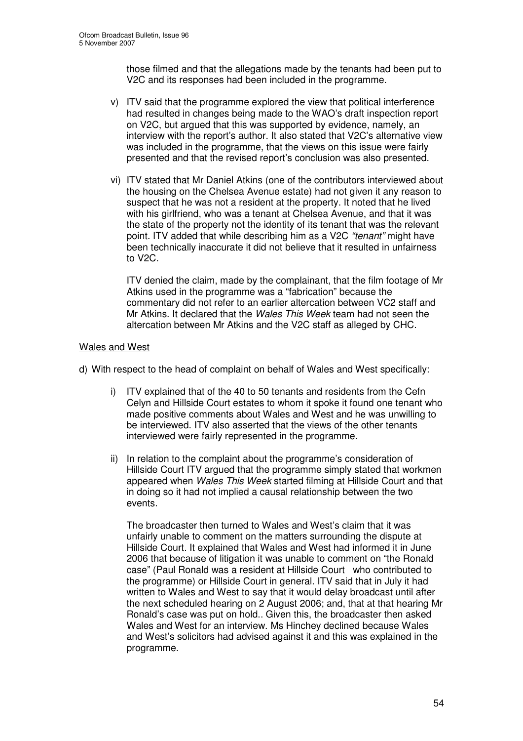those filmed and that the allegations made by the tenants had been put to V2C and its responses had been included in the programme.

v) ITV said that the programme explored the view that political interference had resulted in changes being made to the WAO's draft inspection report on V2C, but argued that this was supported by evidence, namely, an interview with the report's author. It also stated that V2C's alternative view was included in the programme, that the views on this issue were fairly presented and that the revised report's conclusion was also presented.

vi) ITV stated that Mr Daniel Atkins (one of the contributors interviewed about the housing on the Chelsea Avenue estate) had not given it any reason to suspect that he was not a resident at the property. It noted that he lived with his girlfriend, who was a tenant at Chelsea Avenue, and that it was the state of the property not the identity of its tenant that was the relevant point. ITV added that while describing him as a V2C *"tenant"* might have been technically inaccurate it did not believe that it resulted in unfairness to V2C.

ITV denied the claim, made by the complainant, that the film footage of Mr Atkins used in the programme was a "fabrication" because the commentary did not refer to an earlier altercation between VC2 staff and Mr Atkins. It declared that the *Wales This Week* team had not seen the altercation between Mr Atkins and the V2C staff as alleged by CHC.

Wales and West

d) With respect to the head of complaint on behalf of Wales and West specifically:

i) ITV explained that of the 40 to 50 tenants and residents from the Cefn Celyn and Hillside Court estates to whom it spoke it found one tenant who made positive comments about Wales and West and he was unwilling to be interviewed. ITV also asserted that the views of the other tenants interviewed were fairly represented in the programme.

ii) In relation to the complaint about the programme's consideration of Hillside Court ITV argued that the programme simply stated that workmen appeared when *Wales This Week* started filming at Hillside Court and that in doing so it had not implied a causal relationship between the two events.

The broadcaster then turned to Wales and West's claim that it was unfairly unable to comment on the matters surrounding the dispute at Hillside Court. It explained that Wales and West had informed it in June 2006 that because of litigation it was unable to comment on "the Ronald case" (Paul Ronald was a resident at Hillside Court who contributed to the programme) or Hillside Court in general. ITV said that in July it had written to Wales and West to say that it would delay broadcast until after the next scheduled hearing on 2 August 2006; and, that at that hearing Mr Ronald's case was put on hold.. Given this, the broadcaster then asked Wales and West for an interview. Ms Hinchey declined because Wales and West's solicitors had advised against it and this was explained in the programme.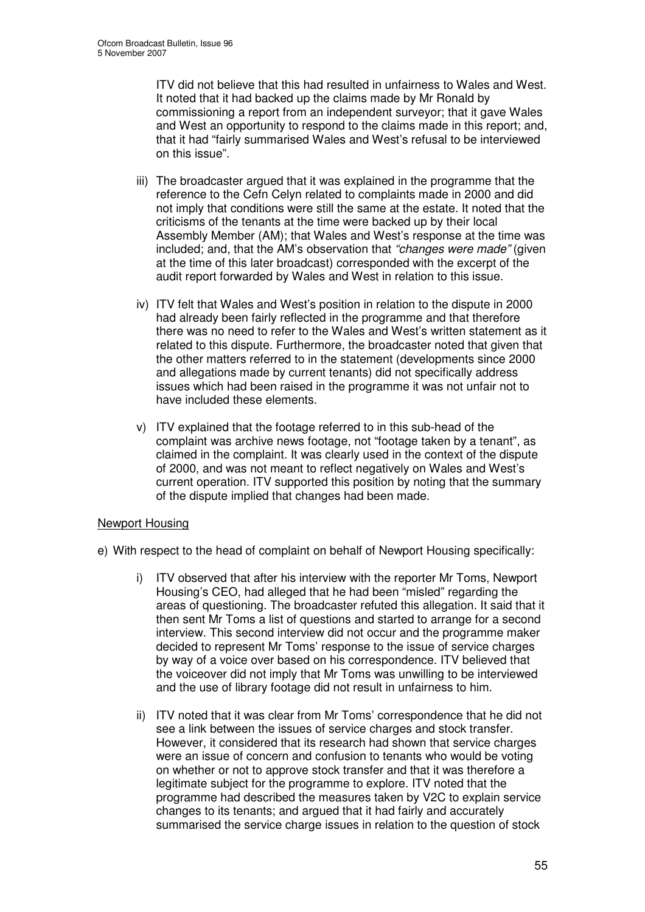ITV did not believe that this had resulted in unfairness to Wales and West. It noted that it had backed up the claims made by Mr Ronald by commissioning a report from an independent surveyor; that it gave Wales and West an opportunity to respond to the claims made in this report; and, that it had "fairly summarised Wales and West's refusal to be interviewed on this issue".

iii) The broadcaster argued that it was explained in the programme that the reference to the Cefn Celyn related to complaints made in 2000 and did not imply that conditions were still the same at the estate. It noted that the criticisms of the tenants at the time were backed up by their local Assembly Member (AM); that Wales and West's response at the time was included; and, that the AM's observation that *"changes were made"* (given at the time of this later broadcast) corresponded with the excerpt of the audit report forwarded by Wales and West in relation to this issue.

iv) ITV felt that Wales and West's position in relation to the dispute in 2000 had already been fairly reflected in the programme and that therefore there was no need to refer to the Wales and West's written statement as it related to this dispute. Furthermore, the broadcaster noted that given that the other matters referred to in the statement (developments since 2000 and allegations made by current tenants) did not specifically address issues which had been raised in the programme it was not unfair not to have included these elements.

v) ITV explained that the footage referred to in this sub-head of the complaint was archive news footage, not "footage taken by a tenant", as claimed in the complaint. It was clearly used in the context of the dispute of 2000, and was not meant to reflect negatively on Wales and West's current operation. ITV supported this position by noting that the summary of the dispute implied that changes had been made.

Newport Housing

e) With respect to the head of complaint on behalf of Newport Housing specifically:

i) ITV observed that after his interview with the reporter Mr Toms, Newport Housing's CEO, had alleged that he had been "misled" regarding the areas of questioning. The broadcaster refuted this allegation. It said that it then sent Mr Toms a list of questions and started to arrange for a second interview. This second interview did not occur and the programme maker decided to represent Mr Toms' response to the issue of service charges by way of a voice over based on his correspondence. ITV believed that the voiceover did not imply that Mr Toms was unwilling to be interviewed and the use of library footage did not result in unfairness to him.

ii) ITV noted that it was clear from Mr Toms' correspondence that he did not see a link between the issues of service charges and stock transfer. However, it considered that its research had shown that service charges were an issue of concern and confusion to tenants who would be voting on whether or not to approve stock transfer and that it was therefore a legitimate subject for the programme to explore. ITV noted that the programme had described the measures taken by V2C to explain service changes to its tenants; and argued that it had fairly and accurately summarised the service charge issues in relation to the question of stock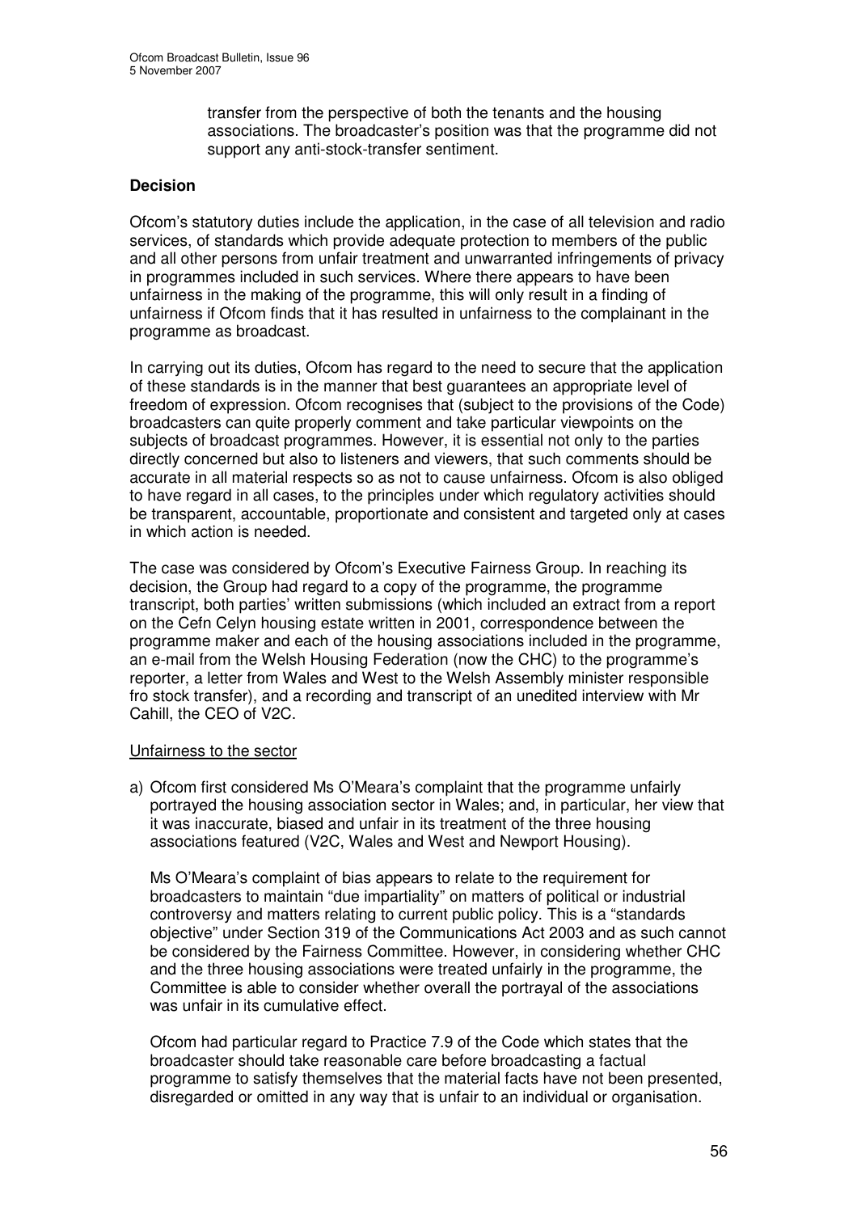transfer from the perspective of both the tenants and the housing associations. The broadcaster's position was that the programme did not support any anti-stock-transfer sentiment.

### Decision

Ofcom's statutory duties include the application, in the case of all television and radio services, of standards which provide adequate protection to members of the public and all other persons from unfair treatment and unwarranted infringements of privacy in programmes included in such services. Where there appears to have been unfairness in the making of the programme, this will only result in a finding of unfairness if Ofcom finds that it has resulted in unfairness to the complainant in the programme as broadcast.

In carrying out its duties, Ofcom has regard to the need to secure that the application of these standards is in the manner that best guarantees an appropriate level of freedom of expression. Ofcom recognises that (subject to the provisions of the Code) broadcasters can quite properly comment and take particular viewpoints on the subjects of broadcast programmes. However, it is essential not only to the parties directly concerned but also to listeners and viewers, that such comments should be accurate in all material respects so as not to cause unfairness. Ofcom is also obliged to have regard in all cases, to the principles under which regulatory activities should be transparent, accountable, proportionate and consistent and targeted only at cases in which action is needed.

The case was considered by Ofcom's Executive Fairness Group. In reaching its decision, the Group had regard to a copy of the programme, the programme transcript, both parties' written submissions (which included an extract from a report on the Cefn Celyn housing estate written in 2001, correspondence between the programme maker and each of the housing associations included in the programme, an e-mail from the Welsh Housing Federation (now the CHC) to the programme's reporter, a letter from Wales and West to the Welsh Assembly minister responsible fro stock transfer), and a recording and transcript of an unedited interview with Mr Cahill, the CEO of V2C.

Unfairness to the sector

a) Ofcom first considered Ms O'Meara's complaint that the programme unfairly portrayed the housing association sector in Wales; and, in particular, her view that it was inaccurate, biased and unfair in its treatment of the three housing associations featured (V2C, Wales and West and Newport Housing).

   Ms O'Meara's complaint of bias appears to relate to the requirement for broadcasters to maintain "due impartiality" on matters of political or industrial controversy and matters relating to current public policy. This is a "standards objective" under Section 319 of the Communications Act 2003 and as such cannot be considered by the Fairness Committee. However, in considering whether CHC and the three housing associations were treated unfairly in the programme, the Committee is able to consider whether overall the portrayal of the associations was unfair in its cumulative effect.

   Ofcom had particular regard to Practice 7.9 of the Code which states that the broadcaster should take reasonable care before broadcasting a factual programme to satisfy themselves that the material facts have not been presented, disregarded or omitted in any way that is unfair to an individual or organisation.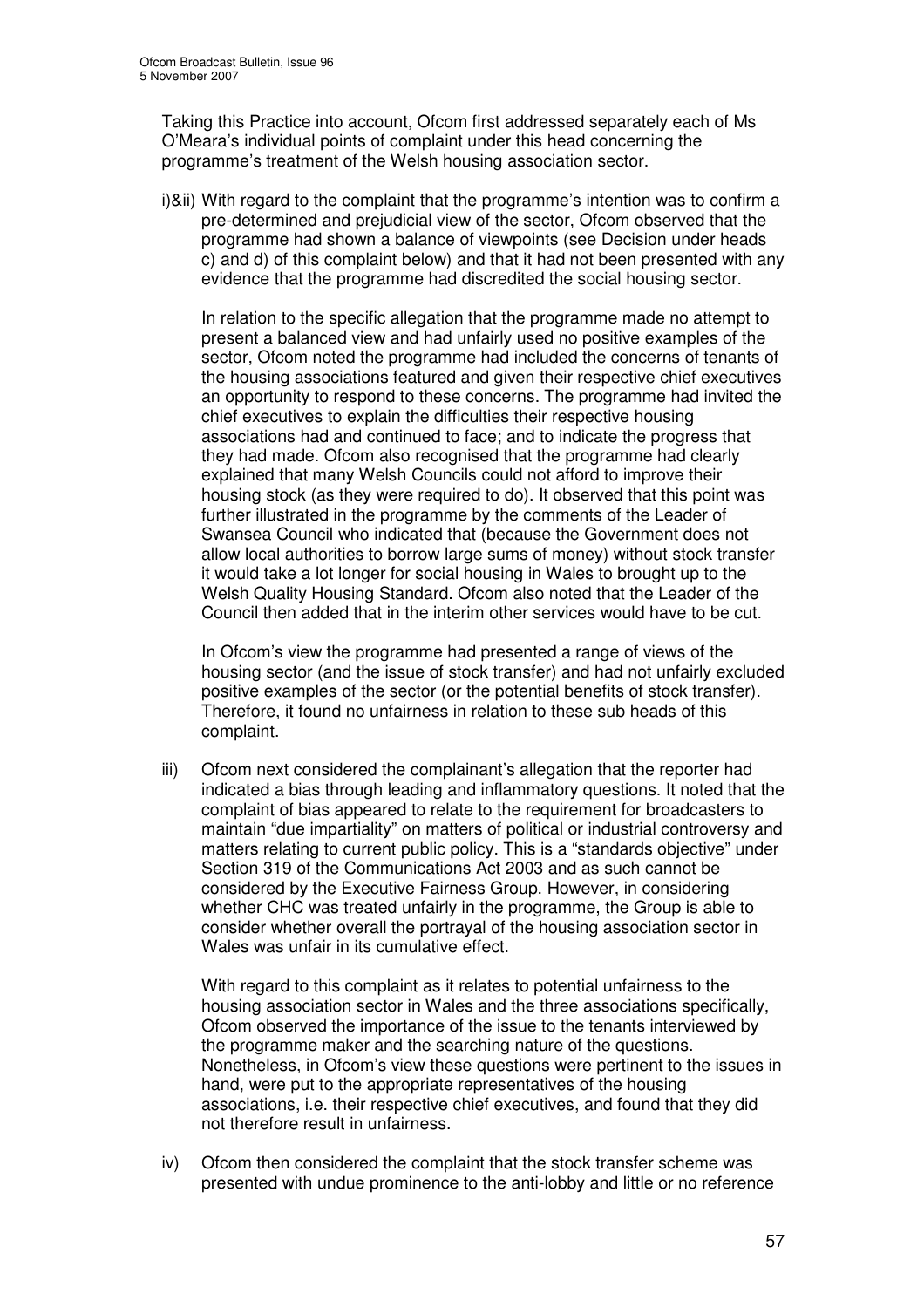Taking this Practice into account, Ofcom first addressed separately each of Ms O'Meara's individual points of complaint under this head concerning the programme's treatment of the Welsh housing association sector.

i)&ii) With regard to the complaint that the programme's intention was to confirm a pre-determined and prejudicial view of the sector, Ofcom observed that the programme had shown a balance of viewpoints (see Decision under heads c) and d) of this complaint below) and that it had not been presented with any evidence that the programme had discredited the social housing sector.

In relation to the specific allegation that the programme made no attempt to present a balanced view and had unfairly used no positive examples of the sector, Ofcom noted the programme had included the concerns of tenants of the housing associations featured and given their respective chief executives an opportunity to respond to these concerns. The programme had invited the chief executives to explain the difficulties their respective housing associations had and continued to face; and to indicate the progress that they had made. Ofcom also recognised that the programme had clearly explained that many Welsh Councils could not afford to improve their housing stock (as they were required to do). It observed that this point was further illustrated in the programme by the comments of the Leader of Swansea Council who indicated that (because the Government does not allow local authorities to borrow large sums of money) without stock transfer it would take a lot longer for social housing in Wales to brought up to the Welsh Quality Housing Standard. Ofcom also noted that the Leader of the Council then added that in the interim other services would have to be cut.

In Ofcom's view the programme had presented a range of views of the housing sector (and the issue of stock transfer) and had not unfairly excluded positive examples of the sector (or the potential benefits of stock transfer). Therefore, it found no unfairness in relation to these sub heads of this complaint.

iii) Ofcom next considered the complainant's allegation that the reporter had indicated a bias through leading and inflammatory questions. It noted that the complaint of bias appeared to relate to the requirement for broadcasters to maintain "due impartiality" on matters of political or industrial controversy and matters relating to current public policy. This is a "standards objective" under Section 319 of the Communications Act 2003 and as such cannot be considered by the Executive Fairness Group. However, in considering whether CHC was treated unfairly in the programme, the Group is able to consider whether overall the portrayal of the housing association sector in Wales was unfair in its cumulative effect.

With regard to this complaint as it relates to potential unfairness to the housing association sector in Wales and the three associations specifically, Ofcom observed the importance of the issue to the tenants interviewed by the programme maker and the searching nature of the questions. Nonetheless, in Ofcom's view these questions were pertinent to the issues in hand, were put to the appropriate representatives of the housing associations, i.e. their respective chief executives, and found that they did not therefore result in unfairness.

iv) Ofcom then considered the complaint that the stock transfer scheme was presented with undue prominence to the anti-lobby and little or no reference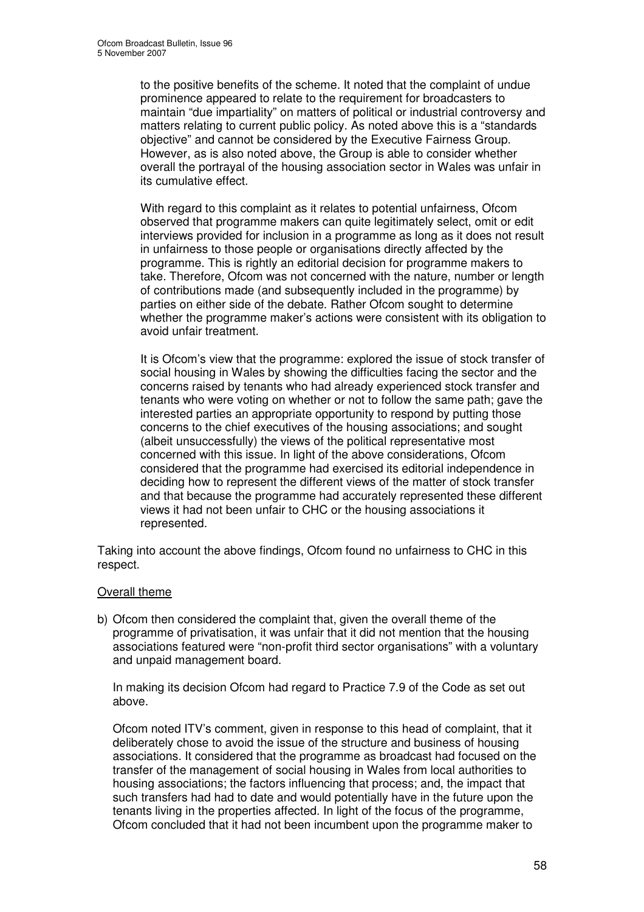to the positive benefits of the scheme. It noted that the complaint of undue prominence appeared to relate to the requirement for broadcasters to maintain "due impartiality" on matters of political or industrial controversy and matters relating to current public policy. As noted above this is a "standards objective" and cannot be considered by the Executive Fairness Group. However, as is also noted above, the Group is able to consider whether overall the portrayal of the housing association sector in Wales was unfair in its cumulative effect.

With regard to this complaint as it relates to potential unfairness, Ofcom observed that programme makers can quite legitimately select, omit or edit interviews provided for inclusion in a programme as long as it does not result in unfairness to those people or organisations directly affected by the programme. This is rightly an editorial decision for programme makers to take. Therefore, Ofcom was not concerned with the nature, number or length of contributions made (and subsequently included in the programme) by parties on either side of the debate. Rather Ofcom sought to determine whether the programme maker's actions were consistent with its obligation to avoid unfair treatment.

It is Ofcom's view that the programme: explored the issue of stock transfer of social housing in Wales by showing the difficulties facing the sector and the concerns raised by tenants who had already experienced stock transfer and tenants who were voting on whether or not to follow the same path; gave the interested parties an appropriate opportunity to respond by putting those concerns to the chief executives of the housing associations; and sought (albeit unsuccessfully) the views of the political representative most concerned with this issue. In light of the above considerations, Ofcom considered that the programme had exercised its editorial independence in deciding how to represent the different views of the matter of stock transfer and that because the programme had accurately represented these different views it had not been unfair to CHC or the housing associations it represented.

Taking into account the above findings, Ofcom found no unfairness to CHC in this respect.

Overall theme

b) Ofcom then considered the complaint that, given the overall theme of the programme of privatisation, it was unfair that it did not mention that the housing associations featured were "non-profit third sector organisations" with a voluntary and unpaid management board.

In making its decision Ofcom had regard to Practice 7.9 of the Code as set out above.

Ofcom noted ITV's comment, given in response to this head of complaint, that it deliberately chose to avoid the issue of the structure and business of housing associations. It considered that the programme as broadcast had focused on the transfer of the management of social housing in Wales from local authorities to housing associations; the factors influencing that process; and, the impact that such transfers had had to date and would potentially have in the future upon the tenants living in the properties affected. In light of the focus of the programme, Ofcom concluded that it had not been incumbent upon the programme maker to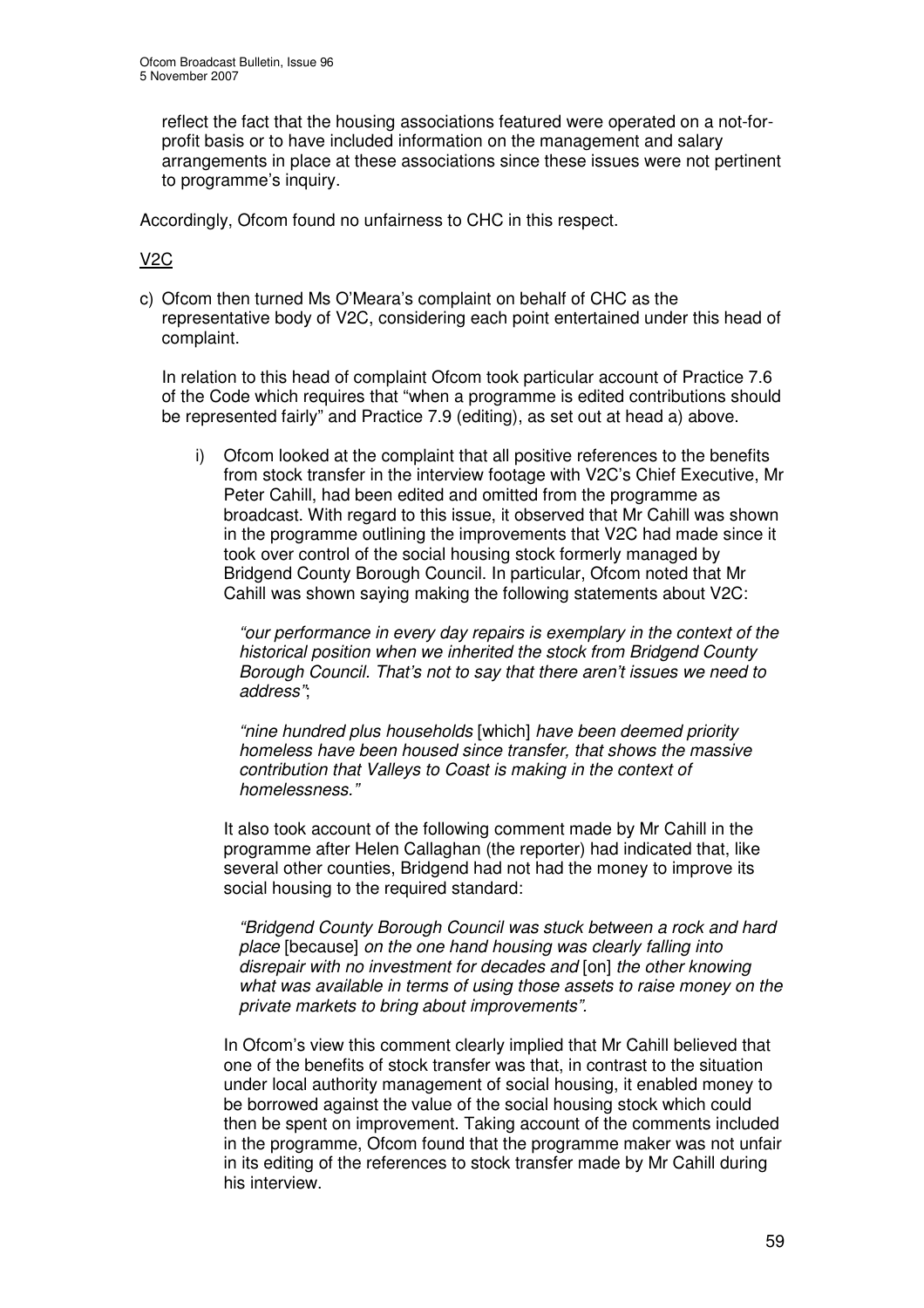reflect the fact that the housing associations featured were operated on a not-for-profit basis or to have included information on the management and salary arrangements in place at these associations since these issues were not pertinent to programme's inquiry.

Accordingly, Ofcom found no unfairness to CHC in this respect.

V2C

c) Ofcom then turned Ms O'Meara's complaint on behalf of CHC as the representative body of V2C, considering each point entertained under this head of complaint.

   In relation to this head of complaint Ofcom took particular account of Practice 7.6 of the Code which requires that "when a programme is edited contributions should be represented fairly" and Practice 7.9 (editing), as set out at head a) above.

   i) Ofcom looked at the complaint that all positive references to the benefits from stock transfer in the interview footage with V2C's Chief Executive, Mr Peter Cahill, had been edited and omitted from the programme as broadcast. With regard to this issue, it observed that Mr Cahill was shown in the programme outlining the improvements that V2C had made since it took over control of the social housing stock formerly managed by Bridgend County Borough Council. In particular, Ofcom noted that Mr Cahill was shown saying making the following statements about V2C:

      *"our performance in every day repairs is exemplary in the context of the historical position when we inherited the stock from Bridgend County Borough Council. That's not to say that there aren't issues we need to address"*;

      *"nine hundred plus households* [which] *have been deemed priority homeless have been housed since transfer, that shows the massive contribution that Valleys to Coast is making in the context of homelessness."*

      It also took account of the following comment made by Mr Cahill in the programme after Helen Callaghan (the reporter) had indicated that, like several other counties, Bridgend had not had the money to improve its social housing to the required standard:

      *"Bridgend County Borough Council was stuck between a rock and hard place* [because] *on the one hand housing was clearly falling into disrepair with no investment for decades and* [on] *the other knowing what was available in terms of using those assets to raise money on the private markets to bring about improvements".*

      In Ofcom's view this comment clearly implied that Mr Cahill believed that one of the benefits of stock transfer was that, in contrast to the situation under local authority management of social housing, it enabled money to be borrowed against the value of the social housing stock which could then be spent on improvement. Taking account of the comments included in the programme, Ofcom found that the programme maker was not unfair in its editing of the references to stock transfer made by Mr Cahill during his interview.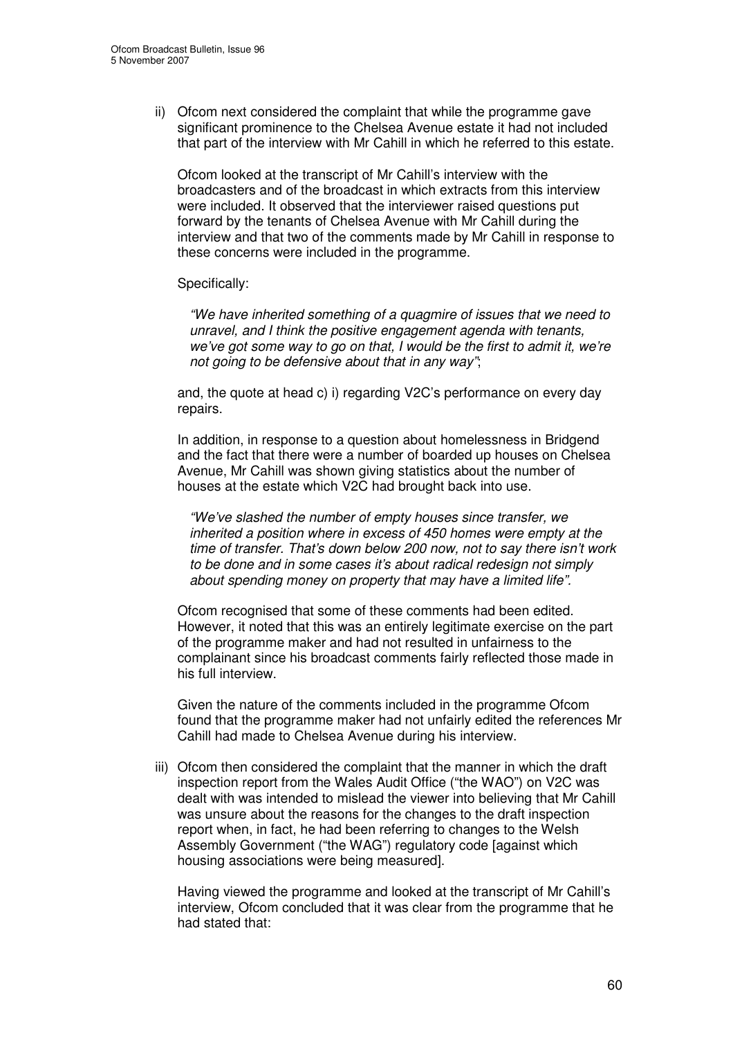ii) Ofcom next considered the complaint that while the programme gave significant prominence to the Chelsea Avenue estate it had not included that part of the interview with Mr Cahill in which he referred to this estate.

Ofcom looked at the transcript of Mr Cahill's interview with the broadcasters and of the broadcast in which extracts from this interview were included. It observed that the interviewer raised questions put forward by the tenants of Chelsea Avenue with Mr Cahill during the interview and that two of the comments made by Mr Cahill in response to these concerns were included in the programme.

Specifically:

> *"We have inherited something of a quagmire of issues that we need to unravel, and I think the positive engagement agenda with tenants, we've got some way to go on that, I would be the first to admit it, we're not going to be defensive about that in any way"*;

and, the quote at head c) i) regarding V2C's performance on every day repairs.

In addition, in response to a question about homelessness in Bridgend and the fact that there were a number of boarded up houses on Chelsea Avenue, Mr Cahill was shown giving statistics about the number of houses at the estate which V2C had brought back into use.

> *"We've slashed the number of empty houses since transfer, we inherited a position where in excess of 450 homes were empty at the time of transfer. That's down below 200 now, not to say there isn't work to be done and in some cases it's about radical redesign not simply about spending money on property that may have a limited life".*

Ofcom recognised that some of these comments had been edited. However, it noted that this was an entirely legitimate exercise on the part of the programme maker and had not resulted in unfairness to the complainant since his broadcast comments fairly reflected those made in his full interview.

Given the nature of the comments included in the programme Ofcom found that the programme maker had not unfairly edited the references Mr Cahill had made to Chelsea Avenue during his interview.

iii) Ofcom then considered the complaint that the manner in which the draft inspection report from the Wales Audit Office ("the WAO") on V2C was dealt with was intended to mislead the viewer into believing that Mr Cahill was unsure about the reasons for the changes to the draft inspection report when, in fact, he had been referring to changes to the Welsh Assembly Government ("the WAG") regulatory code [against which housing associations were being measured].

Having viewed the programme and looked at the transcript of Mr Cahill's interview, Ofcom concluded that it was clear from the programme that he had stated that: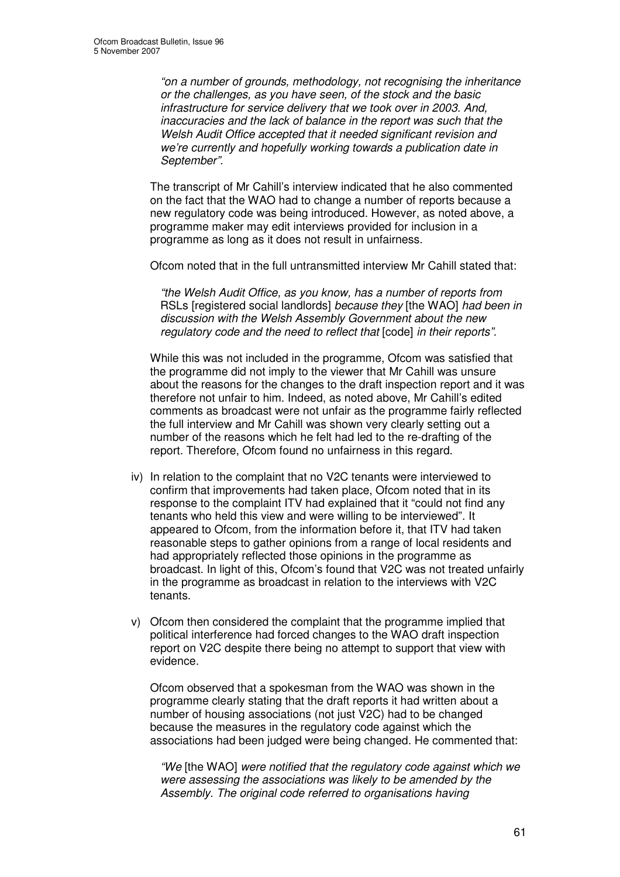> *"on a number of grounds, methodology, not recognising the inheritance or the challenges, as you have seen, of the stock and the basic infrastructure for service delivery that we took over in 2003. And, inaccuracies and the lack of balance in the report was such that the Welsh Audit Office accepted that it needed significant revision and we're currently and hopefully working towards a publication date in September".*

The transcript of Mr Cahill's interview indicated that he also commented on the fact that the WAO had to change a number of reports because a new regulatory code was being introduced. However, as noted above, a programme maker may edit interviews provided for inclusion in a programme as long as it does not result in unfairness.

Ofcom noted that in the full untransmitted interview Mr Cahill stated that:

> *"the Welsh Audit Office, as you know, has a number of reports from* RSLs [registered social landlords] *because they* [the WAO] *had been in discussion with the Welsh Assembly Government about the new regulatory code and the need to reflect that* [code] *in their reports".*

While this was not included in the programme, Ofcom was satisfied that the programme did not imply to the viewer that Mr Cahill was unsure about the reasons for the changes to the draft inspection report and it was therefore not unfair to him. Indeed, as noted above, Mr Cahill's edited comments as broadcast were not unfair as the programme fairly reflected the full interview and Mr Cahill was shown very clearly setting out a number of the reasons which he felt had led to the re-drafting of the report. Therefore, Ofcom found no unfairness in this regard.

iv) In relation to the complaint that no V2C tenants were interviewed to confirm that improvements had taken place, Ofcom noted that in its response to the complaint ITV had explained that it "could not find any tenants who held this view and were willing to be interviewed". It appeared to Ofcom, from the information before it, that ITV had taken reasonable steps to gather opinions from a range of local residents and had appropriately reflected those opinions in the programme as broadcast. In light of this, Ofcom's found that V2C was not treated unfairly in the programme as broadcast in relation to the interviews with V2C tenants.

v) Ofcom then considered the complaint that the programme implied that political interference had forced changes to the WAO draft inspection report on V2C despite there being no attempt to support that view with evidence.

Ofcom observed that a spokesman from the WAO was shown in the programme clearly stating that the draft reports it had written about a number of housing associations (not just V2C) had to be changed because the measures in the regulatory code against which the associations had been judged were being changed. He commented that:

> *"We* [the WAO] *were notified that the regulatory code against which we were assessing the associations was likely to be amended by the Assembly. The original code referred to organisations having*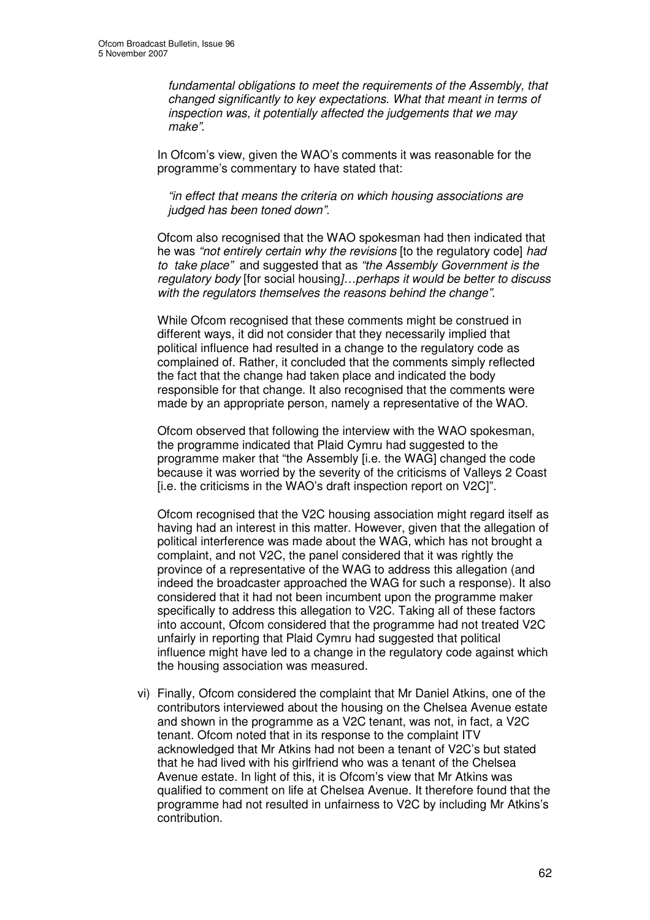*fundamental obligations to meet the requirements of the Assembly, that changed significantly to key expectations. What that meant in terms of inspection was, it potentially affected the judgements that we may make"*.

In Ofcom's view, given the WAO's comments it was reasonable for the programme's commentary to have stated that:

*"in effect that means the criteria on which housing associations are judged has been toned down"*.

Ofcom also recognised that the WAO spokesman had then indicated that he was *"not entirely certain why the revisions* [to the regulatory code] *had to take place"* and suggested that as *"the Assembly Government is the regulatory body* [for social housing]*…perhaps it would be better to discuss with the regulators themselves the reasons behind the change"*.

While Ofcom recognised that these comments might be construed in different ways, it did not consider that they necessarily implied that political influence had resulted in a change to the regulatory code as complained of. Rather, it concluded that the comments simply reflected the fact that the change had taken place and indicated the body responsible for that change. It also recognised that the comments were made by an appropriate person, namely a representative of the WAO.

Ofcom observed that following the interview with the WAO spokesman, the programme indicated that Plaid Cymru had suggested to the programme maker that "the Assembly [i.e. the WAG] changed the code because it was worried by the severity of the criticisms of Valleys 2 Coast [i.e. the criticisms in the WAO's draft inspection report on V2C]".

Ofcom recognised that the V2C housing association might regard itself as having had an interest in this matter. However, given that the allegation of political interference was made about the WAG, which has not brought a complaint, and not V2C, the panel considered that it was rightly the province of a representative of the WAG to address this allegation (and indeed the broadcaster approached the WAG for such a response). It also considered that it had not been incumbent upon the programme maker specifically to address this allegation to V2C. Taking all of these factors into account, Ofcom considered that the programme had not treated V2C unfairly in reporting that Plaid Cymru had suggested that political influence might have led to a change in the regulatory code against which the housing association was measured.

vi) Finally, Ofcom considered the complaint that Mr Daniel Atkins, one of the contributors interviewed about the housing on the Chelsea Avenue estate and shown in the programme as a V2C tenant, was not, in fact, a V2C tenant. Ofcom noted that in its response to the complaint ITV acknowledged that Mr Atkins had not been a tenant of V2C's but stated that he had lived with his girlfriend who was a tenant of the Chelsea Avenue estate. In light of this, it is Ofcom's view that Mr Atkins was qualified to comment on life at Chelsea Avenue. It therefore found that the programme had not resulted in unfairness to V2C by including Mr Atkins's contribution.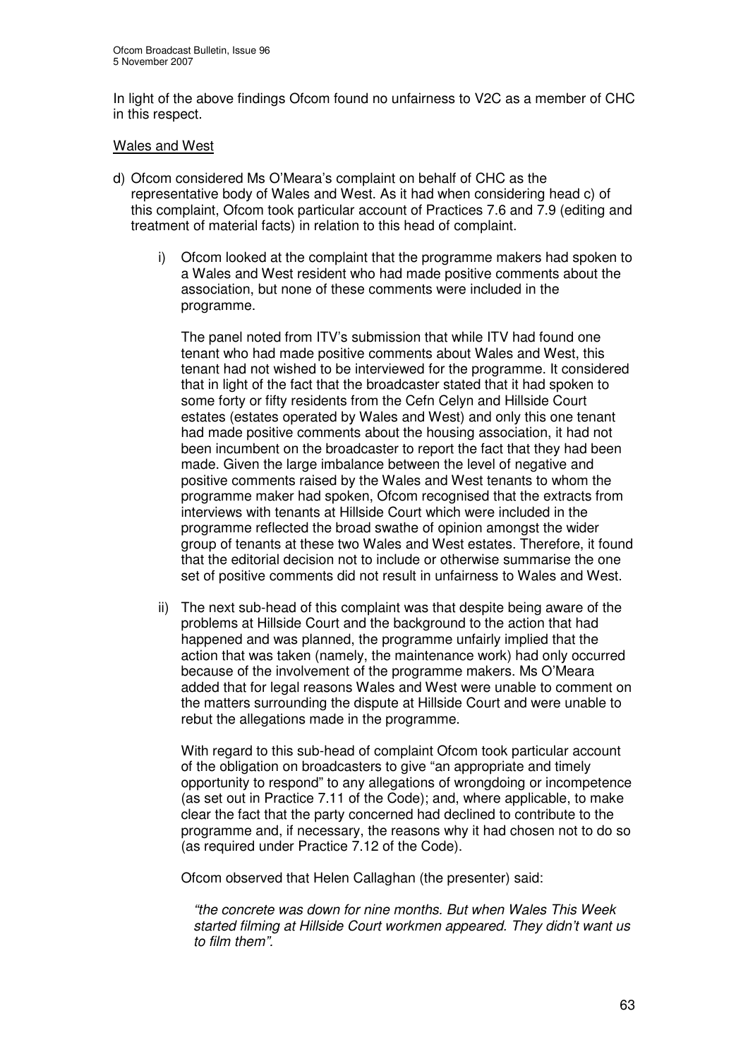In light of the above findings Ofcom found no unfairness to V2C as a member of CHC in this respect.

Wales and West

d) Ofcom considered Ms O'Meara's complaint on behalf of CHC as the representative body of Wales and West. As it had when considering head c) of this complaint, Ofcom took particular account of Practices 7.6 and 7.9 (editing and treatment of material facts) in relation to this head of complaint.

   i) Ofcom looked at the complaint that the programme makers had spoken to a Wales and West resident who had made positive comments about the association, but none of these comments were included in the programme.

      The panel noted from ITV's submission that while ITV had found one tenant who had made positive comments about Wales and West, this tenant had not wished to be interviewed for the programme. It considered that in light of the fact that the broadcaster stated that it had spoken to some forty or fifty residents from the Cefn Celyn and Hillside Court estates (estates operated by Wales and West) and only this one tenant had made positive comments about the housing association, it had not been incumbent on the broadcaster to report the fact that they had been made. Given the large imbalance between the level of negative and positive comments raised by the Wales and West tenants to whom the programme maker had spoken, Ofcom recognised that the extracts from interviews with tenants at Hillside Court which were included in the programme reflected the broad swathe of opinion amongst the wider group of tenants at these two Wales and West estates. Therefore, it found that the editorial decision not to include or otherwise summarise the one set of positive comments did not result in unfairness to Wales and West.

   ii) The next sub-head of this complaint was that despite being aware of the problems at Hillside Court and the background to the action that had happened and was planned, the programme unfairly implied that the action that was taken (namely, the maintenance work) had only occurred because of the involvement of the programme makers. Ms O'Meara added that for legal reasons Wales and West were unable to comment on the matters surrounding the dispute at Hillside Court and were unable to rebut the allegations made in the programme.

      With regard to this sub-head of complaint Ofcom took particular account of the obligation on broadcasters to give "an appropriate and timely opportunity to respond" to any allegations of wrongdoing or incompetence (as set out in Practice 7.11 of the Code); and, where applicable, to make clear the fact that the party concerned had declined to contribute to the programme and, if necessary, the reasons why it had chosen not to do so (as required under Practice 7.12 of the Code).

      Ofcom observed that Helen Callaghan (the presenter) said:

      *"the concrete was down for nine months. But when Wales This Week started filming at Hillside Court workmen appeared. They didn't want us to film them".*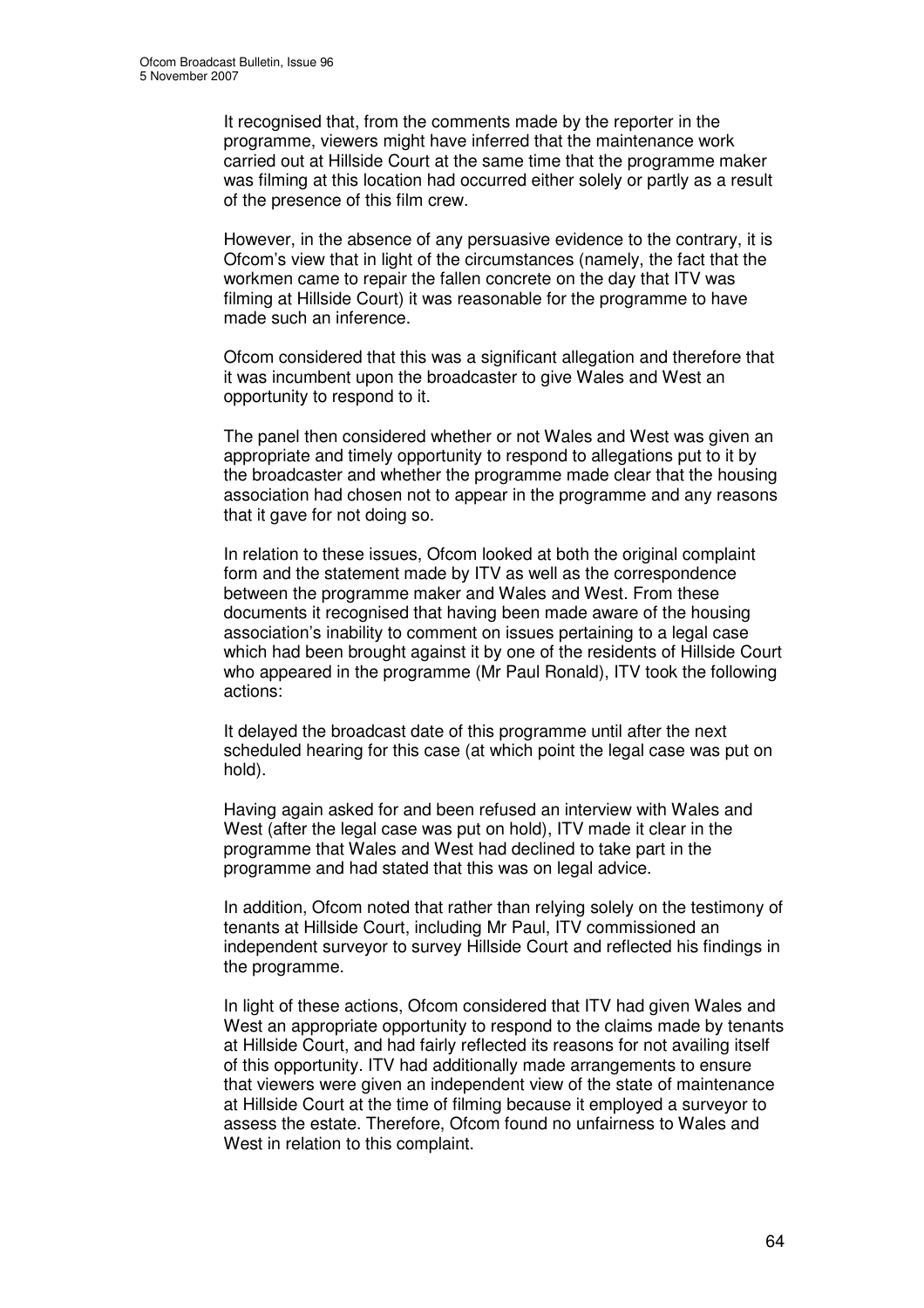It recognised that, from the comments made by the reporter in the programme, viewers might have inferred that the maintenance work carried out at Hillside Court at the same time that the programme maker was filming at this location had occurred either solely or partly as a result of the presence of this film crew.

However, in the absence of any persuasive evidence to the contrary, it is Ofcom's view that in light of the circumstances (namely, the fact that the workmen came to repair the fallen concrete on the day that ITV was filming at Hillside Court) it was reasonable for the programme to have made such an inference.

Ofcom considered that this was a significant allegation and therefore that it was incumbent upon the broadcaster to give Wales and West an opportunity to respond to it.

The panel then considered whether or not Wales and West was given an appropriate and timely opportunity to respond to allegations put to it by the broadcaster and whether the programme made clear that the housing association had chosen not to appear in the programme and any reasons that it gave for not doing so.

In relation to these issues, Ofcom looked at both the original complaint form and the statement made by ITV as well as the correspondence between the programme maker and Wales and West. From these documents it recognised that having been made aware of the housing association's inability to comment on issues pertaining to a legal case which had been brought against it by one of the residents of Hillside Court who appeared in the programme (Mr Paul Ronald), ITV took the following actions:

It delayed the broadcast date of this programme until after the next scheduled hearing for this case (at which point the legal case was put on hold).

Having again asked for and been refused an interview with Wales and West (after the legal case was put on hold), ITV made it clear in the programme that Wales and West had declined to take part in the programme and had stated that this was on legal advice.

In addition, Ofcom noted that rather than relying solely on the testimony of tenants at Hillside Court, including Mr Paul, ITV commissioned an independent surveyor to survey Hillside Court and reflected his findings in the programme.

In light of these actions, Ofcom considered that ITV had given Wales and West an appropriate opportunity to respond to the claims made by tenants at Hillside Court, and had fairly reflected its reasons for not availing itself of this opportunity. ITV had additionally made arrangements to ensure that viewers were given an independent view of the state of maintenance at Hillside Court at the time of filming because it employed a surveyor to assess the estate. Therefore, Ofcom found no unfairness to Wales and West in relation to this complaint.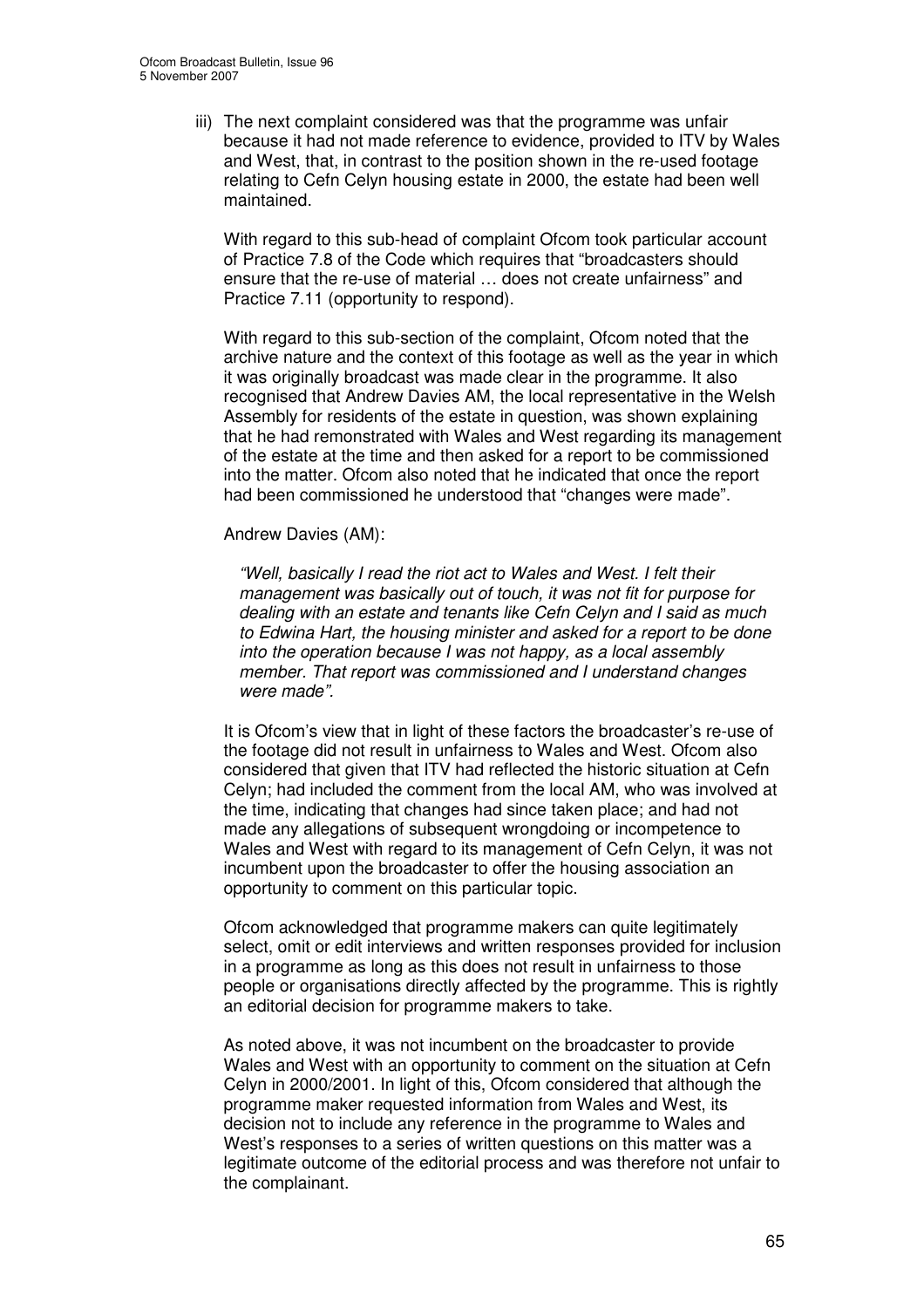iii) The next complaint considered was that the programme was unfair because it had not made reference to evidence, provided to ITV by Wales and West, that, in contrast to the position shown in the re-used footage relating to Cefn Celyn housing estate in 2000, the estate had been well maintained.

With regard to this sub-head of complaint Ofcom took particular account of Practice 7.8 of the Code which requires that "broadcasters should ensure that the re-use of material … does not create unfairness" and Practice 7.11 (opportunity to respond).

With regard to this sub-section of the complaint, Ofcom noted that the archive nature and the context of this footage as well as the year in which it was originally broadcast was made clear in the programme. It also recognised that Andrew Davies AM, the local representative in the Welsh Assembly for residents of the estate in question, was shown explaining that he had remonstrated with Wales and West regarding its management of the estate at the time and then asked for a report to be commissioned into the matter. Ofcom also noted that he indicated that once the report had been commissioned he understood that "changes were made".

Andrew Davies (AM):

> *"Well, basically I read the riot act to Wales and West. I felt their management was basically out of touch, it was not fit for purpose for dealing with an estate and tenants like Cefn Celyn and I said as much to Edwina Hart, the housing minister and asked for a report to be done into the operation because I was not happy, as a local assembly member. That report was commissioned and I understand changes were made".*

It is Ofcom's view that in light of these factors the broadcaster's re-use of the footage did not result in unfairness to Wales and West. Ofcom also considered that given that ITV had reflected the historic situation at Cefn Celyn; had included the comment from the local AM, who was involved at the time, indicating that changes had since taken place; and had not made any allegations of subsequent wrongdoing or incompetence to Wales and West with regard to its management of Cefn Celyn, it was not incumbent upon the broadcaster to offer the housing association an opportunity to comment on this particular topic.

Ofcom acknowledged that programme makers can quite legitimately select, omit or edit interviews and written responses provided for inclusion in a programme as long as this does not result in unfairness to those people or organisations directly affected by the programme. This is rightly an editorial decision for programme makers to take.

As noted above, it was not incumbent on the broadcaster to provide Wales and West with an opportunity to comment on the situation at Cefn Celyn in 2000/2001. In light of this, Ofcom considered that although the programme maker requested information from Wales and West, its decision not to include any reference in the programme to Wales and West's responses to a series of written questions on this matter was a legitimate outcome of the editorial process and was therefore not unfair to the complainant.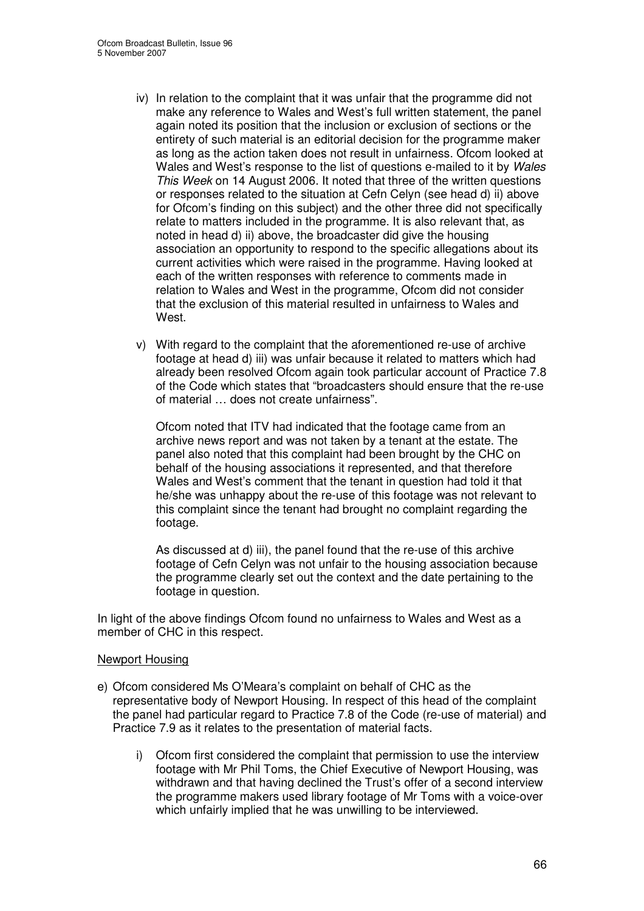iv) In relation to the complaint that it was unfair that the programme did not make any reference to Wales and West's full written statement, the panel again noted its position that the inclusion or exclusion of sections or the entirety of such material is an editorial decision for the programme maker as long as the action taken does not result in unfairness. Ofcom looked at Wales and West's response to the list of questions e-mailed to it by *Wales This Week* on 14 August 2006. It noted that three of the written questions or responses related to the situation at Cefn Celyn (see head d) ii) above for Ofcom's finding on this subject) and the other three did not specifically relate to matters included in the programme. It is also relevant that, as noted in head d) ii) above, the broadcaster did give the housing association an opportunity to respond to the specific allegations about its current activities which were raised in the programme. Having looked at each of the written responses with reference to comments made in relation to Wales and West in the programme, Ofcom did not consider that the exclusion of this material resulted in unfairness to Wales and West.

v) With regard to the complaint that the aforementioned re-use of archive footage at head d) iii) was unfair because it related to matters which had already been resolved Ofcom again took particular account of Practice 7.8 of the Code which states that "broadcasters should ensure that the re-use of material … does not create unfairness".

Ofcom noted that ITV had indicated that the footage came from an archive news report and was not taken by a tenant at the estate. The panel also noted that this complaint had been brought by the CHC on behalf of the housing associations it represented, and that therefore Wales and West's comment that the tenant in question had told it that he/she was unhappy about the re-use of this footage was not relevant to this complaint since the tenant had brought no complaint regarding the footage.

As discussed at d) iii), the panel found that the re-use of this archive footage of Cefn Celyn was not unfair to the housing association because the programme clearly set out the context and the date pertaining to the footage in question.

In light of the above findings Ofcom found no unfairness to Wales and West as a member of CHC in this respect.

<u>Newport Housing</u>

e) Ofcom considered Ms O'Meara's complaint on behalf of CHC as the representative body of Newport Housing. In respect of this head of the complaint the panel had particular regard to Practice 7.8 of the Code (re-use of material) and Practice 7.9 as it relates to the presentation of material facts.

i) Ofcom first considered the complaint that permission to use the interview footage with Mr Phil Toms, the Chief Executive of Newport Housing, was withdrawn and that having declined the Trust's offer of a second interview the programme makers used library footage of Mr Toms with a voice-over which unfairly implied that he was unwilling to be interviewed.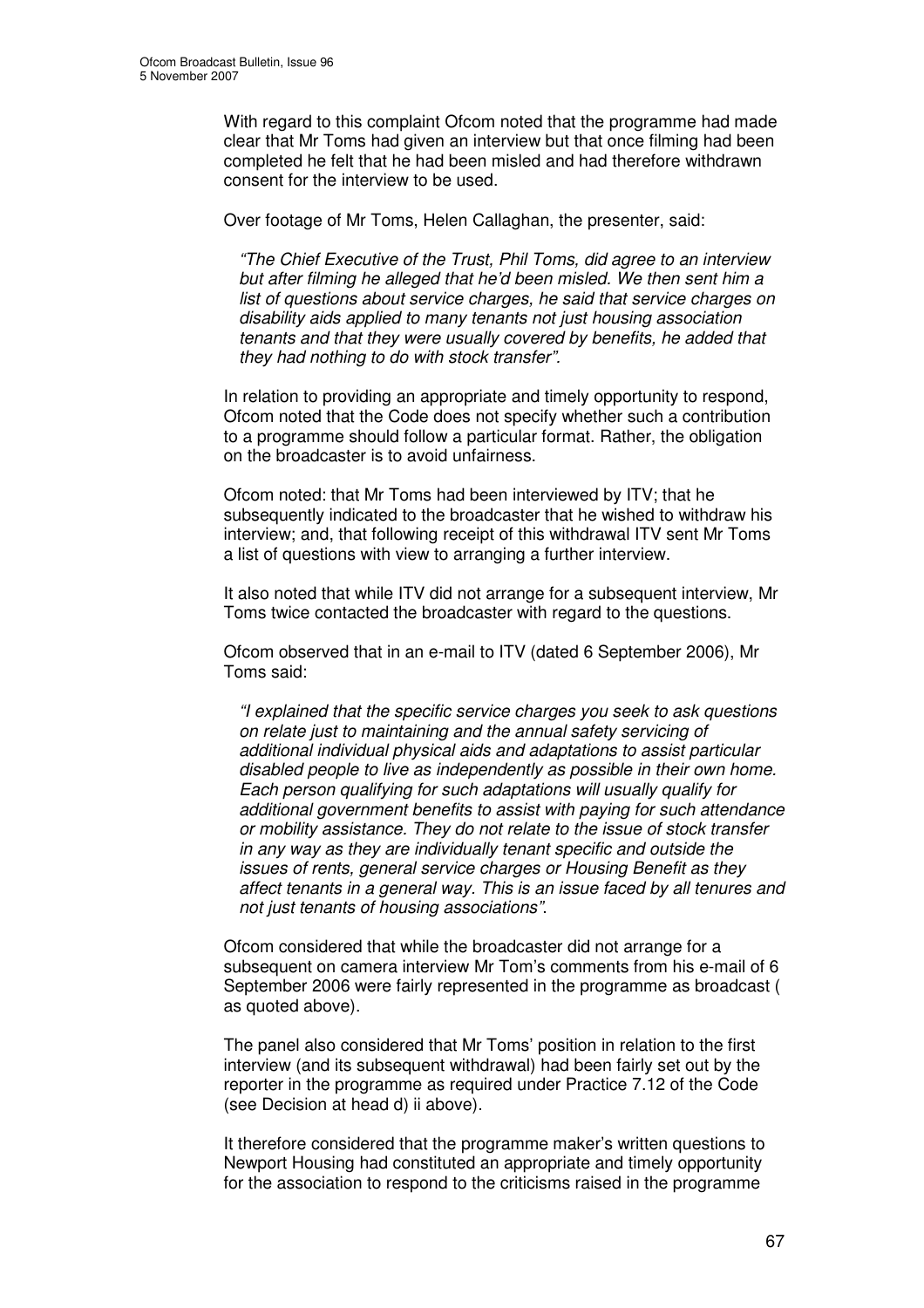With regard to this complaint Ofcom noted that the programme had made clear that Mr Toms had given an interview but that once filming had been completed he felt that he had been misled and had therefore withdrawn consent for the interview to be used.

Over footage of Mr Toms, Helen Callaghan, the presenter, said:

> *"The Chief Executive of the Trust, Phil Toms, did agree to an interview but after filming he alleged that he'd been misled. We then sent him a list of questions about service charges, he said that service charges on disability aids applied to many tenants not just housing association tenants and that they were usually covered by benefits, he added that they had nothing to do with stock transfer".*

In relation to providing an appropriate and timely opportunity to respond, Ofcom noted that the Code does not specify whether such a contribution to a programme should follow a particular format. Rather, the obligation on the broadcaster is to avoid unfairness.

Ofcom noted: that Mr Toms had been interviewed by ITV; that he subsequently indicated to the broadcaster that he wished to withdraw his interview; and, that following receipt of this withdrawal ITV sent Mr Toms a list of questions with view to arranging a further interview.

It also noted that while ITV did not arrange for a subsequent interview, Mr Toms twice contacted the broadcaster with regard to the questions.

Ofcom observed that in an e-mail to ITV (dated 6 September 2006), Mr Toms said:

> *"I explained that the specific service charges you seek to ask questions on relate just to maintaining and the annual safety servicing of additional individual physical aids and adaptations to assist particular disabled people to live as independently as possible in their own home. Each person qualifying for such adaptations will usually qualify for additional government benefits to assist with paying for such attendance or mobility assistance. They do not relate to the issue of stock transfer in any way as they are individually tenant specific and outside the issues of rents, general service charges or Housing Benefit as they affect tenants in a general way. This is an issue faced by all tenures and not just tenants of housing associations".*

Ofcom considered that while the broadcaster did not arrange for a subsequent on camera interview Mr Tom's comments from his e-mail of 6 September 2006 were fairly represented in the programme as broadcast ( as quoted above).

The panel also considered that Mr Toms' position in relation to the first interview (and its subsequent withdrawal) had been fairly set out by the reporter in the programme as required under Practice 7.12 of the Code (see Decision at head d) ii above).

It therefore considered that the programme maker's written questions to Newport Housing had constituted an appropriate and timely opportunity for the association to respond to the criticisms raised in the programme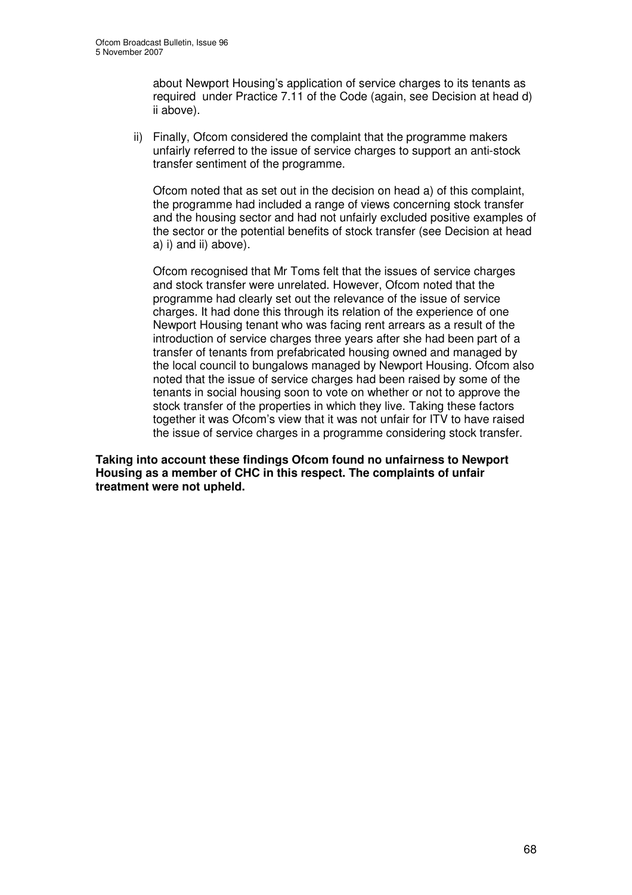about Newport Housing's application of service charges to its tenants as required under Practice 7.11 of the Code (again, see Decision at head d) ii above).

ii) Finally, Ofcom considered the complaint that the programme makers unfairly referred to the issue of service charges to support an anti-stock transfer sentiment of the programme.

Ofcom noted that as set out in the decision on head a) of this complaint, the programme had included a range of views concerning stock transfer and the housing sector and had not unfairly excluded positive examples of the sector or the potential benefits of stock transfer (see Decision at head a) i) and ii) above).

Ofcom recognised that Mr Toms felt that the issues of service charges and stock transfer were unrelated. However, Ofcom noted that the programme had clearly set out the relevance of the issue of service charges. It had done this through its relation of the experience of one Newport Housing tenant who was facing rent arrears as a result of the introduction of service charges three years after she had been part of a transfer of tenants from prefabricated housing owned and managed by the local council to bungalows managed by Newport Housing. Ofcom also noted that the issue of service charges had been raised by some of the tenants in social housing soon to vote on whether or not to approve the stock transfer of the properties in which they live. Taking these factors together it was Ofcom's view that it was not unfair for ITV to have raised the issue of service charges in a programme considering stock transfer.

**Taking into account these findings Ofcom found no unfairness to Newport Housing as a member of CHC in this respect. The complaints of unfair treatment were not upheld.**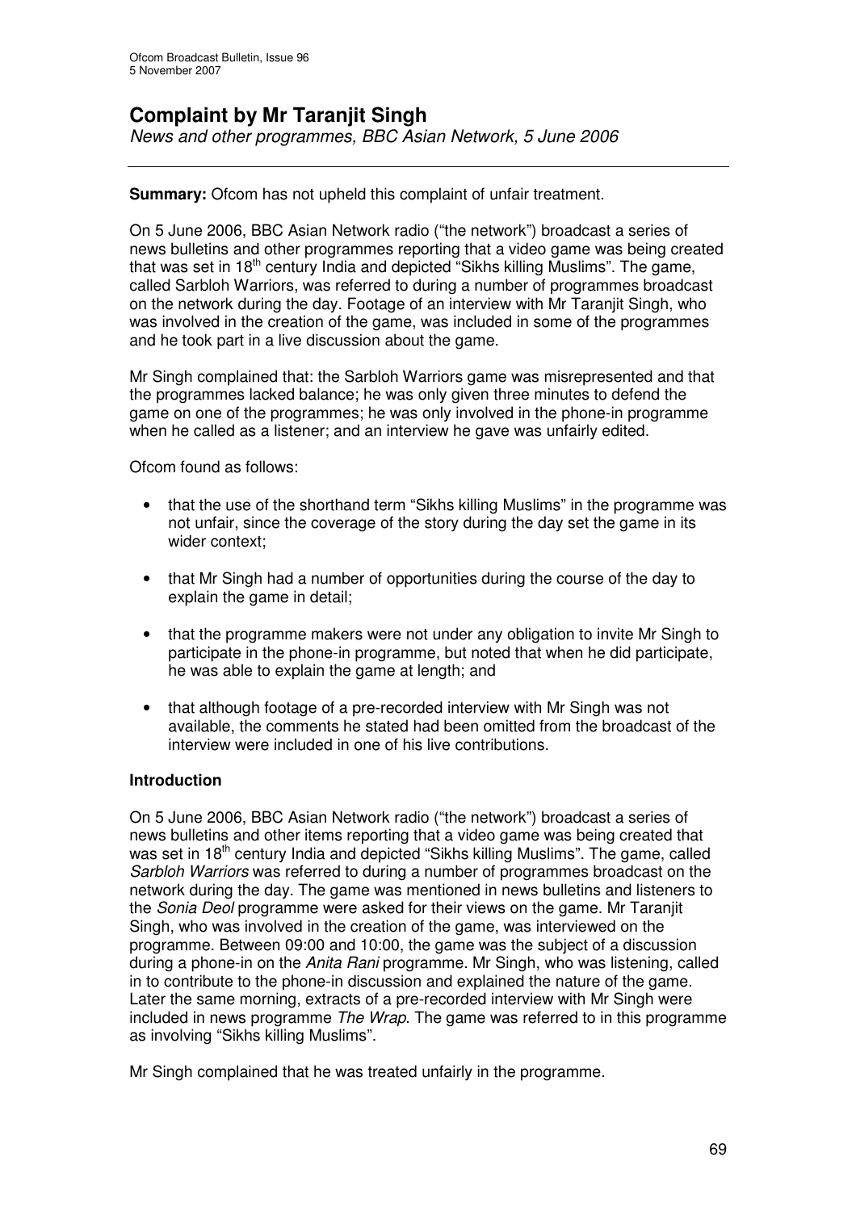# Complaint by Mr Taranjit Singh

*News and other programmes, BBC Asian Network, 5 June 2006*

**Summary:** Ofcom has not upheld this complaint of unfair treatment.

On 5 June 2006, BBC Asian Network radio ("the network") broadcast a series of news bulletins and other programmes reporting that a video game was being created that was set in 18th century India and depicted "Sikhs killing Muslims". The game, called Sarbloh Warriors, was referred to during a number of programmes broadcast on the network during the day. Footage of an interview with Mr Taranjit Singh, who was involved in the creation of the game, was included in some of the programmes and he took part in a live discussion about the game.

Mr Singh complained that: the Sarbloh Warriors game was misrepresented and that the programmes lacked balance; he was only given three minutes to defend the game on one of the programmes; he was only involved in the phone-in programme when he called as a listener; and an interview he gave was unfairly edited.

Ofcom found as follows:

- that the use of the shorthand term "Sikhs killing Muslims" in the programme was not unfair, since the coverage of the story during the day set the game in its wider context;
- that Mr Singh had a number of opportunities during the course of the day to explain the game in detail;
- that the programme makers were not under any obligation to invite Mr Singh to participate in the phone-in programme, but noted that when he did participate, he was able to explain the game at length; and
- that although footage of a pre-recorded interview with Mr Singh was not available, the comments he stated had been omitted from the broadcast of the interview were included in one of his live contributions.

## Introduction

On 5 June 2006, BBC Asian Network radio ("the network") broadcast a series of news bulletins and other items reporting that a video game was being created that was set in 18th century India and depicted "Sikhs killing Muslims". The game, called *Sarbloh Warriors* was referred to during a number of programmes broadcast on the network during the day. The game was mentioned in news bulletins and listeners to the *Sonia Deol* programme were asked for their views on the game. Mr Taranjit Singh, who was involved in the creation of the game, was interviewed on the programme. Between 09:00 and 10:00, the game was the subject of a discussion during a phone-in on the *Anita Rani* programme. Mr Singh, who was listening, called in to contribute to the phone-in discussion and explained the nature of the game. Later the same morning, extracts of a pre-recorded interview with Mr Singh were included in news programme *The Wrap*. The game was referred to in this programme as involving "Sikhs killing Muslims".

Mr Singh complained that he was treated unfairly in the programme.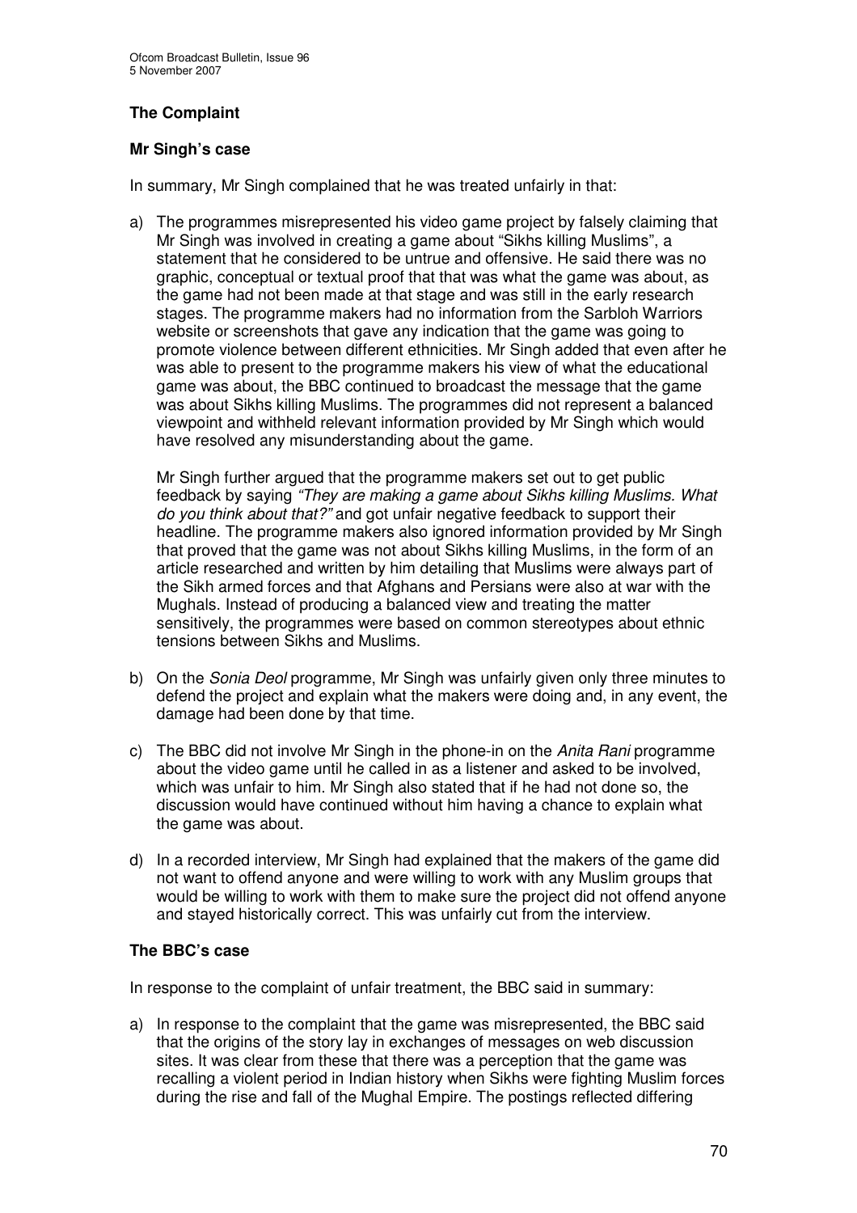### The Complaint

#### Mr Singh's case

In summary, Mr Singh complained that he was treated unfairly in that:

a) The programmes misrepresented his video game project by falsely claiming that Mr Singh was involved in creating a game about "Sikhs killing Muslims", a statement that he considered to be untrue and offensive. He said there was no graphic, conceptual or textual proof that that was what the game was about, as the game had not been made at that stage and was still in the early research stages. The programme makers had no information from the Sarbloh Warriors website or screenshots that gave any indication that the game was going to promote violence between different ethnicities. Mr Singh added that even after he was able to present to the programme makers his view of what the educational game was about, the BBC continued to broadcast the message that the game was about Sikhs killing Muslims. The programmes did not represent a balanced viewpoint and withheld relevant information provided by Mr Singh which would have resolved any misunderstanding about the game.

   Mr Singh further argued that the programme makers set out to get public feedback by saying *"They are making a game about Sikhs killing Muslims. What do you think about that?"* and got unfair negative feedback to support their headline. The programme makers also ignored information provided by Mr Singh that proved that the game was not about Sikhs killing Muslims, in the form of an article researched and written by him detailing that Muslims were always part of the Sikh armed forces and that Afghans and Persians were also at war with the Mughals. Instead of producing a balanced view and treating the matter sensitively, the programmes were based on common stereotypes about ethnic tensions between Sikhs and Muslims.

b) On the *Sonia Deol* programme, Mr Singh was unfairly given only three minutes to defend the project and explain what the makers were doing and, in any event, the damage had been done by that time.

c) The BBC did not involve Mr Singh in the phone-in on the *Anita Rani* programme about the video game until he called in as a listener and asked to be involved, which was unfair to him. Mr Singh also stated that if he had not done so, the discussion would have continued without him having a chance to explain what the game was about.

d) In a recorded interview, Mr Singh had explained that the makers of the game did not want to offend anyone and were willing to work with any Muslim groups that would be willing to work with them to make sure the project did not offend anyone and stayed historically correct. This was unfairly cut from the interview.

#### The BBC's case

In response to the complaint of unfair treatment, the BBC said in summary:

a) In response to the complaint that the game was misrepresented, the BBC said that the origins of the story lay in exchanges of messages on web discussion sites. It was clear from these that there was a perception that the game was recalling a violent period in Indian history when Sikhs were fighting Muslim forces during the rise and fall of the Mughal Empire. The postings reflected differing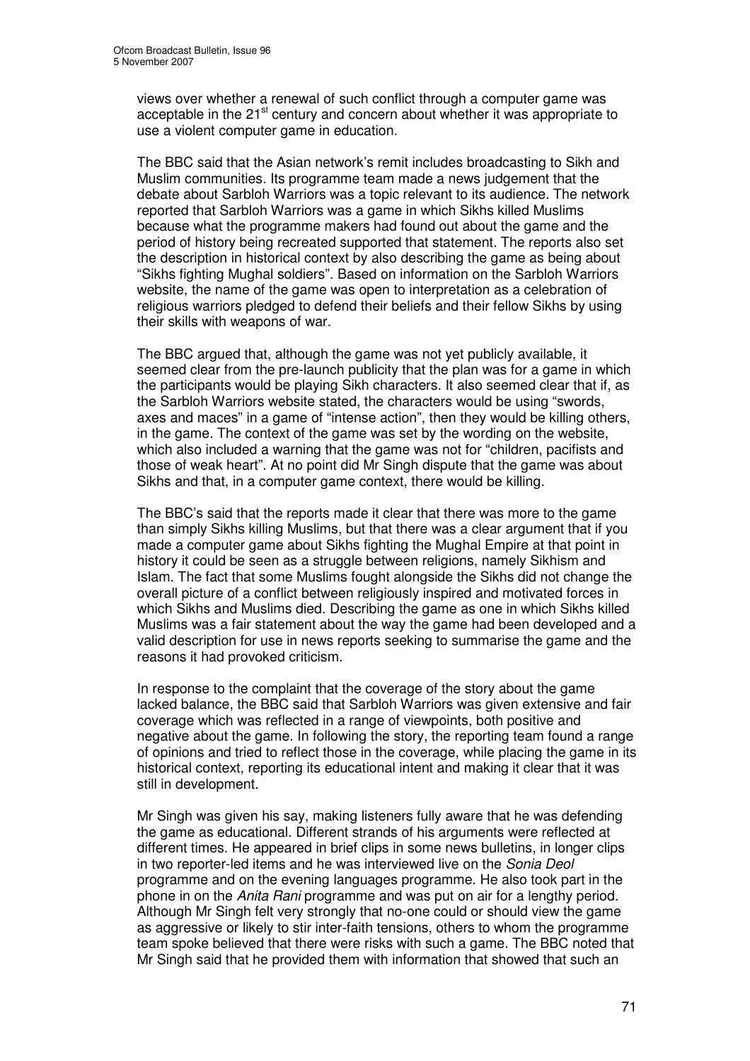views over whether a renewal of such conflict through a computer game was acceptable in the 21st century and concern about whether it was appropriate to use a violent computer game in education.

The BBC said that the Asian network's remit includes broadcasting to Sikh and Muslim communities. Its programme team made a news judgement that the debate about Sarbloh Warriors was a topic relevant to its audience. The network reported that Sarbloh Warriors was a game in which Sikhs killed Muslims because what the programme makers had found out about the game and the period of history being recreated supported that statement. The reports also set the description in historical context by also describing the game as being about "Sikhs fighting Mughal soldiers". Based on information on the Sarbloh Warriors website, the name of the game was open to interpretation as a celebration of religious warriors pledged to defend their beliefs and their fellow Sikhs by using their skills with weapons of war.

The BBC argued that, although the game was not yet publicly available, it seemed clear from the pre-launch publicity that the plan was for a game in which the participants would be playing Sikh characters. It also seemed clear that if, as the Sarbloh Warriors website stated, the characters would be using "swords, axes and maces" in a game of "intense action", then they would be killing others, in the game. The context of the game was set by the wording on the website, which also included a warning that the game was not for "children, pacifists and those of weak heart". At no point did Mr Singh dispute that the game was about Sikhs and that, in a computer game context, there would be killing.

The BBC's said that the reports made it clear that there was more to the game than simply Sikhs killing Muslims, but that there was a clear argument that if you made a computer game about Sikhs fighting the Mughal Empire at that point in history it could be seen as a struggle between religions, namely Sikhism and Islam. The fact that some Muslims fought alongside the Sikhs did not change the overall picture of a conflict between religiously inspired and motivated forces in which Sikhs and Muslims died. Describing the game as one in which Sikhs killed Muslims was a fair statement about the way the game had been developed and a valid description for use in news reports seeking to summarise the game and the reasons it had provoked criticism.

In response to the complaint that the coverage of the story about the game lacked balance, the BBC said that Sarbloh Warriors was given extensive and fair coverage which was reflected in a range of viewpoints, both positive and negative about the game. In following the story, the reporting team found a range of opinions and tried to reflect those in the coverage, while placing the game in its historical context, reporting its educational intent and making it clear that it was still in development.

Mr Singh was given his say, making listeners fully aware that he was defending the game as educational. Different strands of his arguments were reflected at different times. He appeared in brief clips in some news bulletins, in longer clips in two reporter-led items and he was interviewed live on the *Sonia Deol* programme and on the evening languages programme. He also took part in the phone in on the *Anita Rani* programme and was put on air for a lengthy period. Although Mr Singh felt very strongly that no-one could or should view the game as aggressive or likely to stir inter-faith tensions, others to whom the programme team spoke believed that there were risks with such a game. The BBC noted that Mr Singh said that he provided them with information that showed that such an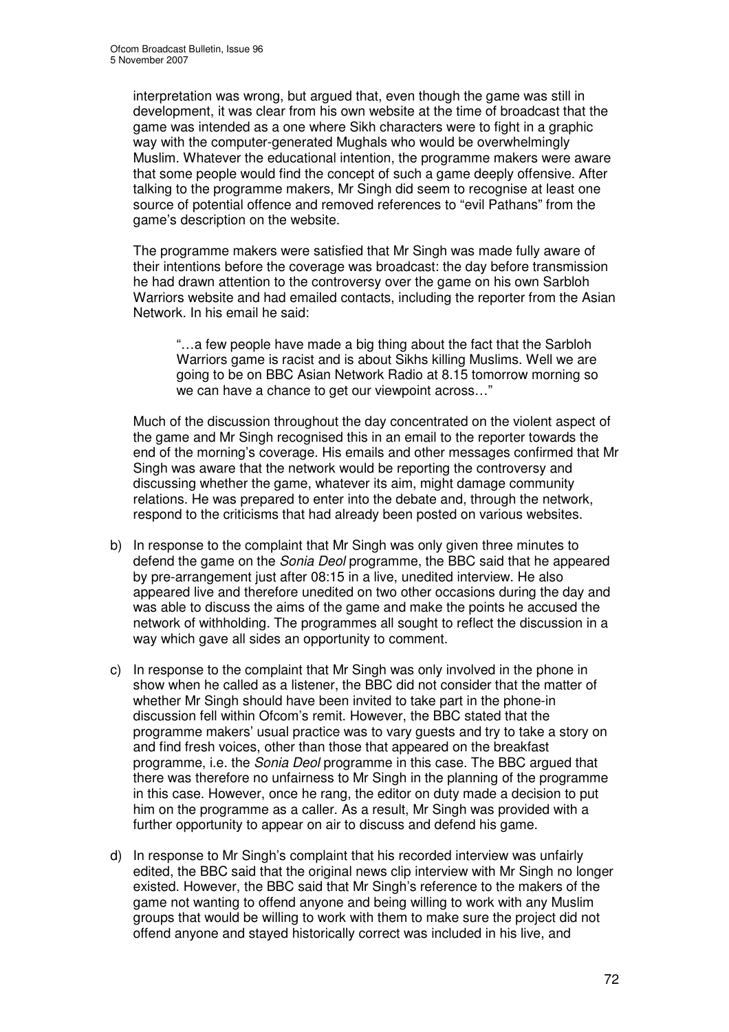interpretation was wrong, but argued that, even though the game was still in development, it was clear from his own website at the time of broadcast that the game was intended as a one where Sikh characters were to fight in a graphic way with the computer-generated Mughals who would be overwhelmingly Muslim. Whatever the educational intention, the programme makers were aware that some people would find the concept of such a game deeply offensive. After talking to the programme makers, Mr Singh did seem to recognise at least one source of potential offence and removed references to "evil Pathans" from the game's description on the website.

The programme makers were satisfied that Mr Singh was made fully aware of their intentions before the coverage was broadcast: the day before transmission he had drawn attention to the controversy over the game on his own Sarbloh Warriors website and had emailed contacts, including the reporter from the Asian Network. In his email he said:

> "…a few people have made a big thing about the fact that the Sarbloh Warriors game is racist and is about Sikhs killing Muslims. Well we are going to be on BBC Asian Network Radio at 8.15 tomorrow morning so we can have a chance to get our viewpoint across…"

Much of the discussion throughout the day concentrated on the violent aspect of the game and Mr Singh recognised this in an email to the reporter towards the end of the morning's coverage. His emails and other messages confirmed that Mr Singh was aware that the network would be reporting the controversy and discussing whether the game, whatever its aim, might damage community relations. He was prepared to enter into the debate and, through the network, respond to the criticisms that had already been posted on various websites.

b) In response to the complaint that Mr Singh was only given three minutes to defend the game on the *Sonia Deol* programme, the BBC said that he appeared by pre-arrangement just after 08:15 in a live, unedited interview. He also appeared live and therefore unedited on two other occasions during the day and was able to discuss the aims of the game and make the points he accused the network of withholding. The programmes all sought to reflect the discussion in a way which gave all sides an opportunity to comment.

c) In response to the complaint that Mr Singh was only involved in the phone in show when he called as a listener, the BBC did not consider that the matter of whether Mr Singh should have been invited to take part in the phone-in discussion fell within Ofcom's remit. However, the BBC stated that the programme makers' usual practice was to vary guests and try to take a story on and find fresh voices, other than those that appeared on the breakfast programme, i.e. the *Sonia Deol* programme in this case. The BBC argued that there was therefore no unfairness to Mr Singh in the planning of the programme in this case. However, once he rang, the editor on duty made a decision to put him on the programme as a caller. As a result, Mr Singh was provided with a further opportunity to appear on air to discuss and defend his game.

d) In response to Mr Singh's complaint that his recorded interview was unfairly edited, the BBC said that the original news clip interview with Mr Singh no longer existed. However, the BBC said that Mr Singh's reference to the makers of the game not wanting to offend anyone and being willing to work with any Muslim groups that would be willing to work with them to make sure the project did not offend anyone and stayed historically correct was included in his live, and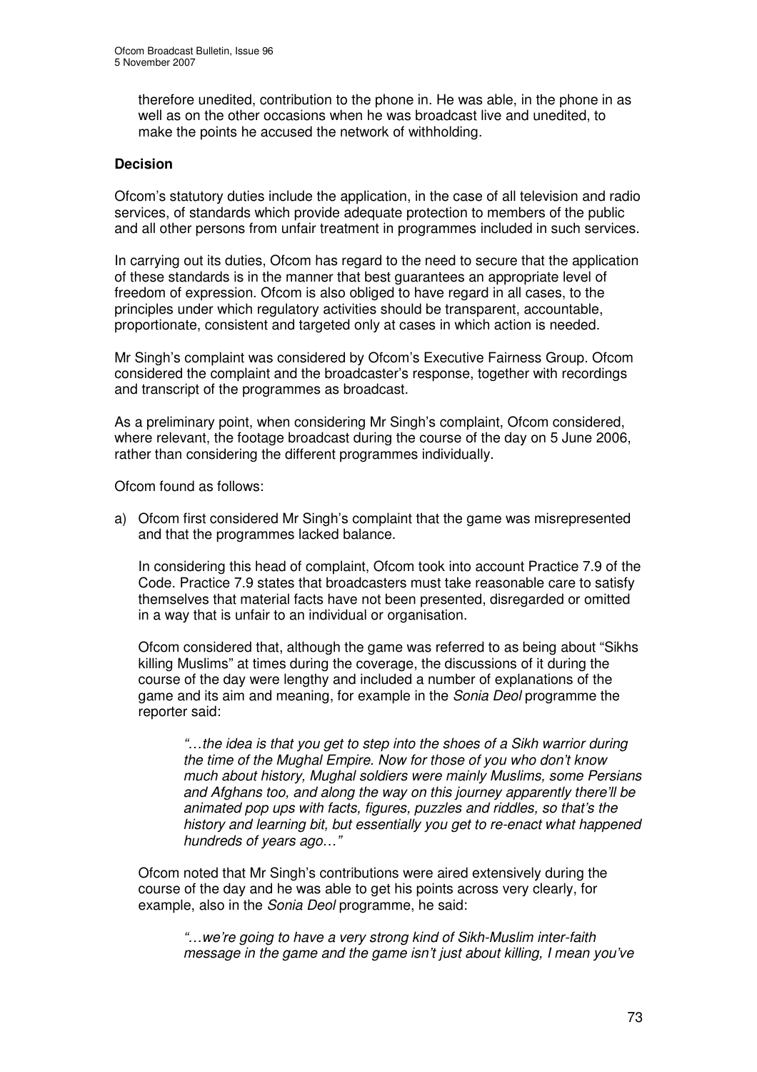therefore unedited, contribution to the phone in. He was able, in the phone in as well as on the other occasions when he was broadcast live and unedited, to make the points he accused the network of withholding.

**Decision**

Ofcom's statutory duties include the application, in the case of all television and radio services, of standards which provide adequate protection to members of the public and all other persons from unfair treatment in programmes included in such services.

In carrying out its duties, Ofcom has regard to the need to secure that the application of these standards is in the manner that best guarantees an appropriate level of freedom of expression. Ofcom is also obliged to have regard in all cases, to the principles under which regulatory activities should be transparent, accountable, proportionate, consistent and targeted only at cases in which action is needed.

Mr Singh's complaint was considered by Ofcom's Executive Fairness Group. Ofcom considered the complaint and the broadcaster's response, together with recordings and transcript of the programmes as broadcast.

As a preliminary point, when considering Mr Singh's complaint, Ofcom considered, where relevant, the footage broadcast during the course of the day on 5 June 2006, rather than considering the different programmes individually.

Ofcom found as follows:

a) Ofcom first considered Mr Singh's complaint that the game was misrepresented and that the programmes lacked balance.

   In considering this head of complaint, Ofcom took into account Practice 7.9 of the Code. Practice 7.9 states that broadcasters must take reasonable care to satisfy themselves that material facts have not been presented, disregarded or omitted in a way that is unfair to an individual or organisation.

   Ofcom considered that, although the game was referred to as being about "Sikhs killing Muslims" at times during the coverage, the discussions of it during the course of the day were lengthy and included a number of explanations of the game and its aim and meaning, for example in the *Sonia Deol* programme the reporter said:

   > *"…the idea is that you get to step into the shoes of a Sikh warrior during the time of the Mughal Empire. Now for those of you who don't know much about history, Mughal soldiers were mainly Muslims, some Persians and Afghans too, and along the way on this journey apparently there'll be animated pop ups with facts, figures, puzzles and riddles, so that's the history and learning bit, but essentially you get to re-enact what happened hundreds of years ago…"*

   Ofcom noted that Mr Singh's contributions were aired extensively during the course of the day and he was able to get his points across very clearly, for example, also in the *Sonia Deol* programme, he said:

   > *"…we're going to have a very strong kind of Sikh-Muslim inter-faith message in the game and the game isn't just about killing, I mean you've*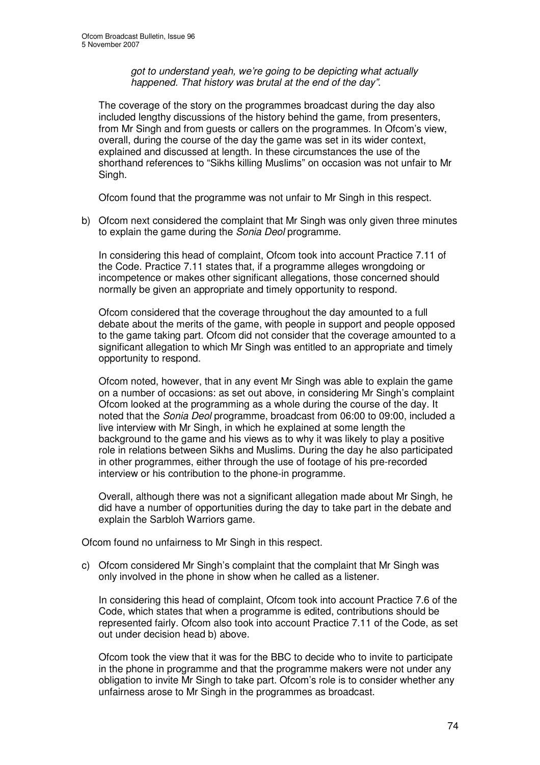*got to understand yeah, we're going to be depicting what actually happened. That history was brutal at the end of the day".*

The coverage of the story on the programmes broadcast during the day also included lengthy discussions of the history behind the game, from presenters, from Mr Singh and from guests or callers on the programmes. In Ofcom's view, overall, during the course of the day the game was set in its wider context, explained and discussed at length. In these circumstances the use of the shorthand references to "Sikhs killing Muslims" on occasion was not unfair to Mr Singh.

Ofcom found that the programme was not unfair to Mr Singh in this respect.

b) Ofcom next considered the complaint that Mr Singh was only given three minutes to explain the game during the *Sonia Deol* programme.

   In considering this head of complaint, Ofcom took into account Practice 7.11 of the Code. Practice 7.11 states that, if a programme alleges wrongdoing or incompetence or makes other significant allegations, those concerned should normally be given an appropriate and timely opportunity to respond.

   Ofcom considered that the coverage throughout the day amounted to a full debate about the merits of the game, with people in support and people opposed to the game taking part. Ofcom did not consider that the coverage amounted to a significant allegation to which Mr Singh was entitled to an appropriate and timely opportunity to respond.

   Ofcom noted, however, that in any event Mr Singh was able to explain the game on a number of occasions: as set out above, in considering Mr Singh's complaint Ofcom looked at the programming as a whole during the course of the day. It noted that the *Sonia Deol* programme, broadcast from 06:00 to 09:00, included a live interview with Mr Singh, in which he explained at some length the background to the game and his views as to why it was likely to play a positive role in relations between Sikhs and Muslims. During the day he also participated in other programmes, either through the use of footage of his pre-recorded interview or his contribution to the phone-in programme.

   Overall, although there was not a significant allegation made about Mr Singh, he did have a number of opportunities during the day to take part in the debate and explain the Sarbloh Warriors game.

Ofcom found no unfairness to Mr Singh in this respect.

c) Ofcom considered Mr Singh's complaint that the complaint that Mr Singh was only involved in the phone in show when he called as a listener.

   In considering this head of complaint, Ofcom took into account Practice 7.6 of the Code, which states that when a programme is edited, contributions should be represented fairly. Ofcom also took into account Practice 7.11 of the Code, as set out under decision head b) above.

   Ofcom took the view that it was for the BBC to decide who to invite to participate in the phone in programme and that the programme makers were not under any obligation to invite Mr Singh to take part. Ofcom's role is to consider whether any unfairness arose to Mr Singh in the programmes as broadcast.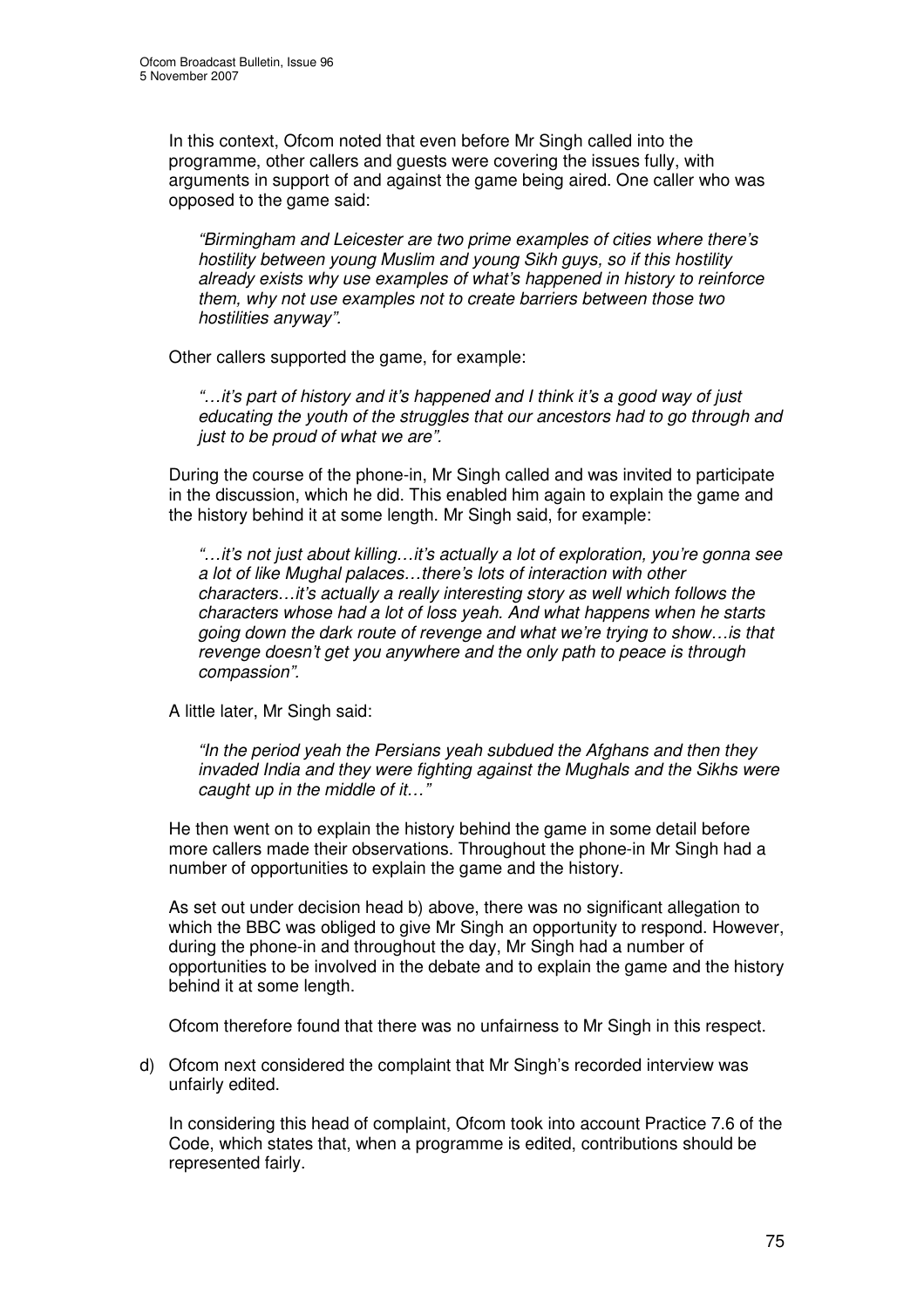In this context, Ofcom noted that even before Mr Singh called into the programme, other callers and guests were covering the issues fully, with arguments in support of and against the game being aired. One caller who was opposed to the game said:

> *"Birmingham and Leicester are two prime examples of cities where there's hostility between young Muslim and young Sikh guys, so if this hostility already exists why use examples of what's happened in history to reinforce them, why not use examples not to create barriers between those two hostilities anyway".*

Other callers supported the game, for example:

> *"…it's part of history and it's happened and I think it's a good way of just educating the youth of the struggles that our ancestors had to go through and just to be proud of what we are".*

During the course of the phone-in, Mr Singh called and was invited to participate in the discussion, which he did. This enabled him again to explain the game and the history behind it at some length. Mr Singh said, for example:

> *"…it's not just about killing…it's actually a lot of exploration, you're gonna see a lot of like Mughal palaces…there's lots of interaction with other characters…it's actually a really interesting story as well which follows the characters whose had a lot of loss yeah. And what happens when he starts going down the dark route of revenge and what we're trying to show…is that revenge doesn't get you anywhere and the only path to peace is through compassion".*

A little later, Mr Singh said:

> *"In the period yeah the Persians yeah subdued the Afghans and then they invaded India and they were fighting against the Mughals and the Sikhs were caught up in the middle of it…"*

He then went on to explain the history behind the game in some detail before more callers made their observations. Throughout the phone-in Mr Singh had a number of opportunities to explain the game and the history.

As set out under decision head b) above, there was no significant allegation to which the BBC was obliged to give Mr Singh an opportunity to respond. However, during the phone-in and throughout the day, Mr Singh had a number of opportunities to be involved in the debate and to explain the game and the history behind it at some length.

Ofcom therefore found that there was no unfairness to Mr Singh in this respect.

d) Ofcom next considered the complaint that Mr Singh's recorded interview was unfairly edited.

In considering this head of complaint, Ofcom took into account Practice 7.6 of the Code, which states that, when a programme is edited, contributions should be represented fairly.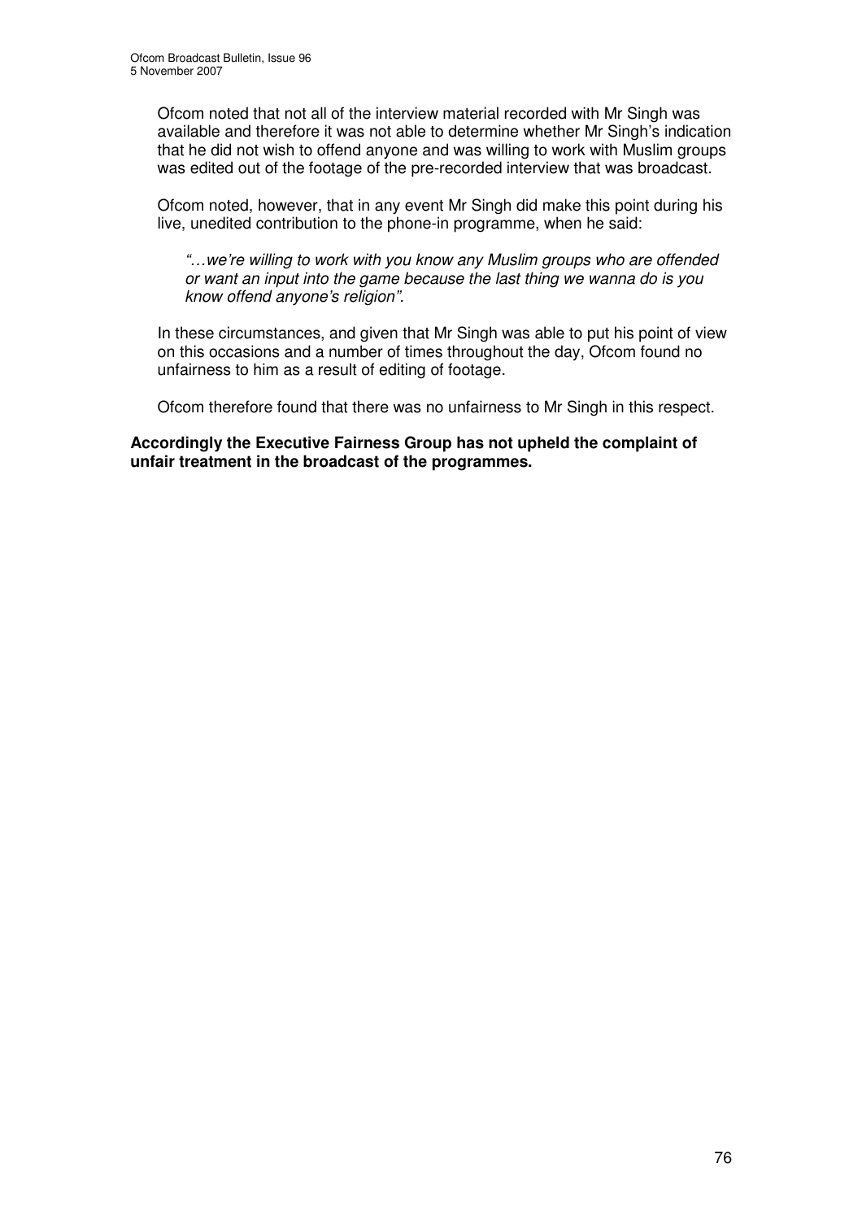Ofcom noted that not all of the interview material recorded with Mr Singh was available and therefore it was not able to determine whether Mr Singh's indication that he did not wish to offend anyone and was willing to work with Muslim groups was edited out of the footage of the pre-recorded interview that was broadcast.

Ofcom noted, however, that in any event Mr Singh did make this point during his live, unedited contribution to the phone-in programme, when he said:

> *"…we're willing to work with you know any Muslim groups who are offended or want an input into the game because the last thing we wanna do is you know offend anyone's religion".*

In these circumstances, and given that Mr Singh was able to put his point of view on this occasions and a number of times throughout the day, Ofcom found no unfairness to him as a result of editing of footage.

Ofcom therefore found that there was no unfairness to Mr Singh in this respect.

**Accordingly the Executive Fairness Group has not upheld the complaint of unfair treatment in the broadcast of the programmes.**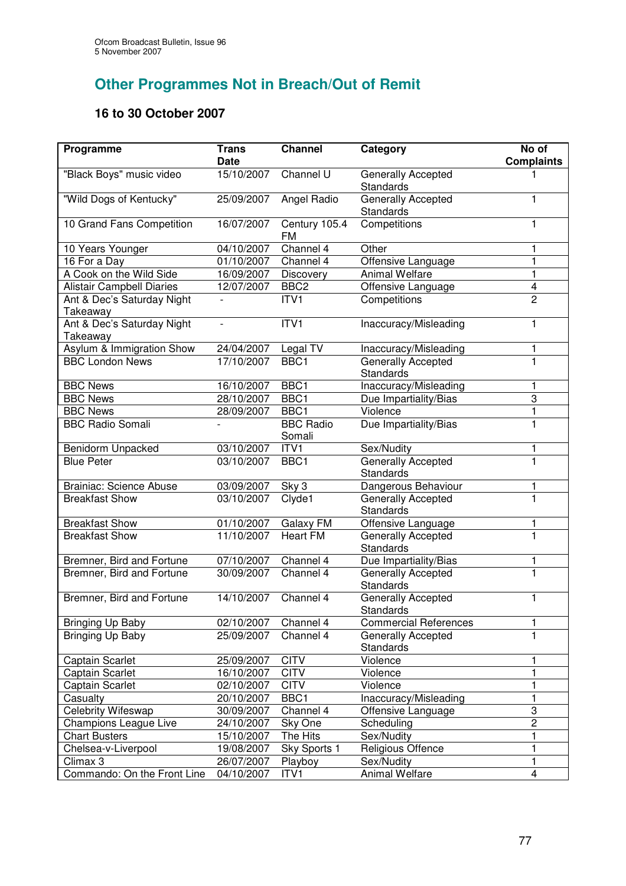## Other Programmes Not in Breach/Out of Remit

### 16 to 30 October 2007

| Programme | Trans Date | Channel | Category | No of Complaints |
|---|---|---|---|---|
| "Black Boys" music video | 15/10/2007 | Channel U | Generally Accepted Standards | 1 |
| "Wild Dogs of Kentucky" | 25/09/2007 | Angel Radio | Generally Accepted Standards | 1 |
| 10 Grand Fans Competition | 16/07/2007 | Century 105.4 FM | Competitions | 1 |
| 10 Years Younger | 04/10/2007 | Channel 4 | Other | 1 |
| 16 For a Day | 01/10/2007 | Channel 4 | Offensive Language | 1 |
| A Cook on the Wild Side | 16/09/2007 | Discovery | Animal Welfare | 1 |
| Alistair Campbell Diaries | 12/07/2007 | BBC2 | Offensive Language | 4 |
| Ant & Dec's Saturday Night Takeaway | - | ITV1 | Competitions | 2 |
| Ant & Dec's Saturday Night Takeaway | - | ITV1 | Inaccuracy/Misleading | 1 |
| Asylum & Immigration Show | 24/04/2007 | Legal TV | Inaccuracy/Misleading | 1 |
| BBC London News | 17/10/2007 | BBC1 | Generally Accepted Standards | 1 |
| BBC News | 16/10/2007 | BBC1 | Inaccuracy/Misleading | 1 |
| BBC News | 28/10/2007 | BBC1 | Due Impartiality/Bias | 3 |
| BBC News | 28/09/2007 | BBC1 | Violence | 1 |
| BBC Radio Somali | - | BBC Radio Somali | Due Impartiality/Bias | 1 |
| Benidorm Unpacked | 03/10/2007 | ITV1 | Sex/Nudity | 1 |
| Blue Peter | 03/10/2007 | BBC1 | Generally Accepted Standards | 1 |
| Brainiac: Science Abuse | 03/09/2007 | Sky 3 | Dangerous Behaviour | 1 |
| Breakfast Show | 03/10/2007 | Clyde1 | Generally Accepted Standards | 1 |
| Breakfast Show | 01/10/2007 | Galaxy FM | Offensive Language | 1 |
| Breakfast Show | 11/10/2007 | Heart FM | Generally Accepted Standards | 1 |
| Bremner, Bird and Fortune | 07/10/2007 | Channel 4 | Due Impartiality/Bias | 1 |
| Bremner, Bird and Fortune | 30/09/2007 | Channel 4 | Generally Accepted Standards | 1 |
| Bremner, Bird and Fortune | 14/10/2007 | Channel 4 | Generally Accepted Standards | 1 |
| Bringing Up Baby | 02/10/2007 | Channel 4 | Commercial References | 1 |
| Bringing Up Baby | 25/09/2007 | Channel 4 | Generally Accepted Standards | 1 |
| Captain Scarlet | 25/09/2007 | CITV | Violence | 1 |
| Captain Scarlet | 16/10/2007 | CITV | Violence | 1 |
| Captain Scarlet | 02/10/2007 | CITV | Violence | 1 |
| Casualty | 20/10/2007 | BBC1 | Inaccuracy/Misleading | 1 |
| Celebrity Wifeswap | 30/09/2007 | Channel 4 | Offensive Language | 3 |
| Champions League Live | 24/10/2007 | Sky One | Scheduling | 2 |
| Chart Busters | 15/10/2007 | The Hits | Sex/Nudity | 1 |
| Chelsea-v-Liverpool | 19/08/2007 | Sky Sports 1 | Religious Offence | 1 |
| Climax 3 | 26/07/2007 | Playboy | Sex/Nudity | 1 |
| Commando: On the Front Line | 04/10/2007 | ITV1 | Animal Welfare | 4 |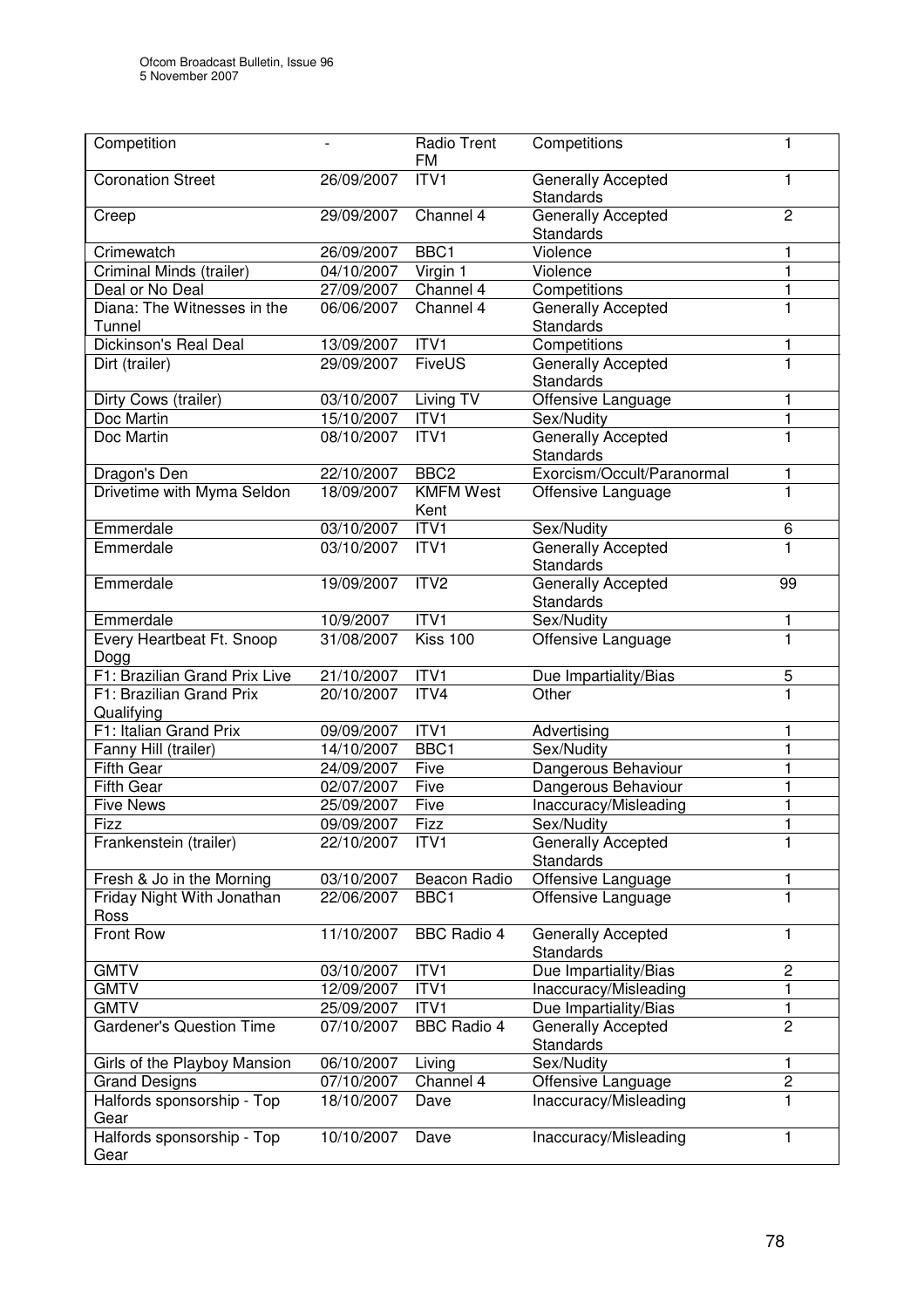| Competition | - | Radio Trent FM | Competitions | 1 |
|---|---|---|---|---|
| Coronation Street | 26/09/2007 | ITV1 | Generally Accepted Standards | 1 |
| Creep | 29/09/2007 | Channel 4 | Generally Accepted Standards | 2 |
| Crimewatch | 26/09/2007 | BBC1 | Violence | 1 |
| Criminal Minds (trailer) | 04/10/2007 | Virgin 1 | Violence | 1 |
| Deal or No Deal | 27/09/2007 | Channel 4 | Competitions | 1 |
| Diana: The Witnesses in the Tunnel | 06/06/2007 | Channel 4 | Generally Accepted Standards | 1 |
| Dickinson's Real Deal | 13/09/2007 | ITV1 | Competitions | 1 |
| Dirt (trailer) | 29/09/2007 | FiveUS | Generally Accepted Standards | 1 |
| Dirty Cows (trailer) | 03/10/2007 | Living TV | Offensive Language | 1 |
| Doc Martin | 15/10/2007 | ITV1 | Sex/Nudity | 1 |
| Doc Martin | 08/10/2007 | ITV1 | Generally Accepted Standards | 1 |
| Dragon's Den | 22/10/2007 | BBC2 | Exorcism/Occult/Paranormal | 1 |
| Drivetime with Myma Seldon | 18/09/2007 | KMFM West Kent | Offensive Language | 1 |
| Emmerdale | 03/10/2007 | ITV1 | Sex/Nudity | 6 |
| Emmerdale | 03/10/2007 | ITV1 | Generally Accepted Standards | 1 |
| Emmerdale | 19/09/2007 | ITV2 | Generally Accepted Standards | 99 |
| Emmerdale | 10/9/2007 | ITV1 | Sex/Nudity | 1 |
| Every Heartbeat Ft. Snoop Dogg | 31/08/2007 | Kiss 100 | Offensive Language | 1 |
| F1: Brazilian Grand Prix Live | 21/10/2007 | ITV1 | Due Impartiality/Bias | 5 |
| F1: Brazilian Grand Prix Qualifying | 20/10/2007 | ITV4 | Other | 1 |
| F1: Italian Grand Prix | 09/09/2007 | ITV1 | Advertising | 1 |
| Fanny Hill (trailer) | 14/10/2007 | BBC1 | Sex/Nudity | 1 |
| Fifth Gear | 24/09/2007 | Five | Dangerous Behaviour | 1 |
| Fifth Gear | 02/07/2007 | Five | Dangerous Behaviour | 1 |
| Five News | 25/09/2007 | Five | Inaccuracy/Misleading | 1 |
| Fizz | 09/09/2007 | Fizz | Sex/Nudity | 1 |
| Frankenstein (trailer) | 22/10/2007 | ITV1 | Generally Accepted Standards | 1 |
| Fresh & Jo in the Morning | 03/10/2007 | Beacon Radio | Offensive Language | 1 |
| Friday Night With Jonathan Ross | 22/06/2007 | BBC1 | Offensive Language | 1 |
| Front Row | 11/10/2007 | BBC Radio 4 | Generally Accepted Standards | 1 |
| GMTV | 03/10/2007 | ITV1 | Due Impartiality/Bias | 2 |
| GMTV | 12/09/2007 | ITV1 | Inaccuracy/Misleading | 1 |
| GMTV | 25/09/2007 | ITV1 | Due Impartiality/Bias | 1 |
| Gardener's Question Time | 07/10/2007 | BBC Radio 4 | Generally Accepted Standards | 2 |
| Girls of the Playboy Mansion | 06/10/2007 | Living | Sex/Nudity | 1 |
| Grand Designs | 07/10/2007 | Channel 4 | Offensive Language | 2 |
| Halfords sponsorship - Top Gear | 18/10/2007 | Dave | Inaccuracy/Misleading | 1 |
| Halfords sponsorship - Top Gear | 10/10/2007 | Dave | Inaccuracy/Misleading | 1 |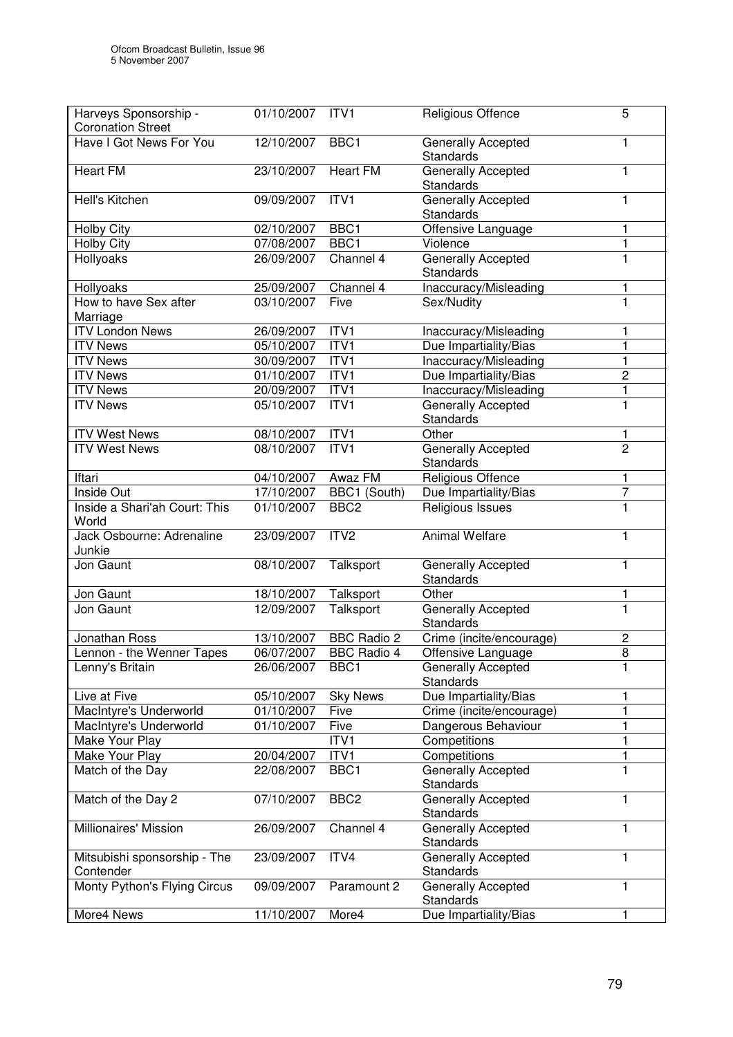| Harveys Sponsorship - Coronation Street | 01/10/2007 | ITV1 | Religious Offence | 5 |
|---|---|---|---|---|
| Have I Got News For You | 12/10/2007 | BBC1 | Generally Accepted Standards | 1 |
| Heart FM | 23/10/2007 | Heart FM | Generally Accepted Standards | 1 |
| Hell's Kitchen | 09/09/2007 | ITV1 | Generally Accepted Standards | 1 |
| Holby City | 02/10/2007 | BBC1 | Offensive Language | 1 |
| Holby City | 07/08/2007 | BBC1 | Violence | 1 |
| Hollyoaks | 26/09/2007 | Channel 4 | Generally Accepted Standards | 1 |
| Hollyoaks | 25/09/2007 | Channel 4 | Inaccuracy/Misleading | 1 |
| How to have Sex after Marriage | 03/10/2007 | Five | Sex/Nudity | 1 |
| ITV London News | 26/09/2007 | ITV1 | Inaccuracy/Misleading | 1 |
| ITV News | 05/10/2007 | ITV1 | Due Impartiality/Bias | 1 |
| ITV News | 30/09/2007 | ITV1 | Inaccuracy/Misleading | 1 |
| ITV News | 01/10/2007 | ITV1 | Due Impartiality/Bias | 2 |
| ITV News | 20/09/2007 | ITV1 | Inaccuracy/Misleading | 1 |
| ITV News | 05/10/2007 | ITV1 | Generally Accepted Standards | 1 |
| ITV West News | 08/10/2007 | ITV1 | Other | 1 |
| ITV West News | 08/10/2007 | ITV1 | Generally Accepted Standards | 2 |
| Iftari | 04/10/2007 | Awaz FM | Religious Offence | 1 |
| Inside Out | 17/10/2007 | BBC1 (South) | Due Impartiality/Bias | 7 |
| Inside a Shari'ah Court: This World | 01/10/2007 | BBC2 | Religious Issues | 1 |
| Jack Osbourne: Adrenaline Junkie | 23/09/2007 | ITV2 | Animal Welfare | 1 |
| Jon Gaunt | 08/10/2007 | Talksport | Generally Accepted Standards | 1 |
| Jon Gaunt | 18/10/2007 | Talksport | Other | 1 |
| Jon Gaunt | 12/09/2007 | Talksport | Generally Accepted Standards | 1 |
| Jonathan Ross | 13/10/2007 | BBC Radio 2 | Crime (incite/encourage) | 2 |
| Lennon - the Wenner Tapes | 06/07/2007 | BBC Radio 4 | Offensive Language | 8 |
| Lenny's Britain | 26/06/2007 | BBC1 | Generally Accepted Standards | 1 |
| Live at Five | 05/10/2007 | Sky News | Due Impartiality/Bias | 1 |
| MacIntyre's Underworld | 01/10/2007 | Five | Crime (incite/encourage) | 1 |
| MacIntyre's Underworld | 01/10/2007 | Five | Dangerous Behaviour | 1 |
| Make Your Play | | ITV1 | Competitions | 1 |
| Make Your Play | 20/04/2007 | ITV1 | Competitions | 1 |
| Match of the Day | 22/08/2007 | BBC1 | Generally Accepted Standards | 1 |
| Match of the Day 2 | 07/10/2007 | BBC2 | Generally Accepted Standards | 1 |
| Millionaires' Mission | 26/09/2007 | Channel 4 | Generally Accepted Standards | 1 |
| Mitsubishi sponsorship - The Contender | 23/09/2007 | ITV4 | Generally Accepted Standards | 1 |
| Monty Python's Flying Circus | 09/09/2007 | Paramount 2 | Generally Accepted Standards | 1 |
| More4 News | 11/10/2007 | More4 | Due Impartiality/Bias | 1 |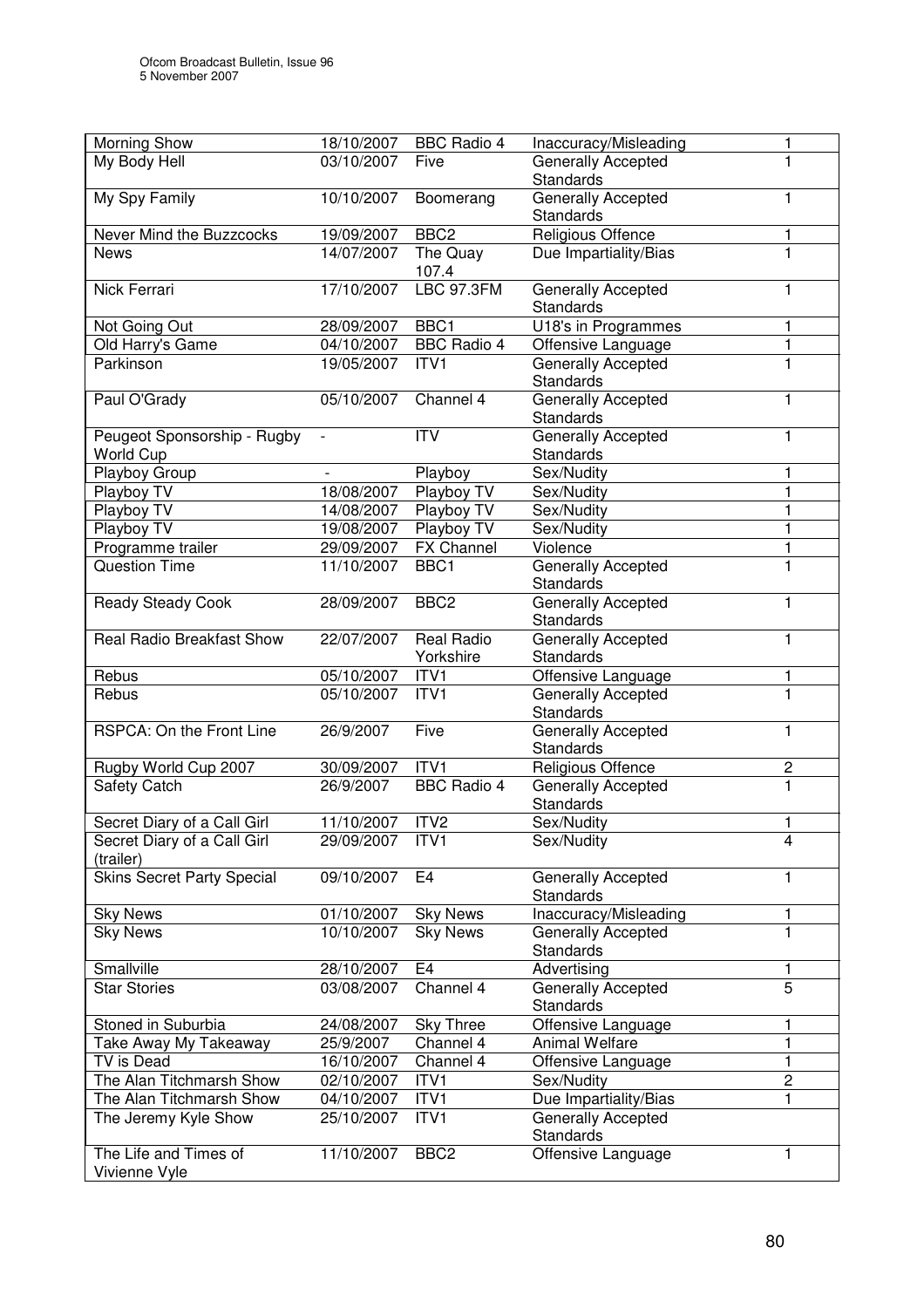| Morning Show | 18/10/2007 | BBC Radio 4 | Inaccuracy/Misleading | 1 |
|---|---|---|---|---|
| My Body Hell | 03/10/2007 | Five | Generally Accepted Standards | 1 |
| My Spy Family | 10/10/2007 | Boomerang | Generally Accepted Standards | 1 |
| Never Mind the Buzzcocks | 19/09/2007 | BBC2 | Religious Offence | 1 |
| News | 14/07/2007 | The Quay 107.4 | Due Impartiality/Bias | 1 |
| Nick Ferrari | 17/10/2007 | LBC 97.3FM | Generally Accepted Standards | 1 |
| Not Going Out | 28/09/2007 | BBC1 | U18's in Programmes | 1 |
| Old Harry's Game | 04/10/2007 | BBC Radio 4 | Offensive Language | 1 |
| Parkinson | 19/05/2007 | ITV1 | Generally Accepted Standards | 1 |
| Paul O'Grady | 05/10/2007 | Channel 4 | Generally Accepted Standards | 1 |
| Peugeot Sponsorship - Rugby World Cup | - | ITV | Generally Accepted Standards | 1 |
| Playboy Group | - | Playboy | Sex/Nudity | 1 |
| Playboy TV | 18/08/2007 | Playboy TV | Sex/Nudity | 1 |
| Playboy TV | 14/08/2007 | Playboy TV | Sex/Nudity | 1 |
| Playboy TV | 19/08/2007 | Playboy TV | Sex/Nudity | 1 |
| Programme trailer | 29/09/2007 | FX Channel | Violence | 1 |
| Question Time | 11/10/2007 | BBC1 | Generally Accepted Standards | 1 |
| Ready Steady Cook | 28/09/2007 | BBC2 | Generally Accepted Standards | 1 |
| Real Radio Breakfast Show | 22/07/2007 | Real Radio Yorkshire | Generally Accepted Standards | 1 |
| Rebus | 05/10/2007 | ITV1 | Offensive Language | 1 |
| Rebus | 05/10/2007 | ITV1 | Generally Accepted Standards | 1 |
| RSPCA: On the Front Line | 26/9/2007 | Five | Generally Accepted Standards | 1 |
| Rugby World Cup 2007 | 30/09/2007 | ITV1 | Religious Offence | 2 |
| Safety Catch | 26/9/2007 | BBC Radio 4 | Generally Accepted Standards | 1 |
| Secret Diary of a Call Girl | 11/10/2007 | ITV2 | Sex/Nudity | 1 |
| Secret Diary of a Call Girl (trailer) | 29/09/2007 | ITV1 | Sex/Nudity | 4 |
| Skins Secret Party Special | 09/10/2007 | E4 | Generally Accepted Standards | 1 |
| Sky News | 01/10/2007 | Sky News | Inaccuracy/Misleading | 1 |
| Sky News | 10/10/2007 | Sky News | Generally Accepted Standards | 1 |
| Smallville | 28/10/2007 | E4 | Advertising | 1 |
| Star Stories | 03/08/2007 | Channel 4 | Generally Accepted Standards | 5 |
| Stoned in Suburbia | 24/08/2007 | Sky Three | Offensive Language | 1 |
| Take Away My Takeaway | 25/9/2007 | Channel 4 | Animal Welfare | 1 |
| TV is Dead | 16/10/2007 | Channel 4 | Offensive Language | 1 |
| The Alan Titchmarsh Show | 02/10/2007 | ITV1 | Sex/Nudity | 2 |
| The Alan Titchmarsh Show | 04/10/2007 | ITV1 | Due Impartiality/Bias | 1 |
| The Jeremy Kyle Show | 25/10/2007 | ITV1 | Generally Accepted Standards | |
| The Life and Times of Vivienne Vyle | 11/10/2007 | BBC2 | Offensive Language | 1 |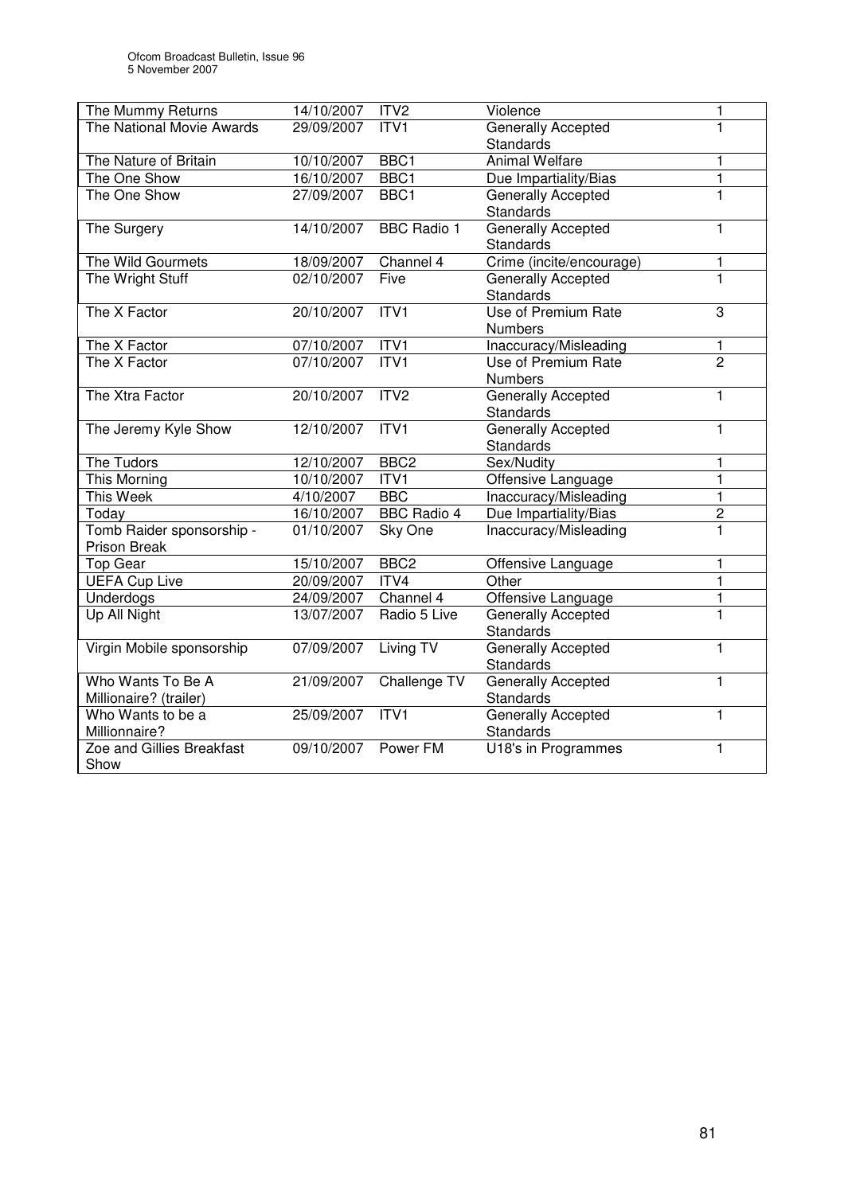| | | | | |
|---|---|---|---|---|
| The Mummy Returns | 14/10/2007 | ITV2 | Violence | 1 |
| The National Movie Awards | 29/09/2007 | ITV1 | Generally Accepted Standards | 1 |
| The Nature of Britain | 10/10/2007 | BBC1 | Animal Welfare | 1 |
| The One Show | 16/10/2007 | BBC1 | Due Impartiality/Bias | 1 |
| The One Show | 27/09/2007 | BBC1 | Generally Accepted Standards | 1 |
| The Surgery | 14/10/2007 | BBC Radio 1 | Generally Accepted Standards | 1 |
| The Wild Gourmets | 18/09/2007 | Channel 4 | Crime (incite/encourage) | 1 |
| The Wright Stuff | 02/10/2007 | Five | Generally Accepted Standards | 1 |
| The X Factor | 20/10/2007 | ITV1 | Use of Premium Rate Numbers | 3 |
| The X Factor | 07/10/2007 | ITV1 | Inaccuracy/Misleading | 1 |
| The X Factor | 07/10/2007 | ITV1 | Use of Premium Rate Numbers | 2 |
| The Xtra Factor | 20/10/2007 | ITV2 | Generally Accepted Standards | 1 |
| The Jeremy Kyle Show | 12/10/2007 | ITV1 | Generally Accepted Standards | 1 |
| The Tudors | 12/10/2007 | BBC2 | Sex/Nudity | 1 |
| This Morning | 10/10/2007 | ITV1 | Offensive Language | 1 |
| This Week | 4/10/2007 | BBC | Inaccuracy/Misleading | 1 |
| Today | 16/10/2007 | BBC Radio 4 | Due Impartiality/Bias | 2 |
| Tomb Raider sponsorship - Prison Break | 01/10/2007 | Sky One | Inaccuracy/Misleading | 1 |
| Top Gear | 15/10/2007 | BBC2 | Offensive Language | 1 |
| UEFA Cup Live | 20/09/2007 | ITV4 | Other | 1 |
| Underdogs | 24/09/2007 | Channel 4 | Offensive Language | 1 |
| Up All Night | 13/07/2007 | Radio 5 Live | Generally Accepted Standards | 1 |
| Virgin Mobile sponsorship | 07/09/2007 | Living TV | Generally Accepted Standards | 1 |
| Who Wants To Be A Millionaire? (trailer) | 21/09/2007 | Challenge TV | Generally Accepted Standards | 1 |
| Who Wants to be a Millionnaire? | 25/09/2007 | ITV1 | Generally Accepted Standards | 1 |
| Zoe and Gillies Breakfast Show | 09/10/2007 | Power FM | U18's in Programmes | 1 |